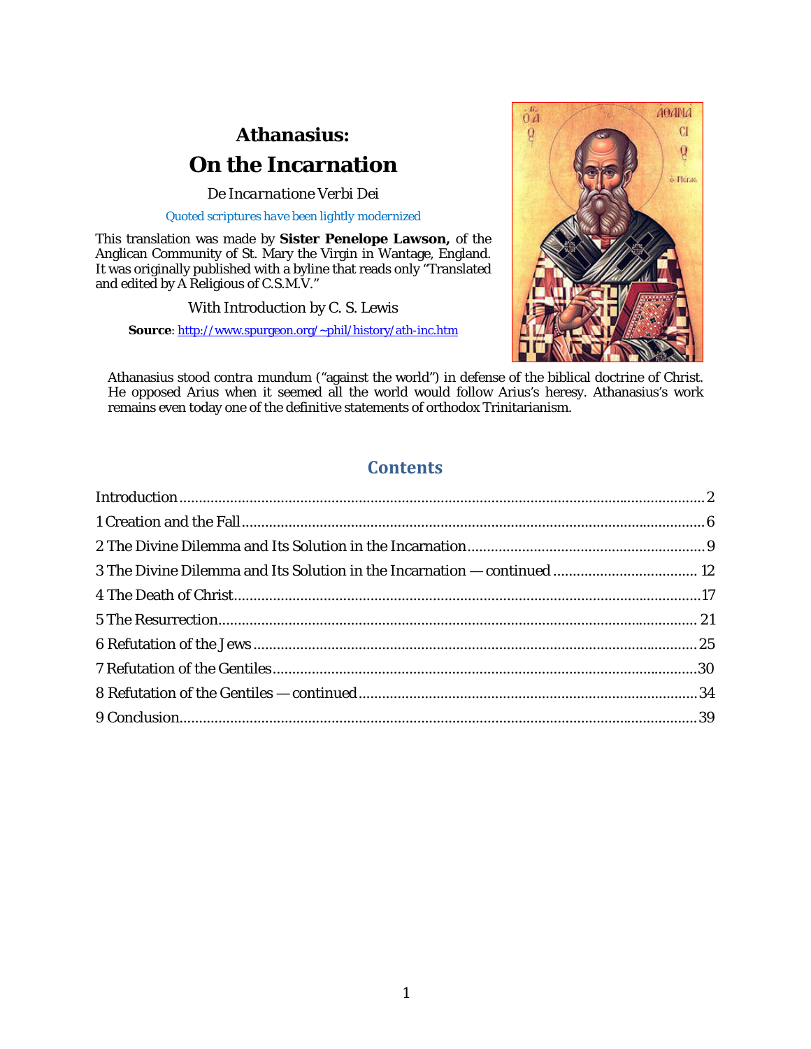# Athanasius:

# On the Incarnation

*De Incarnatione Verbi Dei*

Quoted scriptures have been lightly modernized

This translation was made by **Sister Penelope Lawson,** of the Anglican Community of St. Mary the Virgin in Wantage, England. It was originally published with a byline that reads only "Translated and edited by A Religious of C.S.M.V."

With Introduction by C. S. Lewis

**Source**: http://www.spurgeon.org/~phil/history/ath-inc.htm

Athanasius stood contra mundum ("against the world") in defense of the biblical doctrine of Christ. He opposed Arius when it seemed all the world would follow Arius's heresy. Athanasius's work remains even today one of the definitive statements of orthodox Trinitarianism.

## Contents

Introduction .................................................. 2

1 Creation and the Fall .................................................. 6

2 The Divine Dilemma and Its Solution in the Incarnation .................................................. 9

3 The Divine Dilemma and Its Solution in the Incarnation — continued .................................................. 12

4 The Death of Christ .................................................. 17

5 The Resurrection .................................................. 21

6 Refutation of the Jews .................................................. 25

7 Refutation of the Gentiles .................................................. 30

8 Refutation of the Gentiles — continued .................................................. 34

9 Conclusion .................................................. 39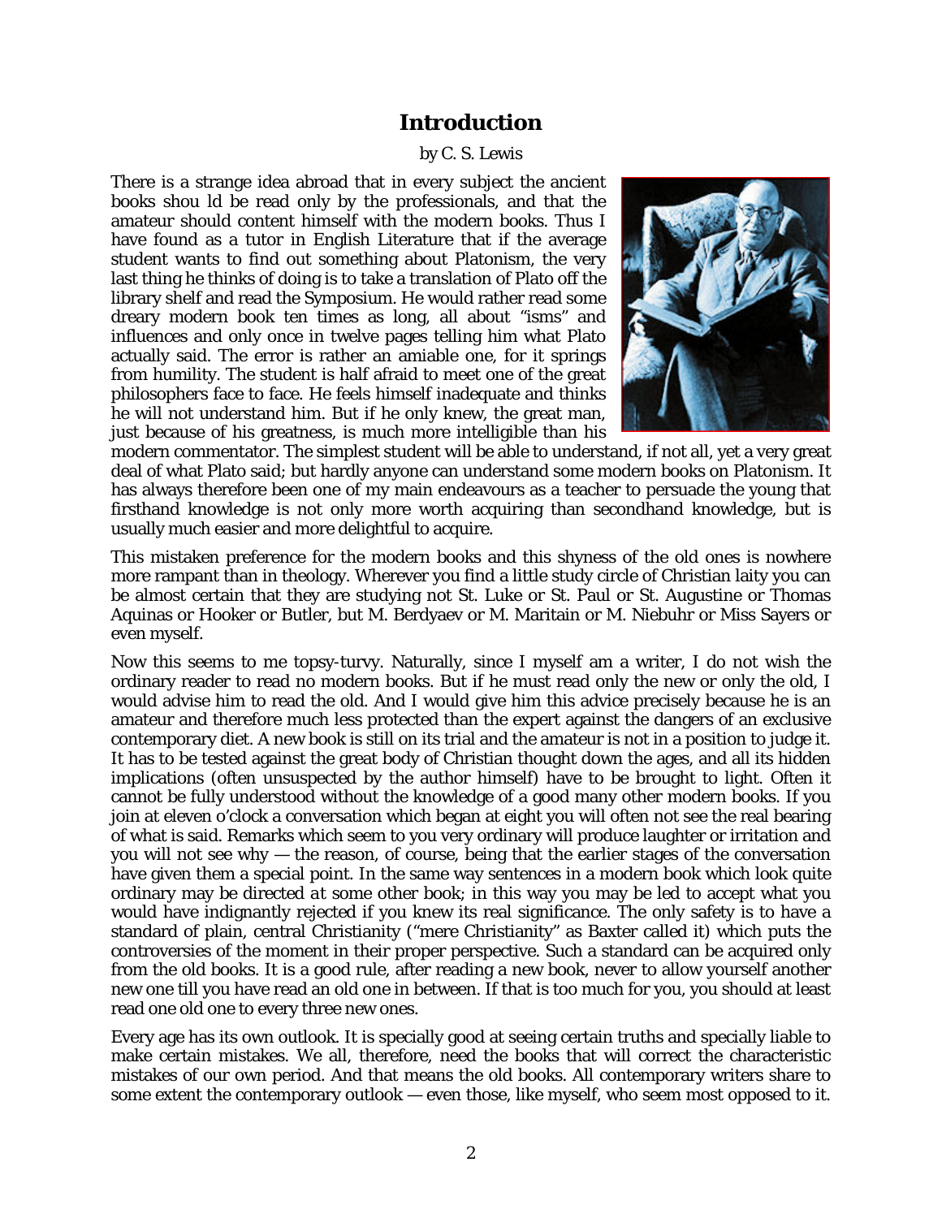# Introduction

by C. S. Lewis

There is a strange idea abroad that in every subject the ancient books shou ld be read only by the professionals, and that the amateur should content himself with the modern books. Thus I have found as a tutor in English Literature that if the average student wants to find out something about Platonism, the very last thing he thinks of doing is to take a translation of Plato off the library shelf and read the Symposium. He would rather read some dreary modern book ten times as long, all about "isms" and influences and only once in twelve pages telling him what Plato actually said. The error is rather an amiable one, for it springs from humility. The student is half afraid to meet one of the great philosophers face to face. He feels himself inadequate and thinks he will not understand him. But if he only knew, the great man, just because of his greatness, is much more intelligible than his modern commentator. The simplest student will be able to understand, if not all, yet a very great deal of what Plato said; but hardly anyone can understand some modern books on Platonism. It has always therefore been one of my main endeavours as a teacher to persuade the young that firsthand knowledge is not only more worth acquiring than secondhand knowledge, but is usually much easier and more delightful to acquire.

This mistaken preference for the modern books and this shyness of the old ones is nowhere more rampant than in theology. Wherever you find a little study circle of Christian laity you can be almost certain that they are studying not St. Luke or St. Paul or St. Augustine or Thomas Aquinas or Hooker or Butler, but M. Berdyaev or M. Maritain or M. Niebuhr or Miss Sayers or even myself.

Now this seems to me topsy-turvy. Naturally, since I myself am a writer, I do not wish the ordinary reader to read no modern books. But if he must read only the new or only the old, I would advise him to read the old. And I would give him this advice precisely because he is an amateur and therefore much less protected than the expert against the dangers of an exclusive contemporary diet. A new book is still on its trial and the amateur is not in a position to judge it. It has to be tested against the great body of Christian thought down the ages, and all its hidden implications (often unsuspected by the author himself) have to be brought to light. Often it cannot be fully understood without the knowledge of a good many other modern books. If you join at eleven o'clock a conversation which began at eight you will often not see the real bearing of what is said. Remarks which seem to you very ordinary will produce laughter or irritation and you will not see why — the reason, of course, being that the earlier stages of the conversation have given them a special point. In the same way sentences in a modern book which look quite ordinary may be directed at some other book; in this way you may be led to accept what you would have indignantly rejected if you knew its real significance. The only safety is to have a standard of plain, central Christianity ("mere Christianity" as Baxter called it) which puts the controversies of the moment in their proper perspective. Such a standard can be acquired only from the old books. It is a good rule, after reading a new book, never to allow yourself another new one till you have read an old one in between. If that is too much for you, you should at least read one old one to every three new ones.

Every age has its own outlook. It is specially good at seeing certain truths and specially liable to make certain mistakes. We all, therefore, need the books that will correct the characteristic mistakes of our own period. And that means the old books. All contemporary writers share to some extent the contemporary outlook — even those, like myself, who seem most opposed to it.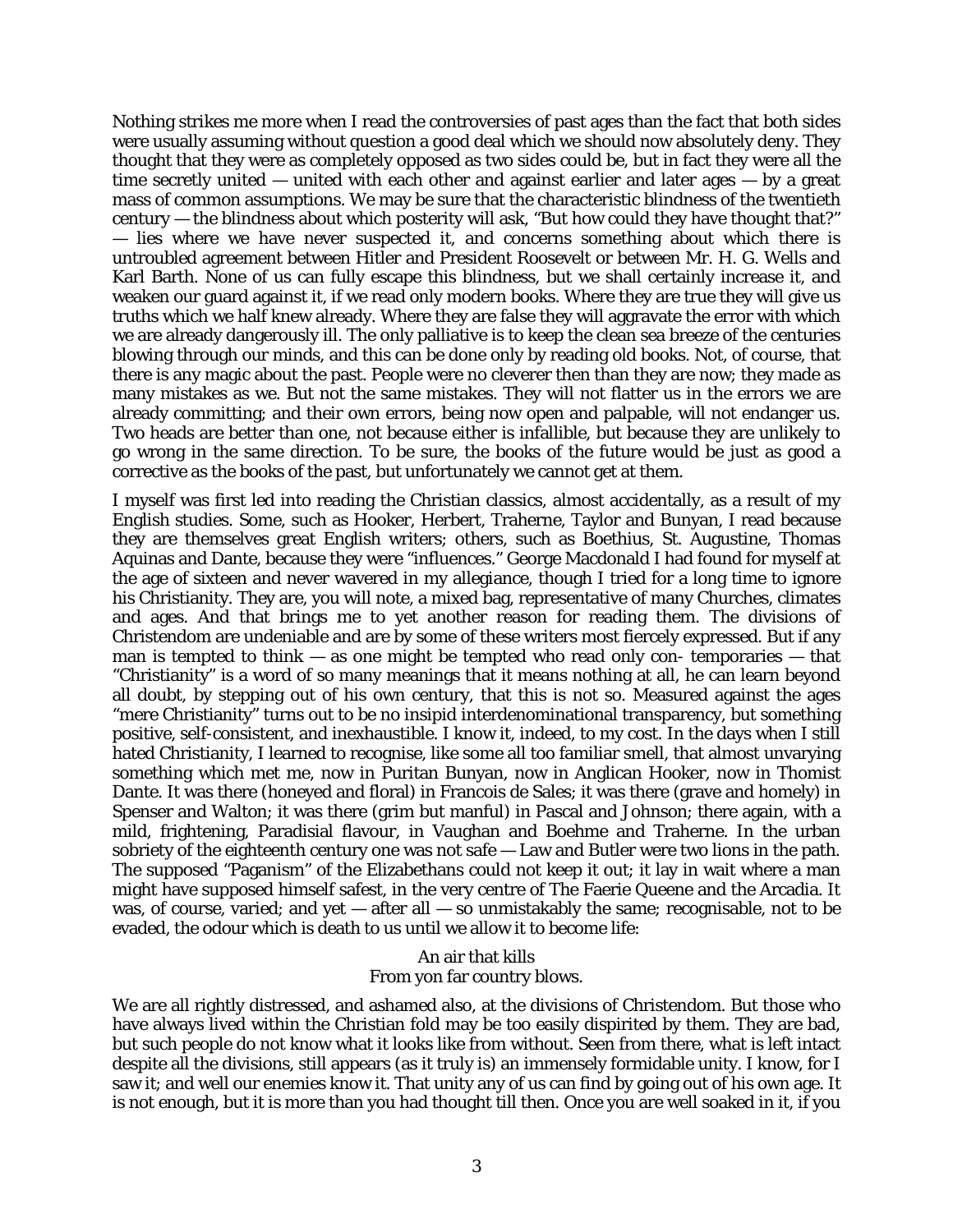Nothing strikes me more when I read the controversies of past ages than the fact that both sides were usually assuming without question a good deal which we should now absolutely deny. They thought that they were as completely opposed as two sides could be, but in fact they were all the time secretly united — united with each other and against earlier and later ages — by a great mass of common assumptions. We may be sure that the characteristic blindness of the twentieth century — the blindness about which posterity will ask, "But how could they have thought that?" — lies where we have never suspected it, and concerns something about which there is untroubled agreement between Hitler and President Roosevelt or between Mr. H. G. Wells and Karl Barth. None of us can fully escape this blindness, but we shall certainly increase it, and weaken our guard against it, if we read only modern books. Where they are true they will give us truths which we half knew already. Where they are false they will aggravate the error with which we are already dangerously ill. The only palliative is to keep the clean sea breeze of the centuries blowing through our minds, and this can be done only by reading old books. Not, of course, that there is any magic about the past. People were no cleverer then than they are now; they made as many mistakes as we. But not the same mistakes. They will not flatter us in the errors we are already committing; and their own errors, being now open and palpable, will not endanger us. Two heads are better than one, not because either is infallible, but because they are unlikely to go wrong in the same direction. To be sure, the books of the future would be just as good a corrective as the books of the past, but unfortunately we cannot get at them.

I myself was first led into reading the Christian classics, almost accidentally, as a result of my English studies. Some, such as Hooker, Herbert, Traherne, Taylor and Bunyan, I read because they are themselves great English writers; others, such as Boethius, St. Augustine, Thomas Aquinas and Dante, because they were "influences." George Macdonald I had found for myself at the age of sixteen and never wavered in my allegiance, though I tried for a long time to ignore his Christianity. They are, you will note, a mixed bag, representative of many Churches, climates and ages. And that brings me to yet another reason for reading them. The divisions of Christendom are undeniable and are by some of these writers most fiercely expressed. But if any man is tempted to think — as one might be tempted who read only con- temporaries — that "Christianity" is a word of so many meanings that it means nothing at all, he can learn beyond all doubt, by stepping out of his own century, that this is not so. Measured against the ages "mere Christianity" turns out to be no insipid interdenominational transparency, but something positive, self-consistent, and inexhaustible. I know it, indeed, to my cost. In the days when I still hated Christianity, I learned to recognise, like some all too familiar smell, that almost unvarying something which met me, now in Puritan Bunyan, now in Anglican Hooker, now in Thomist Dante. It was there (honeyed and floral) in Francois de Sales; it was there (grave and homely) in Spenser and Walton; it was there (grim but manful) in Pascal and Johnson; there again, with a mild, frightening, Paradisial flavour, in Vaughan and Boehme and Traherne. In the urban sobriety of the eighteenth century one was not safe — Law and Butler were two lions in the path. The supposed "Paganism" of the Elizabethans could not keep it out; it lay in wait where a man might have supposed himself safest, in the very centre of The Faerie Queene and the Arcadia. It was, of course, varied; and yet — after all — so unmistakably the same; recognisable, not to be evaded, the odour which is death to us until we allow it to become life:

An air that kills  
From yon far country blows.

We are all rightly distressed, and ashamed also, at the divisions of Christendom. But those who have always lived within the Christian fold may be too easily dispirited by them. They are bad, but such people do not know what it looks like from without. Seen from there, what is left intact despite all the divisions, still appears (as it truly is) an immensely formidable unity. I know, for I saw it; and well our enemies know it. That unity any of us can find by going out of his own age. It is not enough, but it is more than you had thought till then. Once you are well soaked in it, if you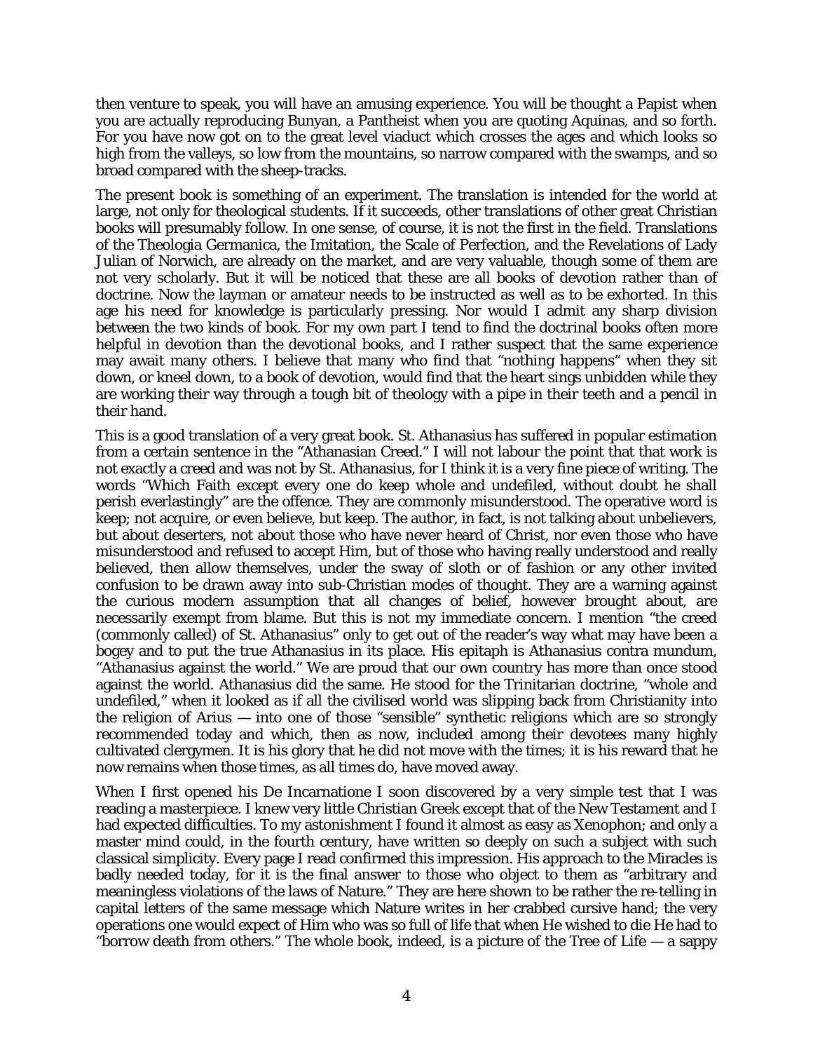then venture to speak, you will have an amusing experience. You will be thought a Papist when you are actually reproducing Bunyan, a Pantheist when you are quoting Aquinas, and so forth. For you have now got on to the great level viaduct which crosses the ages and which looks so high from the valleys, so low from the mountains, so narrow compared with the swamps, and so broad compared with the sheep-tracks.

The present book is something of an experiment. The translation is intended for the world at large, not only for theological students. If it succeeds, other translations of other great Christian books will presumably follow. In one sense, of course, it is not the first in the field. Translations of the Theologia Germanica, the Imitation, the Scale of Perfection, and the Revelations of Lady Julian of Norwich, are already on the market, and are very valuable, though some of them are not very scholarly. But it will be noticed that these are all books of devotion rather than of doctrine. Now the layman or amateur needs to be instructed as well as to be exhorted. In this age his need for knowledge is particularly pressing. Nor would I admit any sharp division between the two kinds of book. For my own part I tend to find the doctrinal books often more helpful in devotion than the devotional books, and I rather suspect that the same experience may await many others. I believe that many who find that "nothing happens" when they sit down, or kneel down, to a book of devotion, would find that the heart sings unbidden while they are working their way through a tough bit of theology with a pipe in their teeth and a pencil in their hand.

This is a good translation of a very great book. St. Athanasius has suffered in popular estimation from a certain sentence in the "Athanasian Creed." I will not labour the point that that work is not exactly a creed and was not by St. Athanasius, for I think it is a very fine piece of writing. The words "Which Faith except every one do keep whole and undefiled, without doubt he shall perish everlastingly" are the offence. They are commonly misunderstood. The operative word is keep; not acquire, or even believe, but keep. The author, in fact, is not talking about unbelievers, but about deserters, not about those who have never heard of Christ, nor even those who have misunderstood and refused to accept Him, but of those who having really understood and really believed, then allow themselves, under the sway of sloth or of fashion or any other invited confusion to be drawn away into sub-Christian modes of thought. They are a warning against the curious modern assumption that all changes of belief, however brought about, are necessarily exempt from blame. But this is not my immediate concern. I mention "the creed (commonly called) of St. Athanasius" only to get out of the reader's way what may have been a bogey and to put the true Athanasius in its place. His epitaph is Athanasius contra mundum, "Athanasius against the world." We are proud that our own country has more than once stood against the world. Athanasius did the same. He stood for the Trinitarian doctrine, "whole and undefiled," when it looked as if all the civilised world was slipping back from Christianity into the religion of Arius — into one of those "sensible" synthetic religions which are so strongly recommended today and which, then as now, included among their devotees many highly cultivated clergymen. It is his glory that he did not move with the times; it is his reward that he now remains when those times, as all times do, have moved away.

When I first opened his De Incarnatione I soon discovered by a very simple test that I was reading a masterpiece. I knew very little Christian Greek except that of the New Testament and I had expected difficulties. To my astonishment I found it almost as easy as Xenophon; and only a master mind could, in the fourth century, have written so deeply on such a subject with such classical simplicity. Every page I read confirmed this impression. His approach to the Miracles is badly needed today, for it is the final answer to those who object to them as "arbitrary and meaningless violations of the laws of Nature." They are here shown to be rather the re-telling in capital letters of the same message which Nature writes in her crabbed cursive hand; the very operations one would expect of Him who was so full of life that when He wished to die He had to "borrow death from others." The whole book, indeed, is a picture of the Tree of Life — a sappy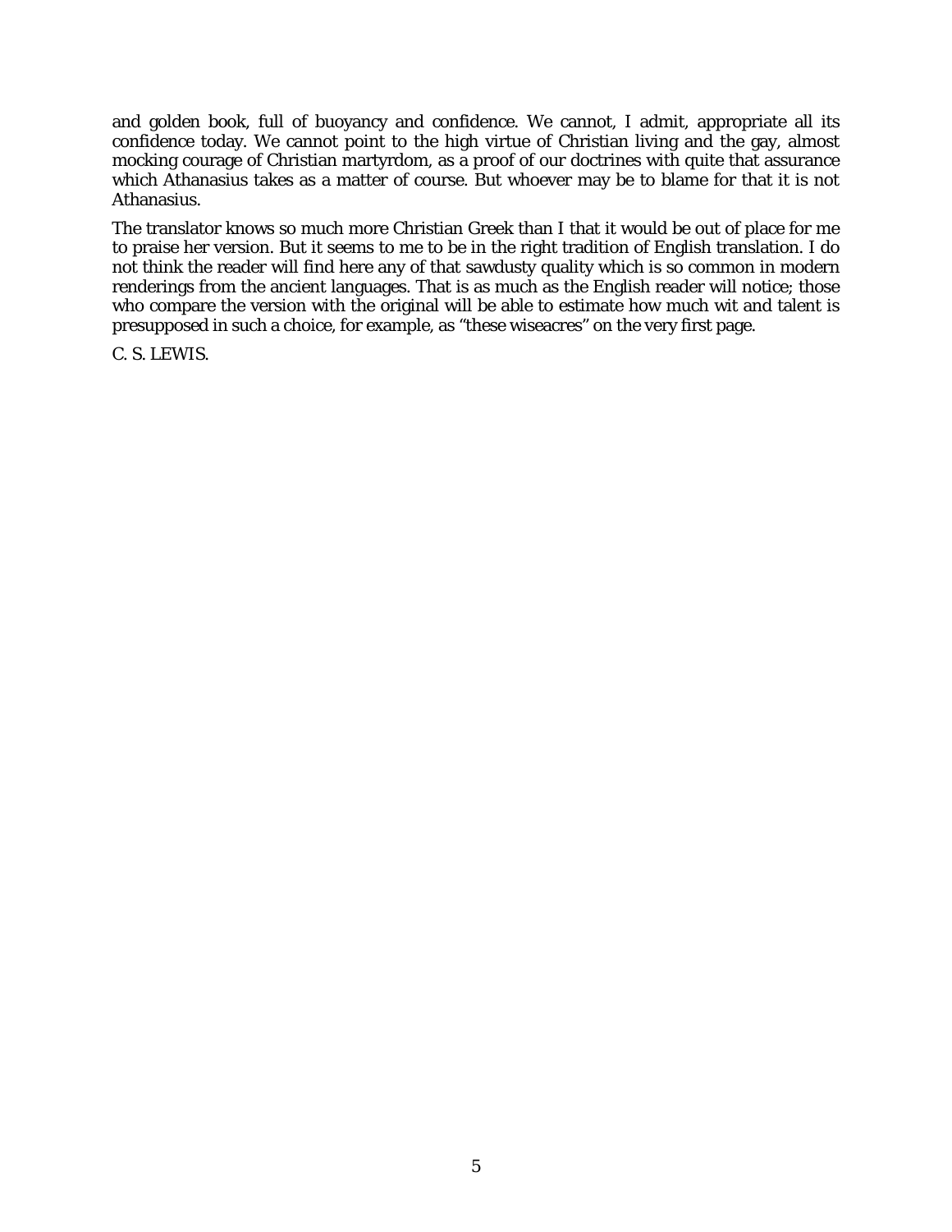and golden book, full of buoyancy and confidence. We cannot, I admit, appropriate all its confidence today. We cannot point to the high virtue of Christian living and the gay, almost mocking courage of Christian martyrdom, as a proof of our doctrines with quite that assurance which Athanasius takes as a matter of course. But whoever may be to blame for that it is not Athanasius.

The translator knows so much more Christian Greek than I that it would be out of place for me to praise her version. But it seems to me to be in the right tradition of English translation. I do not think the reader will find here any of that sawdusty quality which is so common in modern renderings from the ancient languages. That is as much as the English reader will notice; those who compare the version with the original will be able to estimate how much wit and talent is presupposed in such a choice, for example, as "these wiseacres" on the very first page.

C. S. LEWIS.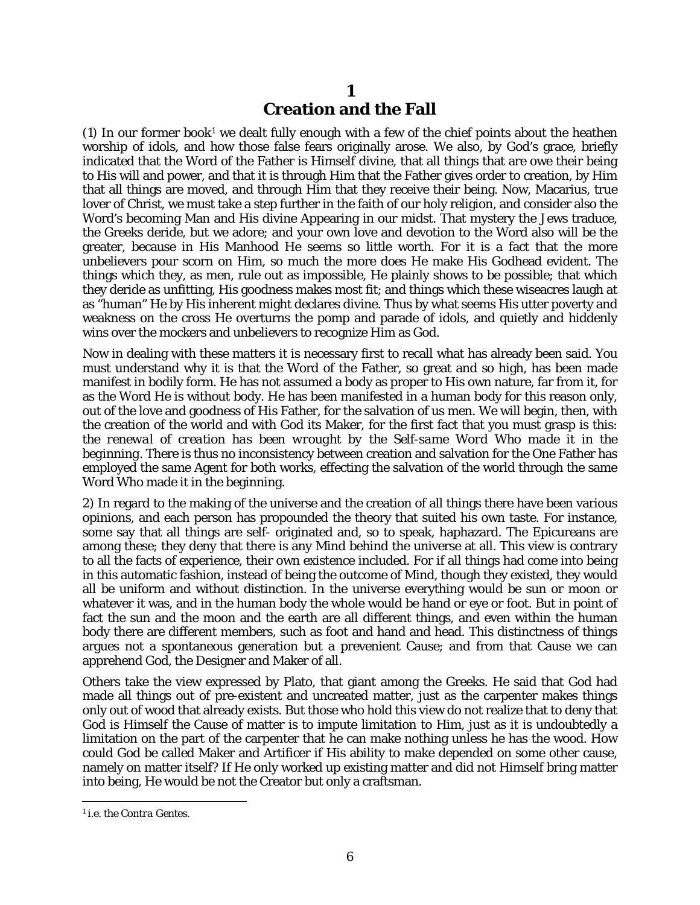# 1
# Creation and the Fall

(1) In our former book[1] we dealt fully enough with a few of the chief points about the heathen worship of idols, and how those false fears originally arose. We also, by God's grace, briefly indicated that the Word of the Father is Himself divine, that all things that are owe their being to His will and power, and that it is through Him that the Father gives order to creation, by Him that all things are moved, and through Him that they receive their being. Now, Macarius, true lover of Christ, we must take a step further in the faith of our holy religion, and consider also the Word's becoming Man and His divine Appearing in our midst. That mystery the Jews traduce, the Greeks deride, but we adore; and your own love and devotion to the Word also will be the greater, because in His Manhood He seems so little worth. For it is a fact that the more unbelievers pour scorn on Him, so much the more does He make His Godhead evident. The things which they, as men, rule out as impossible, He plainly shows to be possible; that which they deride as unfitting, His goodness makes most fit; and things which these wiseacres laugh at as "human" He by His inherent might declares divine. Thus by what seems His utter poverty and weakness on the cross He overturns the pomp and parade of idols, and quietly and hiddenly wins over the mockers and unbelievers to recognize Him as God.

Now in dealing with these matters it is necessary first to recall what has already been said. You must understand why it is that the Word of the Father, so great and so high, has been made manifest in bodily form. He has not assumed a body as proper to His own nature, far from it, for as the Word He is without body. He has been manifested in a human body for this reason only, out of the love and goodness of His Father, for the salvation of us men. We will begin, then, with the creation of the world and with God its Maker, for the first fact that you must grasp is this: *the renewal of creation has been wrought by the Self-same Word Who made it in the beginning*. There is thus no inconsistency between creation and salvation for the One Father has employed the same Agent for both works, effecting the salvation of the world through the same Word Who made it in the beginning.

2) In regard to the making of the universe and the creation of all things there have been various opinions, and each person has propounded the theory that suited his own taste. For instance, some say that all things are self- originated and, so to speak, haphazard. The Epicureans are among these; they deny that there is any Mind behind the universe at all. This view is contrary to all the facts of experience, their own existence included. For if all things had come into being in this automatic fashion, instead of being the outcome of Mind, though they existed, they would all be uniform and without distinction. In the universe everything would be sun or moon or whatever it was, and in the human body the whole would be hand or eye or foot. But in point of fact the sun and the moon and the earth are all different things, and even within the human body there are different members, such as foot and hand and head. This distinctness of things argues not a spontaneous generation but a prevenient Cause; and from that Cause we can apprehend God, the Designer and Maker of all.

Others take the view expressed by Plato, that giant among the Greeks. He said that God had made all things out of pre-existent and uncreated matter, just as the carpenter makes things only out of wood that already exists. But those who hold this view do not realize that to deny that God is Himself the Cause of matter is to impute limitation to Him, just as it is undoubtedly a limitation on the part of the carpenter that he can make nothing unless he has the wood. How could God be called Maker and Artificer if His ability to make depended on some other cause, namely on matter itself? If He only worked up existing matter and did not Himself bring matter into being, He would be not the Creator but only a craftsman.

[1] i.e. the *Contra Gentes*.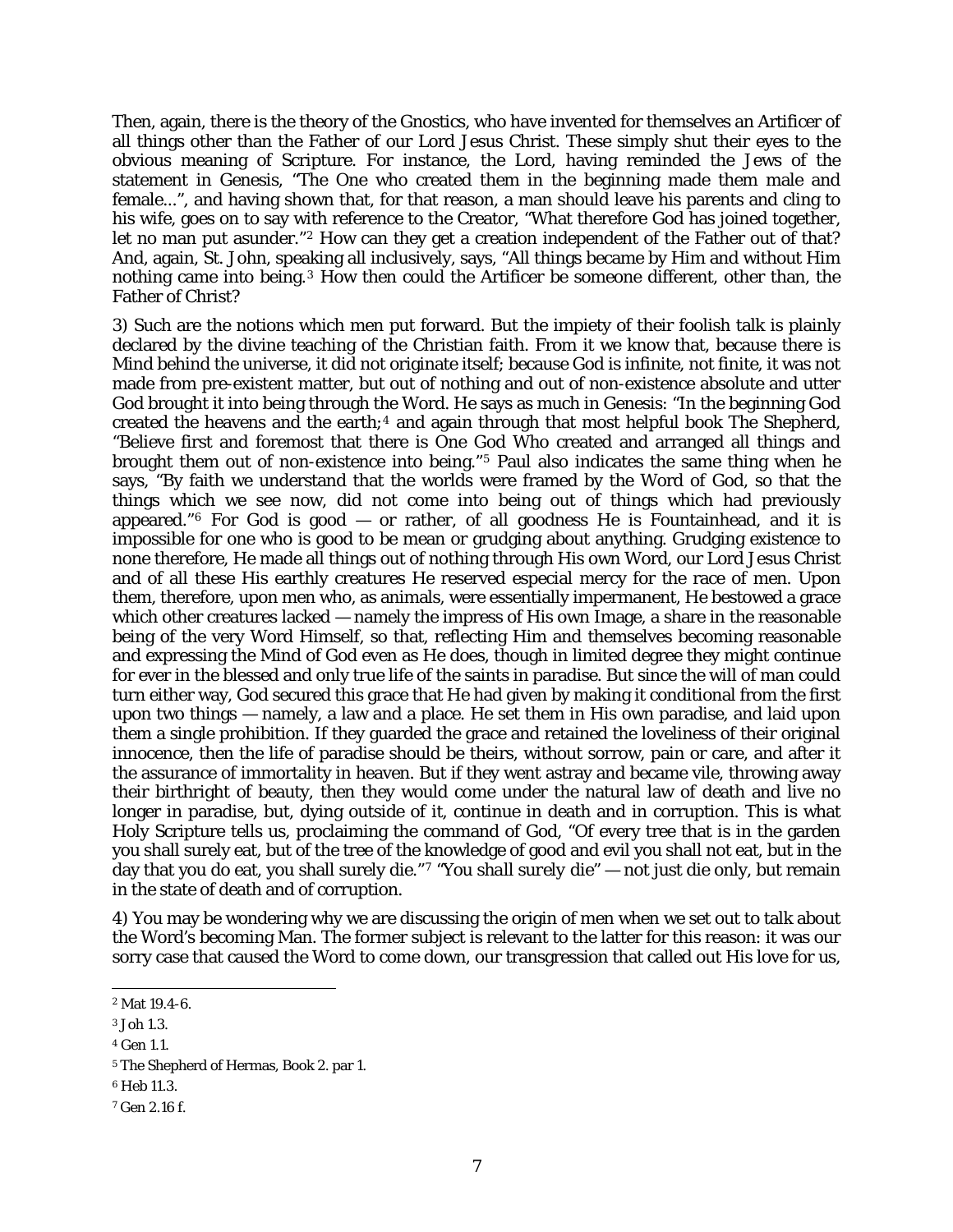Then, again, there is the theory of the Gnostics, who have invented for themselves an Artificer of all things other than the Father of our Lord Jesus Christ. These simply shut their eyes to the obvious meaning of Scripture. For instance, the Lord, having reminded the Jews of the statement in Genesis, "The One who created them in the beginning made them male and female...", and having shown that, for that reason, a man should leave his parents and cling to his wife, goes on to say with reference to the Creator, "What therefore God has joined together, let no man put asunder."[2] How can they get a creation independent of the Father out of that? And, again, St. John, speaking all inclusively, says, "All things became by Him and without Him nothing came into being.[3] How then could the Artificer be someone different, other than, the Father of Christ?

3) Such are the notions which men put forward. But the impiety of their foolish talk is plainly declared by the divine teaching of the Christian faith. From it we know that, because there is Mind behind the universe, it did not originate itself; because God is infinite, not finite, it was not made from pre-existent matter, but out of nothing and out of non-existence absolute and utter God brought it into being through the Word. He says as much in Genesis: "In the beginning God created the heavens and the earth;[4] and again through that most helpful book The Shepherd, "Believe first and foremost that there is One God Who created and arranged all things and brought them out of non-existence into being."[5] Paul also indicates the same thing when he says, "By faith we understand that the worlds were framed by the Word of God, so that the things which we see now, did not come into being out of things which had previously appeared."[6] For God is good — or rather, of all goodness He is Fountainhead, and it is impossible for one who is good to be mean or grudging about anything. Grudging existence to none therefore, He made all things out of nothing through His own Word, our Lord Jesus Christ and of all these His earthly creatures He reserved especial mercy for the race of men. Upon them, therefore, upon men who, as animals, were essentially impermanent, He bestowed a grace which other creatures lacked — namely the impress of His own Image, a share in the reasonable being of the very Word Himself, so that, reflecting Him and themselves becoming reasonable and expressing the Mind of God even as He does, though in limited degree they might continue for ever in the blessed and only true life of the saints in paradise. But since the will of man could turn either way, God secured this grace that He had given by making it conditional from the first upon two things — namely, a law and a place. He set them in His own paradise, and laid upon them a single prohibition. If they guarded the grace and retained the loveliness of their original innocence, then the life of paradise should be theirs, without sorrow, pain or care, and after it the assurance of immortality in heaven. But if they went astray and became vile, throwing away their birthright of beauty, then they would come under the natural law of death and live no longer in paradise, but, dying outside of it, continue in death and in corruption. This is what Holy Scripture tells us, proclaiming the command of God, "Of every tree that is in the garden you shall surely eat, but of the tree of the knowledge of good and evil you shall not eat, but in the day that you do eat, you shall surely die."[7] "You shall surely die" — not just die only, but remain in the state of death and of corruption.

4) You may be wondering why we are discussing the origin of men when we set out to talk about the Word's becoming Man. The former subject is relevant to the latter for this reason: it was our sorry case that caused the Word to come down, our transgression that called out His love for us,

---

[2] Mat 19.4-6.

[3] Joh 1.3.

[4] Gen 1.1.

[5] The Shepherd of Hermas, Book 2. par 1.

[6] Heb 11.3.

[7] Gen 2.16 f.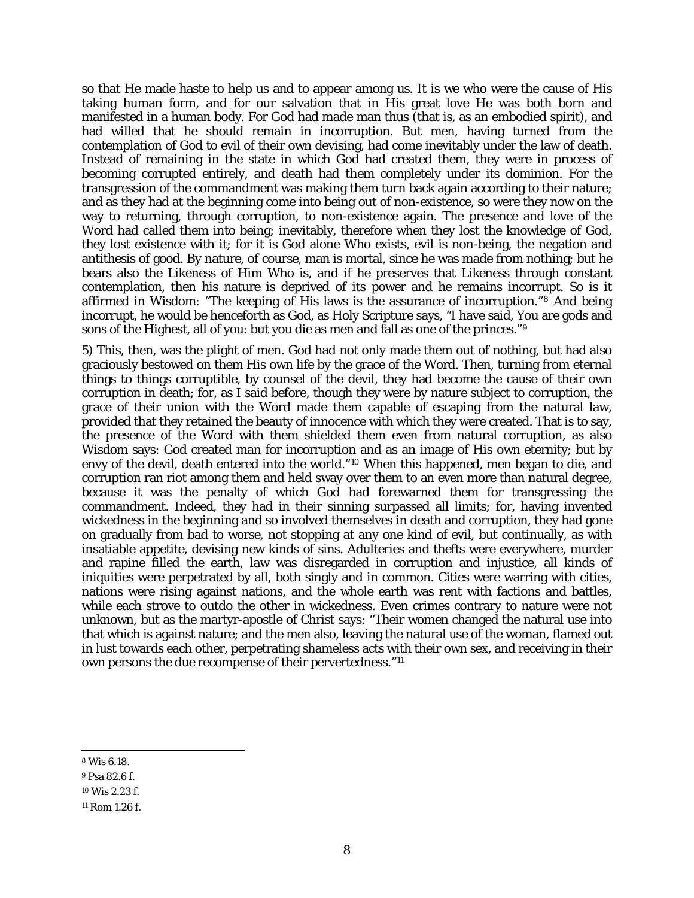so that He made haste to help us and to appear among us. It is we who were the cause of His taking human form, and for our salvation that in His great love He was both born and manifested in a human body. For God had made man thus (that is, as an embodied spirit), and had willed that he should remain in incorruption. But men, having turned from the contemplation of God to evil of their own devising, had come inevitably under the law of death. Instead of remaining in the state in which God had created them, they were in process of becoming corrupted entirely, and death had them completely under its dominion. For the transgression of the commandment was making them turn back again according to their nature; and as they had at the beginning come into being out of non-existence, so were they now on the way to returning, through corruption, to non-existence again. The presence and love of the Word had called them into being; inevitably, therefore when they lost the knowledge of God, they lost existence with it; for it is God alone Who exists, evil is non-being, the negation and antithesis of good. By nature, of course, man is mortal, since he was made from nothing; but he bears also the Likeness of Him Who is, and if he preserves that Likeness through constant contemplation, then his nature is deprived of its power and he remains incorrupt. So is it affirmed in Wisdom: "The keeping of His laws is the assurance of incorruption."[8] And being incorrupt, he would be henceforth as God, as Holy Scripture says, "I have said, You are gods and sons of the Highest, all of you: but you die as men and fall as one of the princes."[9]

5) This, then, was the plight of men. God had not only made them out of nothing, but had also graciously bestowed on them His own life by the grace of the Word. Then, turning from eternal things to things corruptible, by counsel of the devil, they had become the cause of their own corruption in death; for, as I said before, though they were by nature subject to corruption, the grace of their union with the Word made them capable of escaping from the natural law, provided that they retained the beauty of innocence with which they were created. That is to say, the presence of the Word with them shielded them even from natural corruption, as also Wisdom says: God created man for incorruption and as an image of His own eternity; but by envy of the devil, death entered into the world."[10] When this happened, men began to die, and corruption ran riot among them and held sway over them to an even more than natural degree, because it was the penalty of which God had forewarned them for transgressing the commandment. Indeed, they had in their sinning surpassed all limits; for, having invented wickedness in the beginning and so involved themselves in death and corruption, they had gone on gradually from bad to worse, not stopping at any one kind of evil, but continually, as with insatiable appetite, devising new kinds of sins. Adulteries and thefts were everywhere, murder and rapine filled the earth, law was disregarded in corruption and injustice, all kinds of iniquities were perpetrated by all, both singly and in common. Cities were warring with cities, nations were rising against nations, and the whole earth was rent with factions and battles, while each strove to outdo the other in wickedness. Even crimes contrary to nature were not unknown, but as the martyr-apostle of Christ says: "Their women changed the natural use into that which is against nature; and the men also, leaving the natural use of the woman, flamed out in lust towards each other, perpetrating shameless acts with their own sex, and receiving in their own persons the due recompense of their pervertedness."[11]

---

[8] Wis 6.18.

[9] Psa 82.6 f.

[10] Wis 2.23 f.

[11] Rom 1.26 f.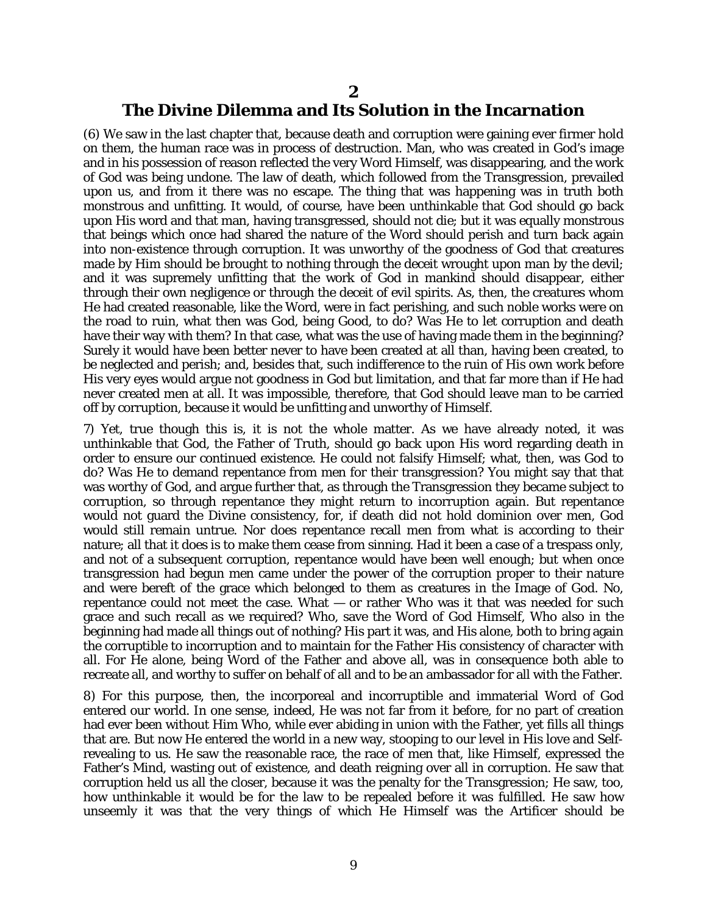# 2
# The Divine Dilemma and Its Solution in the Incarnation

(6) We saw in the last chapter that, because death and corruption were gaining ever firmer hold on them, the human race was in process of destruction. Man, who was created in God's image and in his possession of reason reflected the very Word Himself, was disappearing, and the work of God was being undone. The law of death, which followed from the Transgression, prevailed upon us, and from it there was no escape. The thing that was happening was in truth both monstrous and unfitting. It would, of course, have been unthinkable that God should go back upon His word and that man, having transgressed, should not die; but it was equally monstrous that beings which once had shared the nature of the Word should perish and turn back again into non-existence through corruption. It was unworthy of the goodness of God that creatures made by Him should be brought to nothing through the deceit wrought upon man by the devil; and it was supremely unfitting that the work of God in mankind should disappear, either through their own negligence or through the deceit of evil spirits. As, then, the creatures whom He had created reasonable, like the Word, were in fact perishing, and such noble works were on the road to ruin, what then was God, being Good, to do? Was He to let corruption and death have their way with them? In that case, what was the use of having made them in the beginning? Surely it would have been better never to have been created at all than, having been created, to be neglected and perish; and, besides that, such indifference to the ruin of His own work before His very eyes would argue not goodness in God but limitation, and that far more than if He had never created men at all. It was impossible, therefore, that God should leave man to be carried off by corruption, because it would be unfitting and unworthy of Himself.

7) Yet, true though this is, it is not the whole matter. As we have already noted, it was unthinkable that God, the Father of Truth, should go back upon His word regarding death in order to ensure our continued existence. He could not falsify Himself; what, then, was God to do? Was He to demand repentance from men for their transgression? You might say that that was worthy of God, and argue further that, as through the Transgression they became subject to corruption, so through repentance they might return to incorruption again. But repentance would not guard the Divine consistency, for, if death did not hold dominion over men, God would still remain untrue. Nor does repentance recall men from what is according to their nature; all that it does is to make them cease from sinning. Had it been a case of a trespass only, and not of a subsequent corruption, repentance would have been well enough; but when once transgression had begun men came under the power of the corruption proper to their nature and were bereft of the grace which belonged to them as creatures in the Image of God. No, repentance could not meet the case. What — or rather Who was it that was needed for such grace and such recall as we required? Who, save the Word of God Himself, Who also in the beginning had made all things out of nothing? His part it was, and His alone, both to bring again the corruptible to incorruption and to maintain for the Father His consistency of character with all. For He alone, being Word of the Father and above all, was in consequence both able to recreate all, and worthy to suffer on behalf of all and to be an ambassador for all with the Father.

8) For this purpose, then, the incorporeal and incorruptible and immaterial Word of God entered our world. In one sense, indeed, He was not far from it before, for no part of creation had ever been without Him Who, while ever abiding in union with the Father, yet fills all things that are. But now He entered the world in a new way, stooping to our level in His love and Self-revealing to us. He saw the reasonable race, the race of men that, like Himself, expressed the Father's Mind, wasting out of existence, and death reigning over all in corruption. He saw that corruption held us all the closer, because it was the penalty for the Transgression; He saw, too, how unthinkable it would be for the law to be repealed before it was fulfilled. He saw how unseemly it was that the very things of which He Himself was the Artificer should be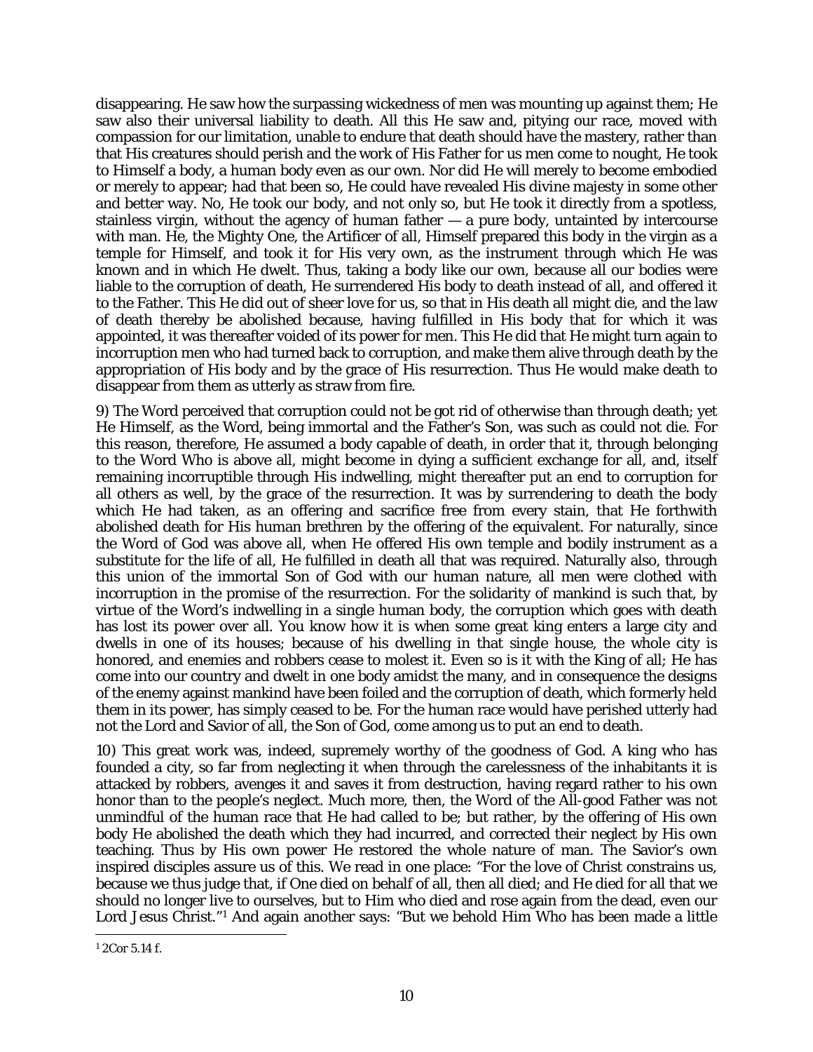disappearing. He saw how the surpassing wickedness of men was mounting up against them; He saw also their universal liability to death. All this He saw and, pitying our race, moved with compassion for our limitation, unable to endure that death should have the mastery, rather than that His creatures should perish and the work of His Father for us men come to nought, He took to Himself a body, a human body even as our own. Nor did He will merely to become embodied or merely to appear; had that been so, He could have revealed His divine majesty in some other and better way. No, He took our body, and not only so, but He took it directly from a spotless, stainless virgin, without the agency of human father — a pure body, untainted by intercourse with man. He, the Mighty One, the Artificer of all, Himself prepared this body in the virgin as a temple for Himself, and took it for His very own, as the instrument through which He was known and in which He dwelt. Thus, taking a body like our own, because all our bodies were liable to the corruption of death, He surrendered His body to death instead of all, and offered it to the Father. This He did out of sheer love for us, so that in His death all might die, and the law of death thereby be abolished because, having fulfilled in His body that for which it was appointed, it was thereafter voided of its power for men. This He did that He might turn again to incorruption men who had turned back to corruption, and make them alive through death by the appropriation of His body and by the grace of His resurrection. Thus He would make death to disappear from them as utterly as straw from fire.

9) The Word perceived that corruption could not be got rid of otherwise than through death; yet He Himself, as the Word, being immortal and the Father's Son, was such as could not die. For this reason, therefore, He assumed a body capable of death, in order that it, through belonging to the Word Who is above all, might become in dying a sufficient exchange for all, and, itself remaining incorruptible through His indwelling, might thereafter put an end to corruption for all others as well, by the grace of the resurrection. It was by surrendering to death the body which He had taken, as an offering and sacrifice free from every stain, that He forthwith abolished death for His human brethren by the offering of the equivalent. For naturally, since the Word of God was above all, when He offered His own temple and bodily instrument as a substitute for the life of all, He fulfilled in death all that was required. Naturally also, through this union of the immortal Son of God with our human nature, all men were clothed with incorruption in the promise of the resurrection. For the solidarity of mankind is such that, by virtue of the Word's indwelling in a single human body, the corruption which goes with death has lost its power over all. You know how it is when some great king enters a large city and dwells in one of its houses; because of his dwelling in that single house, the whole city is honored, and enemies and robbers cease to molest it. Even so is it with the King of all; He has come into our country and dwelt in one body amidst the many, and in consequence the designs of the enemy against mankind have been foiled and the corruption of death, which formerly held them in its power, has simply ceased to be. For the human race would have perished utterly had not the Lord and Savior of all, the Son of God, come among us to put an end to death.

10) This great work was, indeed, supremely worthy of the goodness of God. A king who has founded a city, so far from neglecting it when through the carelessness of the inhabitants it is attacked by robbers, avenges it and saves it from destruction, having regard rather to his own honor than to the people's neglect. Much more, then, the Word of the All-good Father was not unmindful of the human race that He had called to be; but rather, by the offering of His own body He abolished the death which they had incurred, and corrected their neglect by His own teaching. Thus by His own power He restored the whole nature of man. The Savior's own inspired disciples assure us of this. We read in one place: "For the love of Christ constrains us, because we thus judge that, if One died on behalf of all, then all died; and He died for all that we should no longer live to ourselves, but to Him who died and rose again from the dead, even our Lord Jesus Christ."[1] And again another says: "But we behold Him Who has been made a little

[1] 2Cor 5.14 f.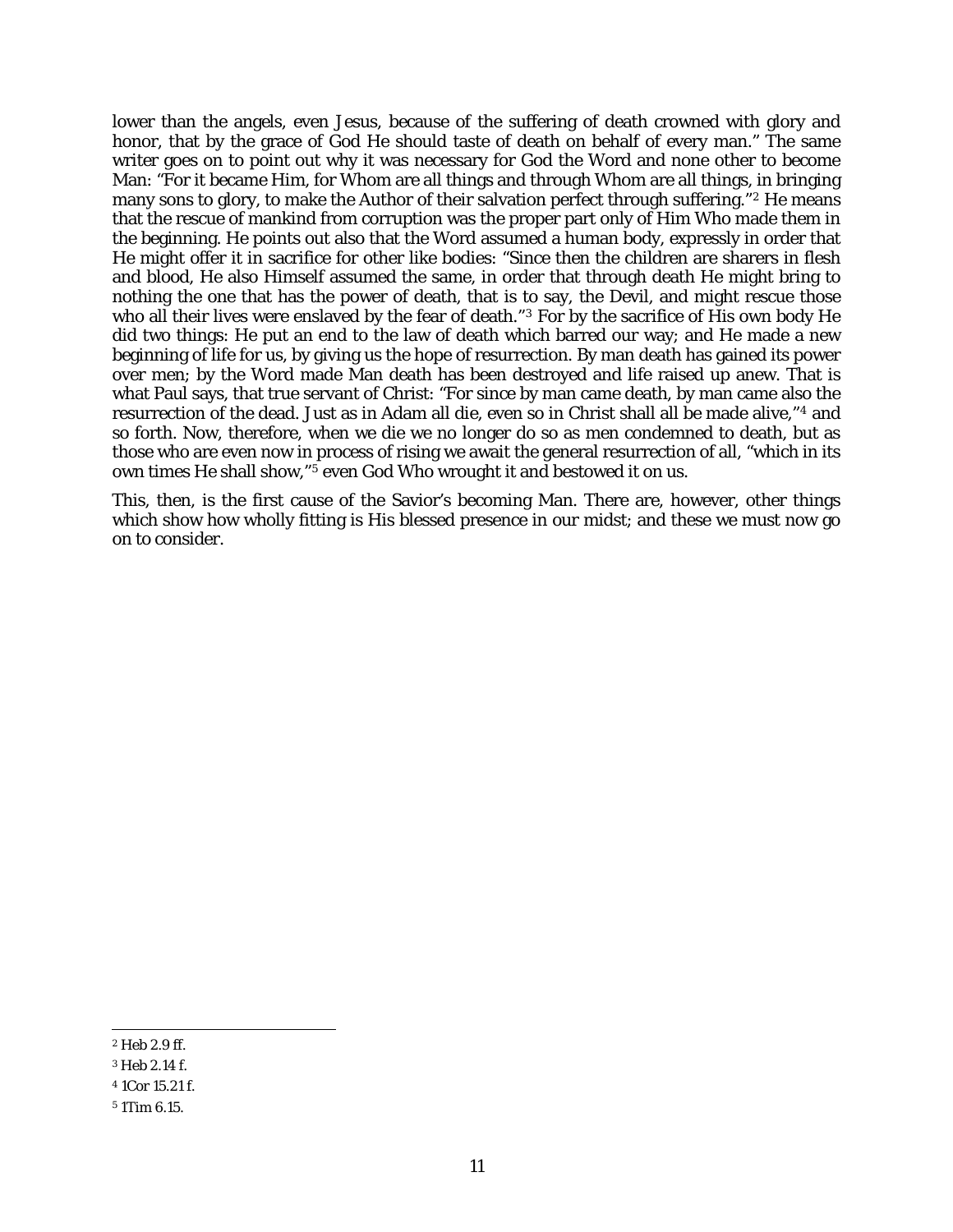lower than the angels, even Jesus, because of the suffering of death crowned with glory and honor, that by the grace of God He should taste of death on behalf of every man." The same writer goes on to point out why it was necessary for God the Word and none other to become Man: "For it became Him, for Whom are all things and through Whom are all things, in bringing many sons to glory, to make the Author of their salvation perfect through suffering."[2] He means that the rescue of mankind from corruption was the proper part only of Him Who made them in the beginning. He points out also that the Word assumed a human body, expressly in order that He might offer it in sacrifice for other like bodies: "Since then the children are sharers in flesh and blood, He also Himself assumed the same, in order that through death He might bring to nothing the one that has the power of death, that is to say, the Devil, and might rescue those who all their lives were enslaved by the fear of death."[3] For by the sacrifice of His own body He did two things: He put an end to the law of death which barred our way; and He made a new beginning of life for us, by giving us the hope of resurrection. By man death has gained its power over men; by the Word made Man death has been destroyed and life raised up anew. That is what Paul says, that true servant of Christ: "For since by man came death, by man came also the resurrection of the dead. Just as in Adam all die, even so in Christ shall all be made alive,"[4] and so forth. Now, therefore, when we die we no longer do so as men condemned to death, but as those who are even now in process of rising we await the general resurrection of all, "which in its own times He shall show,"[5] even God Who wrought it and bestowed it on us.

This, then, is the first cause of the Savior's becoming Man. There are, however, other things which show how wholly fitting is His blessed presence in our midst; and these we must now go on to consider.

---

[2] Heb 2.9 ff.

[3] Heb 2.14 f.

[4] 1Cor 15.21 f.

[5] 1Tim 6.15.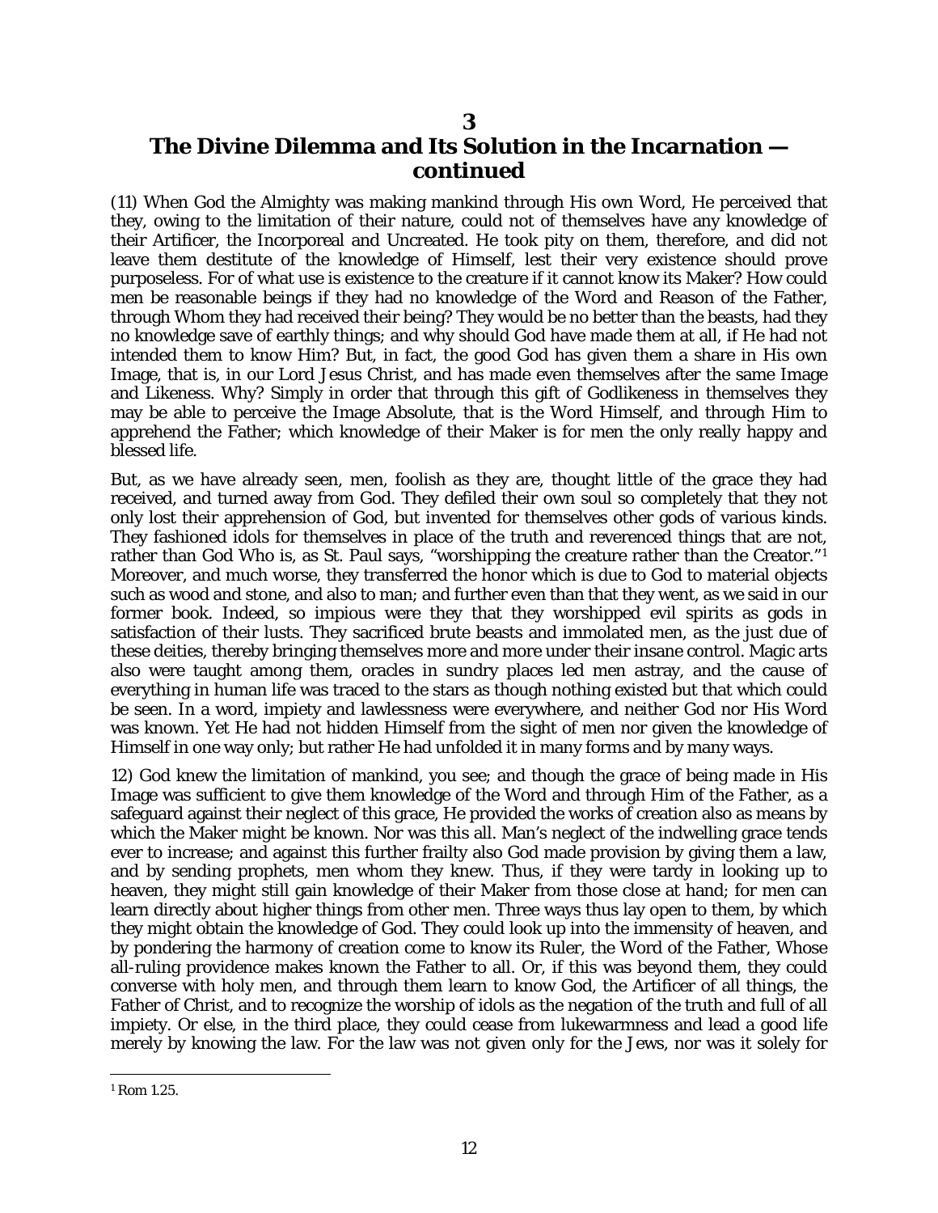# 3
# The Divine Dilemma and Its Solution in the Incarnation — continued

(11) When God the Almighty was making mankind through His own Word, He perceived that they, owing to the limitation of their nature, could not of themselves have any knowledge of their Artificer, the Incorporeal and Uncreated. He took pity on them, therefore, and did not leave them destitute of the knowledge of Himself, lest their very existence should prove purposeless. For of what use is existence to the creature if it cannot know its Maker? How could men be reasonable beings if they had no knowledge of the Word and Reason of the Father, through Whom they had received their being? They would be no better than the beasts, had they no knowledge save of earthly things; and why should God have made them at all, if He had not intended them to know Him? But, in fact, the good God has given them a share in His own Image, that is, in our Lord Jesus Christ, and has made even themselves after the same Image and Likeness. Why? Simply in order that through this gift of Godlikeness in themselves they may be able to perceive the Image Absolute, that is the Word Himself, and through Him to apprehend the Father; which knowledge of their Maker is for men the only really happy and blessed life.

But, as we have already seen, men, foolish as they are, thought little of the grace they had received, and turned away from God. They defiled their own soul so completely that they not only lost their apprehension of God, but invented for themselves other gods of various kinds. They fashioned idols for themselves in place of the truth and reverenced things that are not, rather than God Who is, as St. Paul says, "worshipping the creature rather than the Creator."[1] Moreover, and much worse, they transferred the honor which is due to God to material objects such as wood and stone, and also to man; and further even than that they went, as we said in our former book. Indeed, so impious were they that they worshipped evil spirits as gods in satisfaction of their lusts. They sacrificed brute beasts and immolated men, as the just due of these deities, thereby bringing themselves more and more under their insane control. Magic arts also were taught among them, oracles in sundry places led men astray, and the cause of everything in human life was traced to the stars as though nothing existed but that which could be seen. In a word, impiety and lawlessness were everywhere, and neither God nor His Word was known. Yet He had not hidden Himself from the sight of men nor given the knowledge of Himself in one way only; but rather He had unfolded it in many forms and by many ways.

12) God knew the limitation of mankind, you see; and though the grace of being made in His Image was sufficient to give them knowledge of the Word and through Him of the Father, as a safeguard against their neglect of this grace, He provided the works of creation also as means by which the Maker might be known. Nor was this all. Man's neglect of the indwelling grace tends ever to increase; and against this further frailty also God made provision by giving them a law, and by sending prophets, men whom they knew. Thus, if they were tardy in looking up to heaven, they might still gain knowledge of their Maker from those close at hand; for men can learn directly about higher things from other men. Three ways thus lay open to them, by which they might obtain the knowledge of God. They could look up into the immensity of heaven, and by pondering the harmony of creation come to know its Ruler, the Word of the Father, Whose all-ruling providence makes known the Father to all. Or, if this was beyond them, they could converse with holy men, and through them learn to know God, the Artificer of all things, the Father of Christ, and to recognize the worship of idols as the negation of the truth and full of all impiety. Or else, in the third place, they could cease from lukewarmness and lead a good life merely by knowing the law. For the law was not given only for the Jews, nor was it solely for

[1] Rom 1.25.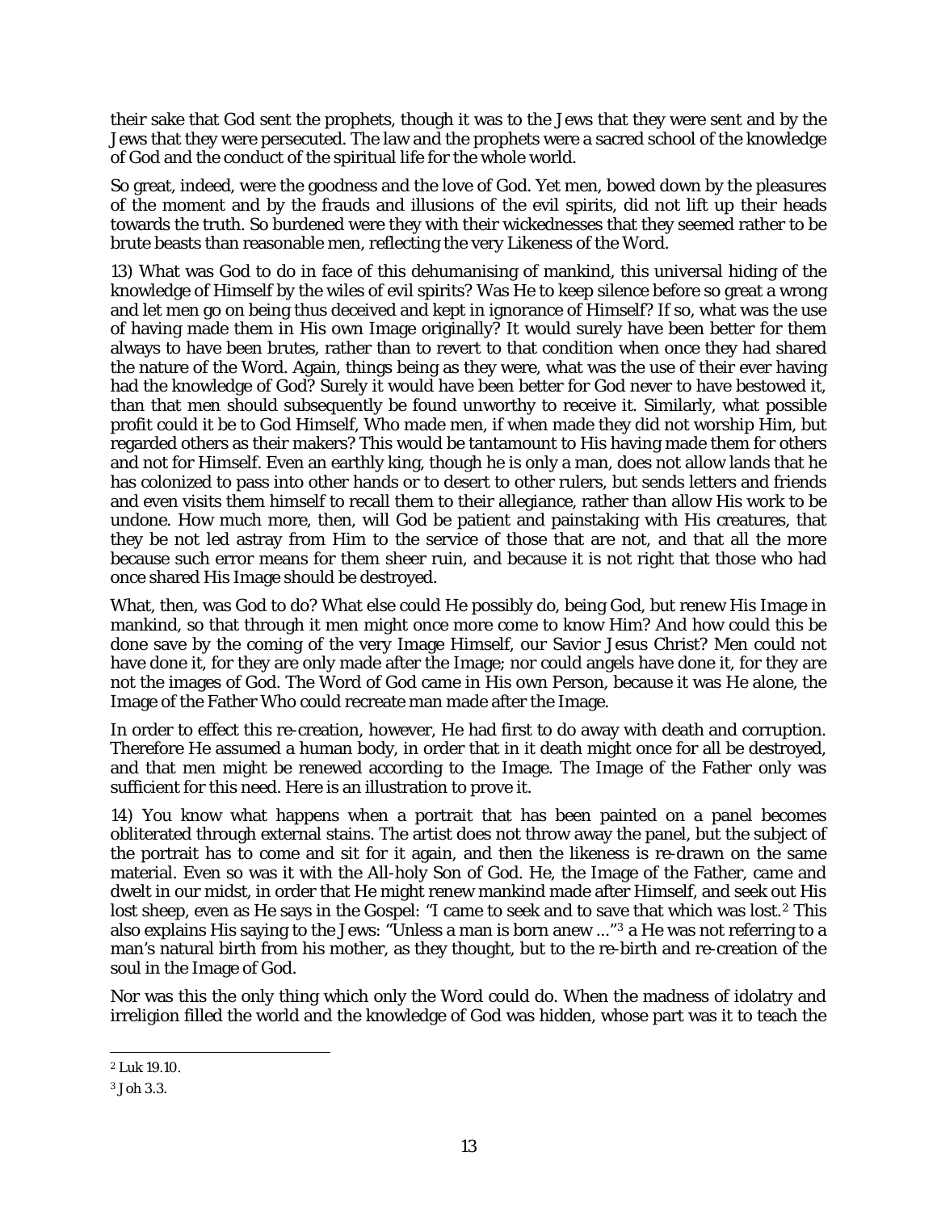their sake that God sent the prophets, though it was to the Jews that they were sent and by the Jews that they were persecuted. The law and the prophets were a sacred school of the knowledge of God and the conduct of the spiritual life for the whole world.

So great, indeed, were the goodness and the love of God. Yet men, bowed down by the pleasures of the moment and by the frauds and illusions of the evil spirits, did not lift up their heads towards the truth. So burdened were they with their wickednesses that they seemed rather to be brute beasts than reasonable men, reflecting the very Likeness of the Word.

13) What was God to do in face of this dehumanising of mankind, this universal hiding of the knowledge of Himself by the wiles of evil spirits? Was He to keep silence before so great a wrong and let men go on being thus deceived and kept in ignorance of Himself? If so, what was the use of having made them in His own Image originally? It would surely have been better for them always to have been brutes, rather than to revert to that condition when once they had shared the nature of the Word. Again, things being as they were, what was the use of their ever having had the knowledge of God? Surely it would have been better for God never to have bestowed it, than that men should subsequently be found unworthy to receive it. Similarly, what possible profit could it be to God Himself, Who made men, if when made they did not worship Him, but regarded others as their makers? This would be tantamount to His having made them for others and not for Himself. Even an earthly king, though he is only a man, does not allow lands that he has colonized to pass into other hands or to desert to other rulers, but sends letters and friends and even visits them himself to recall them to their allegiance, rather than allow His work to be undone. How much more, then, will God be patient and painstaking with His creatures, that they be not led astray from Him to the service of those that are not, and that all the more because such error means for them sheer ruin, and because it is not right that those who had once shared His Image should be destroyed.

What, then, was God to do? What else could He possibly do, being God, but renew His Image in mankind, so that through it men might once more come to know Him? And how could this be done save by the coming of the very Image Himself, our Savior Jesus Christ? Men could not have done it, for they are only made after the Image; nor could angels have done it, for they are not the images of God. The Word of God came in His own Person, because it was He alone, the Image of the Father Who could recreate man made after the Image.

In order to effect this re-creation, however, He had first to do away with death and corruption. Therefore He assumed a human body, in order that in it death might once for all be destroyed, and that men might be renewed according to the Image. The Image of the Father only was sufficient for this need. Here is an illustration to prove it.

14) You know what happens when a portrait that has been painted on a panel becomes obliterated through external stains. The artist does not throw away the panel, but the subject of the portrait has to come and sit for it again, and then the likeness is re-drawn on the same material. Even so was it with the All-holy Son of God. He, the Image of the Father, came and dwelt in our midst, in order that He might renew mankind made after Himself, and seek out His lost sheep, even as He says in the Gospel: "I came to seek and to save that which was lost.[2] This also explains His saying to the Jews: "Unless a man is born anew ..."[3] a He was not referring to a man's natural birth from his mother, as they thought, but to the re-birth and re-creation of the soul in the Image of God.

Nor was this the only thing which only the Word could do. When the madness of idolatry and irreligion filled the world and the knowledge of God was hidden, whose part was it to teach the

---

[2] Luk 19.10.

[3] Joh 3.3.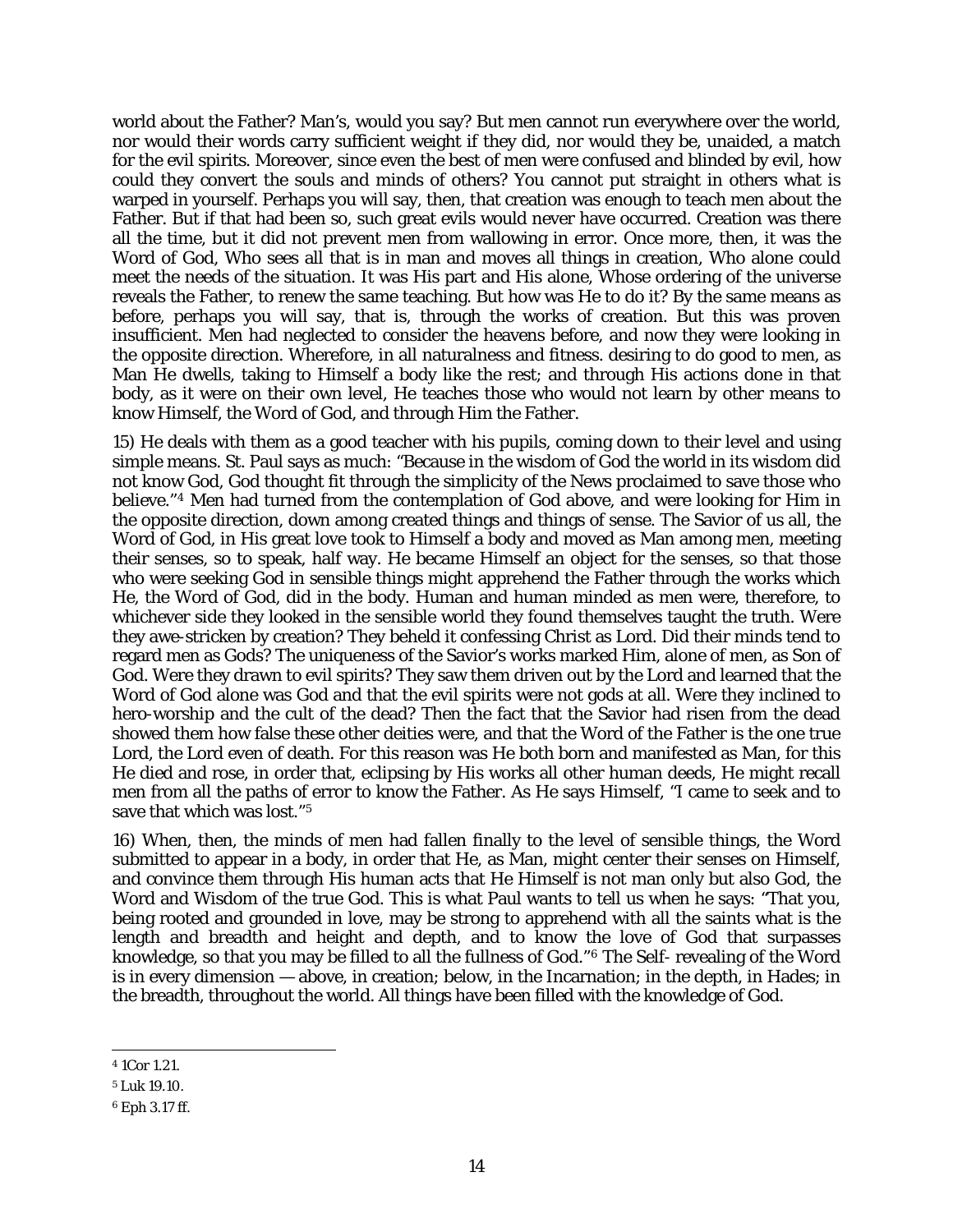world about the Father? Man's, would you say? But men cannot run everywhere over the world, nor would their words carry sufficient weight if they did, nor would they be, unaided, a match for the evil spirits. Moreover, since even the best of men were confused and blinded by evil, how could they convert the souls and minds of others? You cannot put straight in others what is warped in yourself. Perhaps you will say, then, that creation was enough to teach men about the Father. But if that had been so, such great evils would never have occurred. Creation was there all the time, but it did not prevent men from wallowing in error. Once more, then, it was the Word of God, Who sees all that is in man and moves all things in creation, Who alone could meet the needs of the situation. It was His part and His alone, Whose ordering of the universe reveals the Father, to renew the same teaching. But how was He to do it? By the same means as before, perhaps you will say, that is, through the works of creation. But this was proven insufficient. Men had neglected to consider the heavens before, and now they were looking in the opposite direction. Wherefore, in all naturalness and fitness. desiring to do good to men, as Man He dwells, taking to Himself a body like the rest; and through His actions done in that body, as it were on their own level, He teaches those who would not learn by other means to know Himself, the Word of God, and through Him the Father.

15) He deals with them as a good teacher with his pupils, coming down to their level and using simple means. St. Paul says as much: "Because in the wisdom of God the world in its wisdom did not know God, God thought fit through the simplicity of the News proclaimed to save those who believe."[4] Men had turned from the contemplation of God above, and were looking for Him in the opposite direction, down among created things and things of sense. The Savior of us all, the Word of God, in His great love took to Himself a body and moved as Man among men, meeting their senses, so to speak, half way. He became Himself an object for the senses, so that those who were seeking God in sensible things might apprehend the Father through the works which He, the Word of God, did in the body. Human and human minded as men were, therefore, to whichever side they looked in the sensible world they found themselves taught the truth. Were they awe-stricken by creation? They beheld it confessing Christ as Lord. Did their minds tend to regard men as Gods? The uniqueness of the Savior's works marked Him, alone of men, as Son of God. Were they drawn to evil spirits? They saw them driven out by the Lord and learned that the Word of God alone was God and that the evil spirits were not gods at all. Were they inclined to hero-worship and the cult of the dead? Then the fact that the Savior had risen from the dead showed them how false these other deities were, and that the Word of the Father is the one true Lord, the Lord even of death. For this reason was He both born and manifested as Man, for this He died and rose, in order that, eclipsing by His works all other human deeds, He might recall men from all the paths of error to know the Father. As He says Himself, "I came to seek and to save that which was lost."[5]

16) When, then, the minds of men had fallen finally to the level of sensible things, the Word submitted to appear in a body, in order that He, as Man, might center their senses on Himself, and convince them through His human acts that He Himself is not man only but also God, the Word and Wisdom of the true God. This is what Paul wants to tell us when he says: "That you, being rooted and grounded in love, may be strong to apprehend with all the saints what is the length and breadth and height and depth, and to know the love of God that surpasses knowledge, so that you may be filled to all the fullness of God."[6] The Self- revealing of the Word is in every dimension — above, in creation; below, in the Incarnation; in the depth, in Hades; in the breadth, throughout the world. All things have been filled with the knowledge of God.

---

[4] 1Cor 1.21.

[5] Luk 19.10.

[6] Eph 3.17 ff.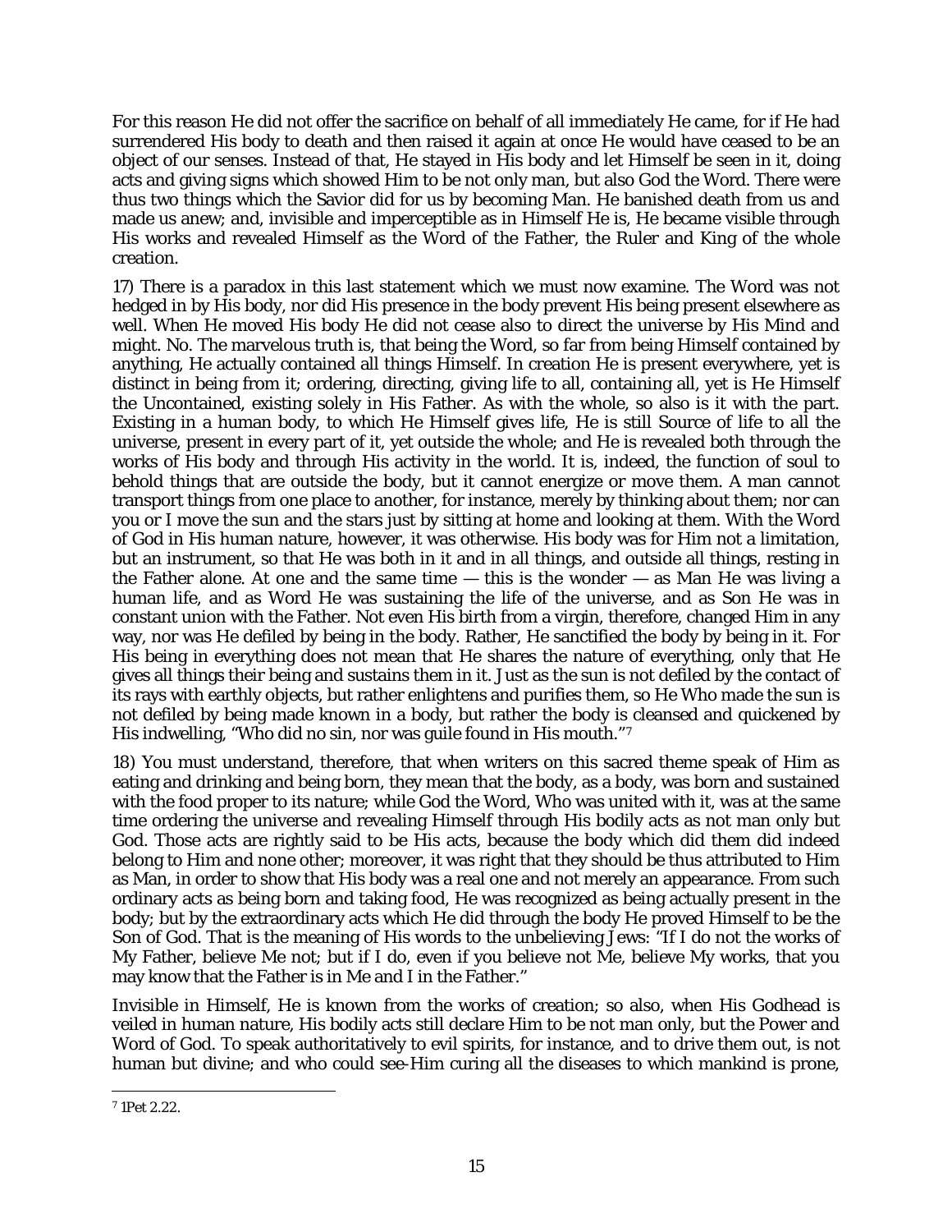For this reason He did not offer the sacrifice on behalf of all immediately He came, for if He had surrendered His body to death and then raised it again at once He would have ceased to be an object of our senses. Instead of that, He stayed in His body and let Himself be seen in it, doing acts and giving signs which showed Him to be not only man, but also God the Word. There were thus two things which the Savior did for us by becoming Man. He banished death from us and made us anew; and, invisible and imperceptible as in Himself He is, He became visible through His works and revealed Himself as the Word of the Father, the Ruler and King of the whole creation.

17) There is a paradox in this last statement which we must now examine. The Word was not hedged in by His body, nor did His presence in the body prevent His being present elsewhere as well. When He moved His body He did not cease also to direct the universe by His Mind and might. No. The marvelous truth is, that being the Word, so far from being Himself contained by anything, He actually contained all things Himself. In creation He is present everywhere, yet is distinct in being from it; ordering, directing, giving life to all, containing all, yet is He Himself the Uncontained, existing solely in His Father. As with the whole, so also is it with the part. Existing in a human body, to which He Himself gives life, He is still Source of life to all the universe, present in every part of it, yet outside the whole; and He is revealed both through the works of His body and through His activity in the world. It is, indeed, the function of soul to behold things that are outside the body, but it cannot energize or move them. A man cannot transport things from one place to another, for instance, merely by thinking about them; nor can you or I move the sun and the stars just by sitting at home and looking at them. With the Word of God in His human nature, however, it was otherwise. His body was for Him not a limitation, but an instrument, so that He was both in it and in all things, and outside all things, resting in the Father alone. At one and the same time — this is the wonder — as Man He was living a human life, and as Word He was sustaining the life of the universe, and as Son He was in constant union with the Father. Not even His birth from a virgin, therefore, changed Him in any way, nor was He defiled by being in the body. Rather, He sanctified the body by being in it. For His being in everything does not mean that He shares the nature of everything, only that He gives all things their being and sustains them in it. Just as the sun is not defiled by the contact of its rays with earthly objects, but rather enlightens and purifies them, so He Who made the sun is not defiled by being made known in a body, but rather the body is cleansed and quickened by His indwelling, "Who did no sin, nor was guile found in His mouth."[7]

18) You must understand, therefore, that when writers on this sacred theme speak of Him as eating and drinking and being born, they mean that the body, as a body, was born and sustained with the food proper to its nature; while God the Word, Who was united with it, was at the same time ordering the universe and revealing Himself through His bodily acts as not man only but God. Those acts are rightly said to be His acts, because the body which did them did indeed belong to Him and none other; moreover, it was right that they should be thus attributed to Him as Man, in order to show that His body was a real one and not merely an appearance. From such ordinary acts as being born and taking food, He was recognized as being actually present in the body; but by the extraordinary acts which He did through the body He proved Himself to be the Son of God. That is the meaning of His words to the unbelieving Jews: "If I do not the works of My Father, believe Me not; but if I do, even if you believe not Me, believe My works, that you may know that the Father is in Me and I in the Father."

Invisible in Himself, He is known from the works of creation; so also, when His Godhead is veiled in human nature, His bodily acts still declare Him to be not man only, but the Power and Word of God. To speak authoritatively to evil spirits, for instance, and to drive them out, is not human but divine; and who could see-Him curing all the diseases to which mankind is prone,

[7] 1Pet 2.22.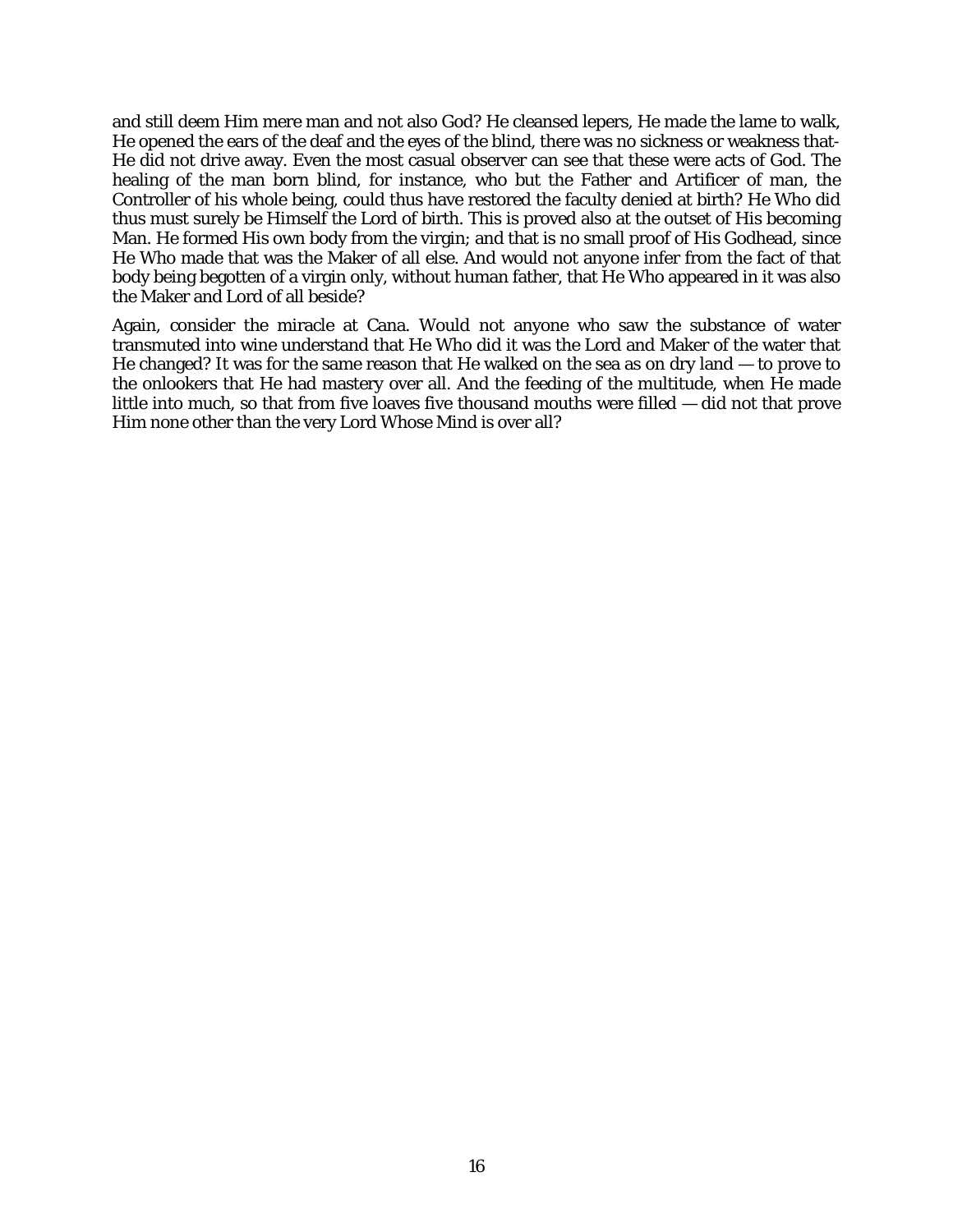and still deem Him mere man and not also God? He cleansed lepers, He made the lame to walk, He opened the ears of the deaf and the eyes of the blind, there was no sickness or weakness that He did not drive away. Even the most casual observer can see that these were acts of God. The healing of the man born blind, for instance, who but the Father and Artificer of man, the Controller of his whole being, could thus have restored the faculty denied at birth? He Who did thus must surely be Himself the Lord of birth. This is proved also at the outset of His becoming Man. He formed His own body from the virgin; and that is no small proof of His Godhead, since He Who made that was the Maker of all else. And would not anyone infer from the fact of that body being begotten of a virgin only, without human father, that He Who appeared in it was also the Maker and Lord of all beside?

Again, consider the miracle at Cana. Would not anyone who saw the substance of water transmuted into wine understand that He Who did it was the Lord and Maker of the water that He changed? It was for the same reason that He walked on the sea as on dry land — to prove to the onlookers that He had mastery over all. And the feeding of the multitude, when He made little into much, so that from five loaves five thousand mouths were filled — did not that prove Him none other than the very Lord Whose Mind is over all?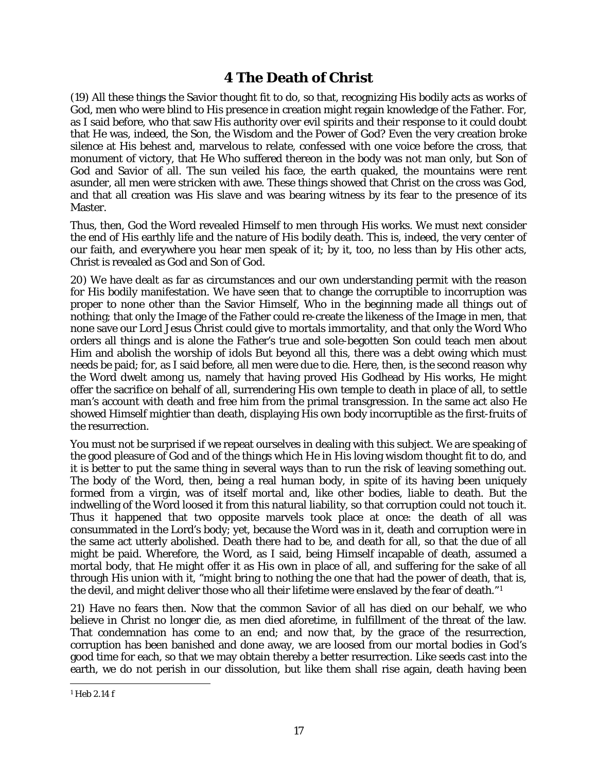# 4 The Death of Christ

(19) All these things the Savior thought fit to do, so that, recognizing His bodily acts as works of God, men who were blind to His presence in creation might regain knowledge of the Father. For, as I said before, who that saw His authority over evil spirits and their response to it could doubt that He was, indeed, the Son, the Wisdom and the Power of God? Even the very creation broke silence at His behest and, marvelous to relate, confessed with one voice before the cross, that monument of victory, that He Who suffered thereon in the body was not man only, but Son of God and Savior of all. The sun veiled his face, the earth quaked, the mountains were rent asunder, all men were stricken with awe. These things showed that Christ on the cross was God, and that all creation was His slave and was bearing witness by its fear to the presence of its Master.

Thus, then, God the Word revealed Himself to men through His works. We must next consider the end of His earthly life and the nature of His bodily death. This is, indeed, the very center of our faith, and everywhere you hear men speak of it; by it, too, no less than by His other acts, Christ is revealed as God and Son of God.

20) We have dealt as far as circumstances and our own understanding permit with the reason for His bodily manifestation. We have seen that to change the corruptible to incorruption was proper to none other than the Savior Himself, Who in the beginning made all things out of nothing; that only the Image of the Father could re-create the likeness of the Image in men, that none save our Lord Jesus Christ could give to mortals immortality, and that only the Word Who orders all things and is alone the Father's true and sole-begotten Son could teach men about Him and abolish the worship of idols But beyond all this, there was a debt owing which must needs be paid; for, as I said before, all men were due to die. Here, then, is the second reason why the Word dwelt among us, namely that having proved His Godhead by His works, He might offer the sacrifice on behalf of all, surrendering His own temple to death in place of all, to settle man's account with death and free him from the primal transgression. In the same act also He showed Himself mightier than death, displaying His own body incorruptible as the first-fruits of the resurrection.

You must not be surprised if we repeat ourselves in dealing with this subject. We are speaking of the good pleasure of God and of the things which He in His loving wisdom thought fit to do, and it is better to put the same thing in several ways than to run the risk of leaving something out. The body of the Word, then, being a real human body, in spite of its having been uniquely formed from a virgin, was of itself mortal and, like other bodies, liable to death. But the indwelling of the Word loosed it from this natural liability, so that corruption could not touch it. Thus it happened that two opposite marvels took place at once: the death of all was consummated in the Lord's body; yet, because the Word was in it, death and corruption were in the same act utterly abolished. Death there had to be, and death for all, so that the due of all might be paid. Wherefore, the Word, as I said, being Himself incapable of death, assumed a mortal body, that He might offer it as His own in place of all, and suffering for the sake of all through His union with it, "might bring to nothing the one that had the power of death, that is, the devil, and might deliver those who all their lifetime were enslaved by the fear of death."[1]

21) Have no fears then. Now that the common Savior of all has died on our behalf, we who believe in Christ no longer die, as men died aforetime, in fulfillment of the threat of the law. That condemnation has come to an end; and now that, by the grace of the resurrection, corruption has been banished and done away, we are loosed from our mortal bodies in God's good time for each, so that we may obtain thereby a better resurrection. Like seeds cast into the earth, we do not perish in our dissolution, but like them shall rise again, death having been

[1] Heb 2.14 f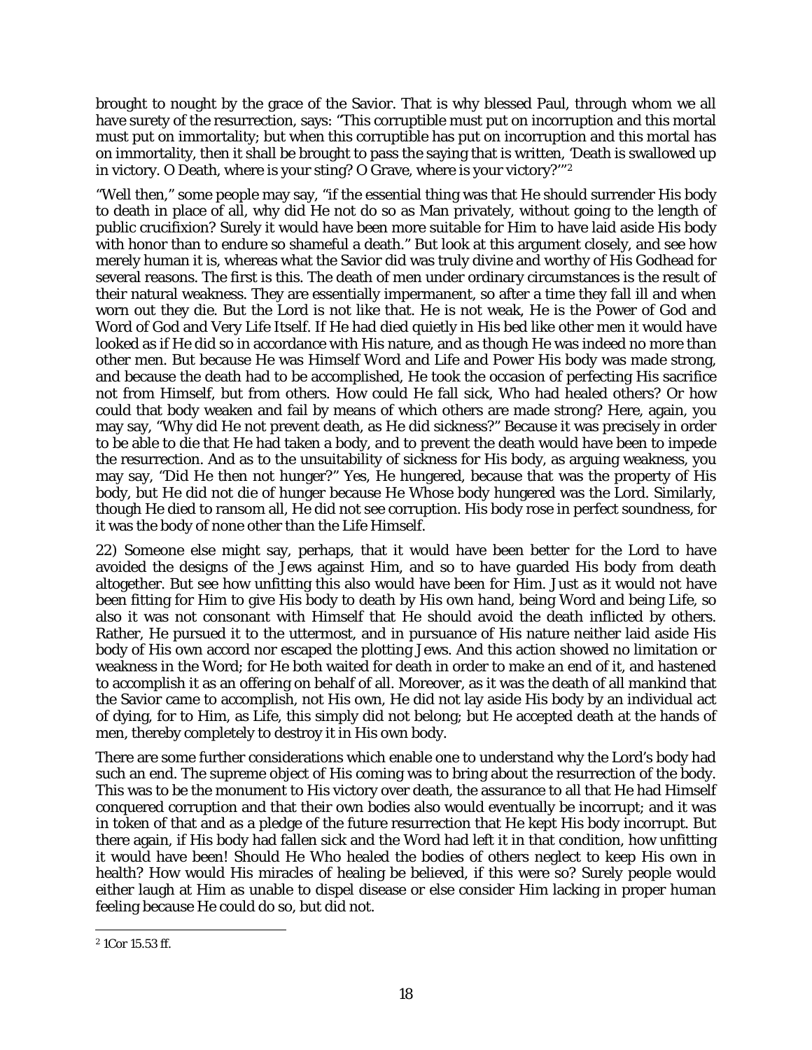brought to nought by the grace of the Savior. That is why blessed Paul, through whom we all have surety of the resurrection, says: "This corruptible must put on incorruption and this mortal must put on immortality; but when this corruptible has put on incorruption and this mortal has on immortality, then it shall be brought to pass the saying that is written, 'Death is swallowed up in victory. O Death, where is your sting? O Grave, where is your victory?'"[2]

"Well then," some people may say, "if the essential thing was that He should surrender His body to death in place of all, why did He not do so as Man privately, without going to the length of public crucifixion? Surely it would have been more suitable for Him to have laid aside His body with honor than to endure so shameful a death." But look at this argument closely, and see how merely human it is, whereas what the Savior did was truly divine and worthy of His Godhead for several reasons. The first is this. The death of men under ordinary circumstances is the result of their natural weakness. They are essentially impermanent, so after a time they fall ill and when worn out they die. But the Lord is not like that. He is not weak, He is the Power of God and Word of God and Very Life Itself. If He had died quietly in His bed like other men it would have looked as if He did so in accordance with His nature, and as though He was indeed no more than other men. But because He was Himself Word and Life and Power His body was made strong, and because the death had to be accomplished, He took the occasion of perfecting His sacrifice not from Himself, but from others. How could He fall sick, Who had healed others? Or how could that body weaken and fail by means of which others are made strong? Here, again, you may say, "Why did He not prevent death, as He did sickness?" Because it was precisely in order to be able to die that He had taken a body, and to prevent the death would have been to impede the resurrection. And as to the unsuitability of sickness for His body, as arguing weakness, you may say, "Did He then not hunger?" Yes, He hungered, because that was the property of His body, but He did not die of hunger because He Whose body hungered was the Lord. Similarly, though He died to ransom all, He did not see corruption. His body rose in perfect soundness, for it was the body of none other than the Life Himself.

22) Someone else might say, perhaps, that it would have been better for the Lord to have avoided the designs of the Jews against Him, and so to have guarded His body from death altogether. But see how unfitting this also would have been for Him. Just as it would not have been fitting for Him to give His body to death by His own hand, being Word and being Life, so also it was not consonant with Himself that He should avoid the death inflicted by others. Rather, He pursued it to the uttermost, and in pursuance of His nature neither laid aside His body of His own accord nor escaped the plotting Jews. And this action showed no limitation or weakness in the Word; for He both waited for death in order to make an end of it, and hastened to accomplish it as an offering on behalf of all. Moreover, as it was the death of all mankind that the Savior came to accomplish, not His own, He did not lay aside His body by an individual act of dying, for to Him, as Life, this simply did not belong; but He accepted death at the hands of men, thereby completely to destroy it in His own body.

There are some further considerations which enable one to understand why the Lord's body had such an end. The supreme object of His coming was to bring about the resurrection of the body. This was to be the monument to His victory over death, the assurance to all that He had Himself conquered corruption and that their own bodies also would eventually be incorrupt; and it was in token of that and as a pledge of the future resurrection that He kept His body incorrupt. But there again, if His body had fallen sick and the Word had left it in that condition, how unfitting it would have been! Should He Who healed the bodies of others neglect to keep His own in health? How would His miracles of healing be believed, if this were so? Surely people would either laugh at Him as unable to dispel disease or else consider Him lacking in proper human feeling because He could do so, but did not.

---

[2] 1Cor 15.53 ff.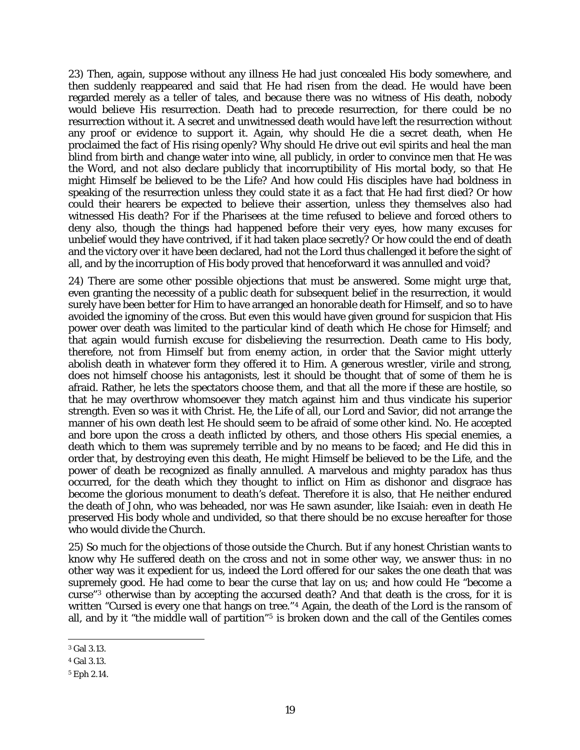23) Then, again, suppose without any illness He had just concealed His body somewhere, and then suddenly reappeared and said that He had risen from the dead. He would have been regarded merely as a teller of tales, and because there was no witness of His death, nobody would believe His resurrection. Death had to precede resurrection, for there could be no resurrection without it. A secret and unwitnessed death would have left the resurrection without any proof or evidence to support it. Again, why should He die a secret death, when He proclaimed the fact of His rising openly? Why should He drive out evil spirits and heal the man blind from birth and change water into wine, all publicly, in order to convince men that He was the Word, and not also declare publicly that incorruptibility of His mortal body, so that He might Himself be believed to be the Life? And how could His disciples have had boldness in speaking of the resurrection unless they could state it as a fact that He had first died? Or how could their hearers be expected to believe their assertion, unless they themselves also had witnessed His death? For if the Pharisees at the time refused to believe and forced others to deny also, though the things had happened before their very eyes, how many excuses for unbelief would they have contrived, if it had taken place secretly? Or how could the end of death and the victory over it have been declared, had not the Lord thus challenged it before the sight of all, and by the incorruption of His body proved that henceforward it was annulled and void?

24) There are some other possible objections that must be answered. Some might urge that, even granting the necessity of a public death for subsequent belief in the resurrection, it would surely have been better for Him to have arranged an honorable death for Himself, and so to have avoided the ignominy of the cross. But even this would have given ground for suspicion that His power over death was limited to the particular kind of death which He chose for Himself; and that again would furnish excuse for disbelieving the resurrection. Death came to His body, therefore, not from Himself but from enemy action, in order that the Savior might utterly abolish death in whatever form they offered it to Him. A generous wrestler, virile and strong, does not himself choose his antagonists, lest it should be thought that of some of them he is afraid. Rather, he lets the spectators choose them, and that all the more if these are hostile, so that he may overthrow whomsoever they match against him and thus vindicate his superior strength. Even so was it with Christ. He, the Life of all, our Lord and Savior, did not arrange the manner of his own death lest He should seem to be afraid of some other kind. No. He accepted and bore upon the cross a death inflicted by others, and those others His special enemies, a death which to them was supremely terrible and by no means to be faced; and He did this in order that, by destroying even this death, He might Himself be believed to be the Life, and the power of death be recognized as finally annulled. A marvelous and mighty paradox has thus occurred, for the death which they thought to inflict on Him as dishonor and disgrace has become the glorious monument to death's defeat. Therefore it is also, that He neither endured the death of John, who was beheaded, nor was He sawn asunder, like Isaiah: even in death He preserved His body whole and undivided, so that there should be no excuse hereafter for those who would divide the Church.

25) So much for the objections of those outside the Church. But if any honest Christian wants to know why He suffered death on the cross and not in some other way, we answer thus: in no other way was it expedient for us, indeed the Lord offered for our sakes the one death that was supremely good. He had come to bear the curse that lay on us; and how could He "become a curse"[3] otherwise than by accepting the accursed death? And that death is the cross, for it is written "Cursed is every one that hangs on tree."[4] Again, the death of the Lord is the ransom of all, and by it "the middle wall of partition"[5] is broken down and the call of the Gentiles comes

[3] Gal 3.13.

[4] Gal 3.13.

[5] Eph 2.14.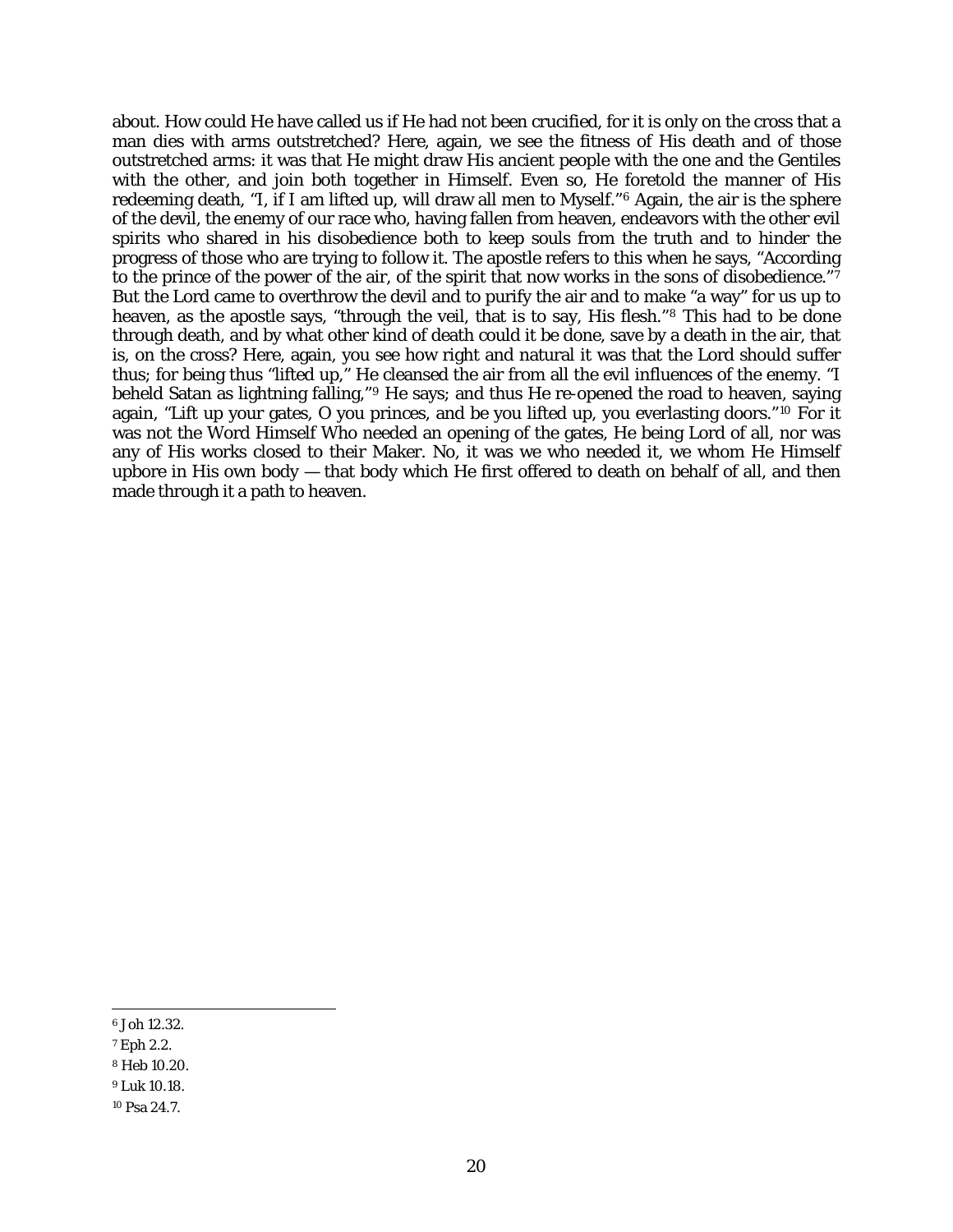about. How could He have called us if He had not been crucified, for it is only on the cross that a man dies with arms outstretched? Here, again, we see the fitness of His death and of those outstretched arms: it was that He might draw His ancient people with the one and the Gentiles with the other, and join both together in Himself. Even so, He foretold the manner of His redeeming death, "I, if I am lifted up, will draw all men to Myself."[6] Again, the air is the sphere of the devil, the enemy of our race who, having fallen from heaven, endeavors with the other evil spirits who shared in his disobedience both to keep souls from the truth and to hinder the progress of those who are trying to follow it. The apostle refers to this when he says, "According to the prince of the power of the air, of the spirit that now works in the sons of disobedience."[7] But the Lord came to overthrow the devil and to purify the air and to make "a way" for us up to heaven, as the apostle says, "through the veil, that is to say, His flesh."[8] This had to be done through death, and by what other kind of death could it be done, save by a death in the air, that is, on the cross? Here, again, you see how right and natural it was that the Lord should suffer thus; for being thus "lifted up," He cleansed the air from all the evil influences of the enemy. "I beheld Satan as lightning falling,"[9] He says; and thus He re-opened the road to heaven, saying again, "Lift up your gates, O you princes, and be you lifted up, you everlasting doors."[10] For it was not the Word Himself Who needed an opening of the gates, He being Lord of all, nor was any of His works closed to their Maker. No, it was we who needed it, we whom He Himself upbore in His own body — that body which He first offered to death on behalf of all, and then made through it a path to heaven.

---

[6] Joh 12.32.

[7] Eph 2.2.

[8] Heb 10.20.

[9] Luk 10.18.

[10] Psa 24.7.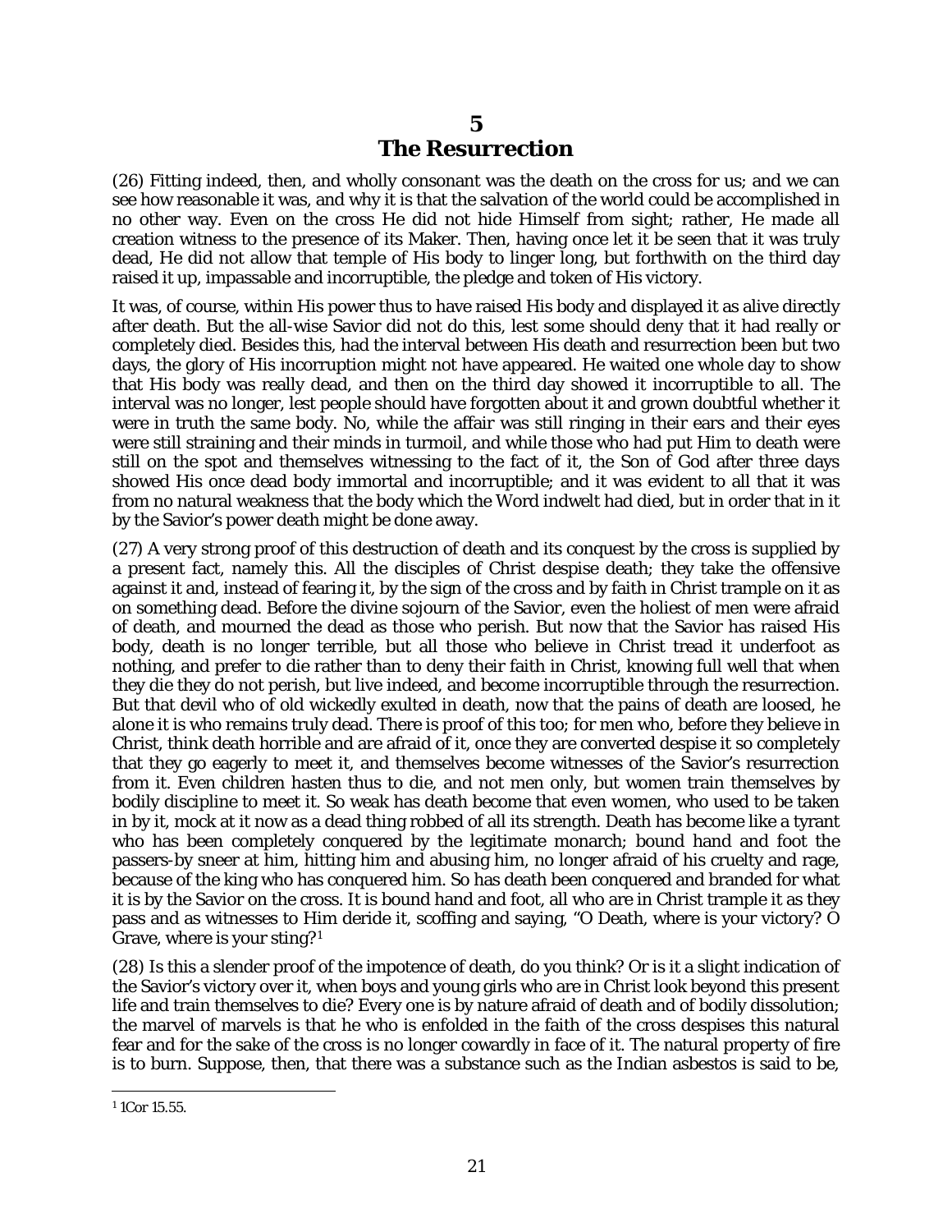# 5
# The Resurrection

(26) Fitting indeed, then, and wholly consonant was the death on the cross for us; and we can see how reasonable it was, and why it is that the salvation of the world could be accomplished in no other way. Even on the cross He did not hide Himself from sight; rather, He made all creation witness to the presence of its Maker. Then, having once let it be seen that it was truly dead, He did not allow that temple of His body to linger long, but forthwith on the third day raised it up, impassable and incorruptible, the pledge and token of His victory.

It was, of course, within His power thus to have raised His body and displayed it as alive directly after death. But the all-wise Savior did not do this, lest some should deny that it had really or completely died. Besides this, had the interval between His death and resurrection been but two days, the glory of His incorruption might not have appeared. He waited one whole day to show that His body was really dead, and then on the third day showed it incorruptible to all. The interval was no longer, lest people should have forgotten about it and grown doubtful whether it were in truth the same body. No, while the affair was still ringing in their ears and their eyes were still straining and their minds in turmoil, and while those who had put Him to death were still on the spot and themselves witnessing to the fact of it, the Son of God after three days showed His once dead body immortal and incorruptible; and it was evident to all that it was from no natural weakness that the body which the Word indwelt had died, but in order that in it by the Savior's power death might be done away.

(27) A very strong proof of this destruction of death and its conquest by the cross is supplied by a present fact, namely this. All the disciples of Christ despise death; they take the offensive against it and, instead of fearing it, by the sign of the cross and by faith in Christ trample on it as on something dead. Before the divine sojourn of the Savior, even the holiest of men were afraid of death, and mourned the dead as those who perish. But now that the Savior has raised His body, death is no longer terrible, but all those who believe in Christ tread it underfoot as nothing, and prefer to die rather than to deny their faith in Christ, knowing full well that when they die they do not perish, but live indeed, and become incorruptible through the resurrection. But that devil who of old wickedly exulted in death, now that the pains of death are loosed, he alone it is who remains truly dead. There is proof of this too; for men who, before they believe in Christ, think death horrible and are afraid of it, once they are converted despise it so completely that they go eagerly to meet it, and themselves become witnesses of the Savior's resurrection from it. Even children hasten thus to die, and not men only, but women train themselves by bodily discipline to meet it. So weak has death become that even women, who used to be taken in by it, mock at it now as a dead thing robbed of all its strength. Death has become like a tyrant who has been completely conquered by the legitimate monarch; bound hand and foot the passers-by sneer at him, hitting him and abusing him, no longer afraid of his cruelty and rage, because of the king who has conquered him. So has death been conquered and branded for what it is by the Savior on the cross. It is bound hand and foot, all who are in Christ trample it as they pass and as witnesses to Him deride it, scoffing and saying, "O Death, where is your victory? O Grave, where is your sting?[1]

(28) Is this a slender proof of the impotence of death, do you think? Or is it a slight indication of the Savior's victory over it, when boys and young girls who are in Christ look beyond this present life and train themselves to die? Every one is by nature afraid of death and of bodily dissolution; the marvel of marvels is that he who is enfolded in the faith of the cross despises this natural fear and for the sake of the cross is no longer cowardly in face of it. The natural property of fire is to burn. Suppose, then, that there was a substance such as the Indian asbestos is said to be,

[1] 1Cor 15.55.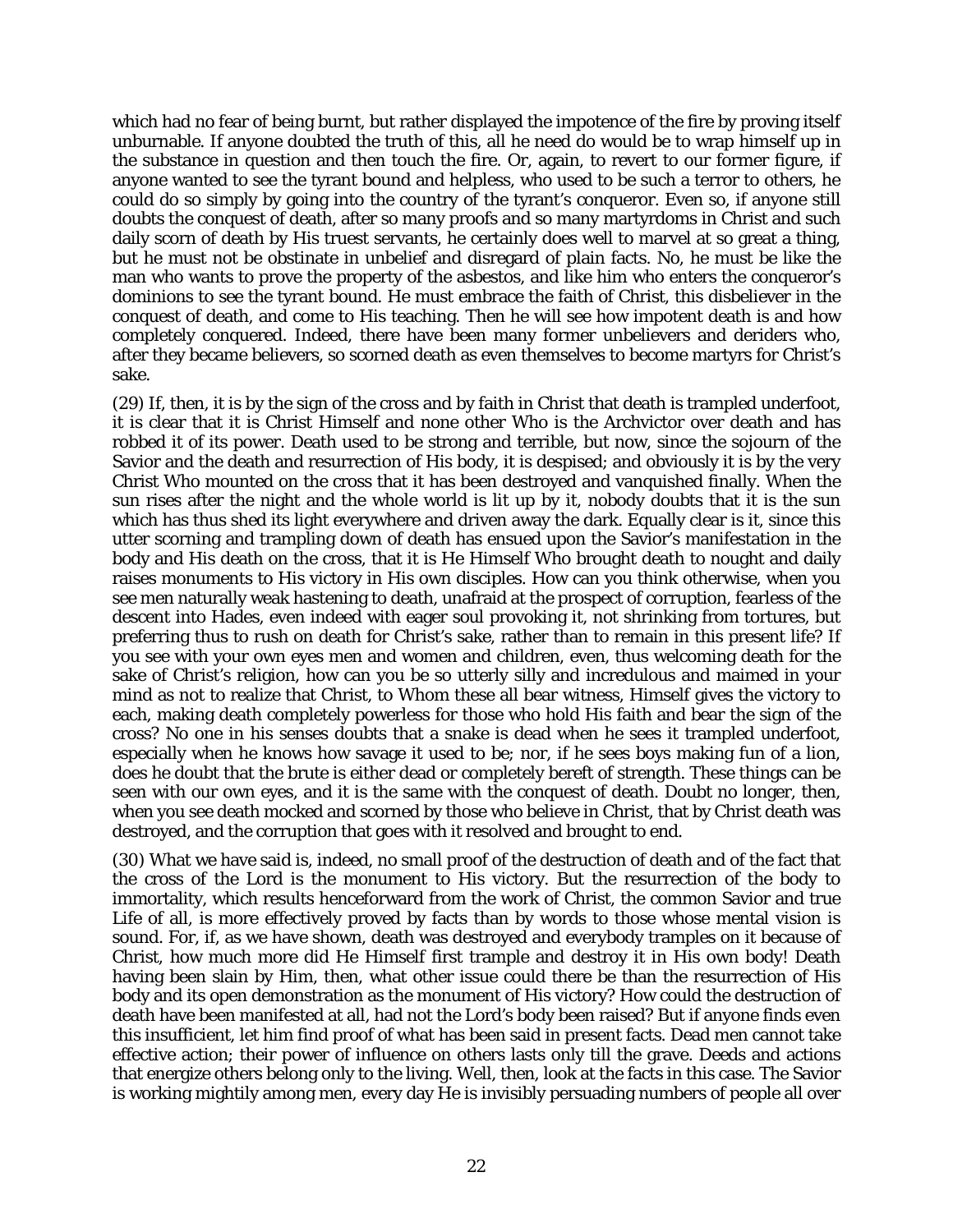which had no fear of being burnt, but rather displayed the impotence of the fire by proving itself unburnable. If anyone doubted the truth of this, all he need do would be to wrap himself up in the substance in question and then touch the fire. Or, again, to revert to our former figure, if anyone wanted to see the tyrant bound and helpless, who used to be such a terror to others, he could do so simply by going into the country of the tyrant's conqueror. Even so, if anyone still doubts the conquest of death, after so many proofs and so many martyrdoms in Christ and such daily scorn of death by His truest servants, he certainly does well to marvel at so great a thing, but he must not be obstinate in unbelief and disregard of plain facts. No, he must be like the man who wants to prove the property of the asbestos, and like him who enters the conqueror's dominions to see the tyrant bound. He must embrace the faith of Christ, this disbeliever in the conquest of death, and come to His teaching. Then he will see how impotent death is and how completely conquered. Indeed, there have been many former unbelievers and deriders who, after they became believers, so scorned death as even themselves to become martyrs for Christ's sake.

(29) If, then, it is by the sign of the cross and by faith in Christ that death is trampled underfoot, it is clear that it is Christ Himself and none other Who is the Archvictor over death and has robbed it of its power. Death used to be strong and terrible, but now, since the sojourn of the Savior and the death and resurrection of His body, it is despised; and obviously it is by the very Christ Who mounted on the cross that it has been destroyed and vanquished finally. When the sun rises after the night and the whole world is lit up by it, nobody doubts that it is the sun which has thus shed its light everywhere and driven away the dark. Equally clear is it, since this utter scorning and trampling down of death has ensued upon the Savior's manifestation in the body and His death on the cross, that it is He Himself Who brought death to nought and daily raises monuments to His victory in His own disciples. How can you think otherwise, when you see men naturally weak hastening to death, unafraid at the prospect of corruption, fearless of the descent into Hades, even indeed with eager soul provoking it, not shrinking from tortures, but preferring thus to rush on death for Christ's sake, rather than to remain in this present life? If you see with your own eyes men and women and children, even, thus welcoming death for the sake of Christ's religion, how can you be so utterly silly and incredulous and maimed in your mind as not to realize that Christ, to Whom these all bear witness, Himself gives the victory to each, making death completely powerless for those who hold His faith and bear the sign of the cross? No one in his senses doubts that a snake is dead when he sees it trampled underfoot, especially when he knows how savage it used to be; nor, if he sees boys making fun of a lion, does he doubt that the brute is either dead or completely bereft of strength. These things can be seen with our own eyes, and it is the same with the conquest of death. Doubt no longer, then, when you see death mocked and scorned by those who believe in Christ, that by Christ death was destroyed, and the corruption that goes with it resolved and brought to end.

(30) What we have said is, indeed, no small proof of the destruction of death and of the fact that the cross of the Lord is the monument to His victory. But the resurrection of the body to immortality, which results henceforward from the work of Christ, the common Savior and true Life of all, is more effectively proved by facts than by words to those whose mental vision is sound. For, if, as we have shown, death was destroyed and everybody tramples on it because of Christ, how much more did He Himself first trample and destroy it in His own body! Death having been slain by Him, then, what other issue could there be than the resurrection of His body and its open demonstration as the monument of His victory? How could the destruction of death have been manifested at all, had not the Lord's body been raised? But if anyone finds even this insufficient, let him find proof of what has been said in present facts. Dead men cannot take effective action; their power of influence on others lasts only till the grave. Deeds and actions that energize others belong only to the living. Well, then, look at the facts in this case. The Savior is working mightily among men, every day He is invisibly persuading numbers of people all over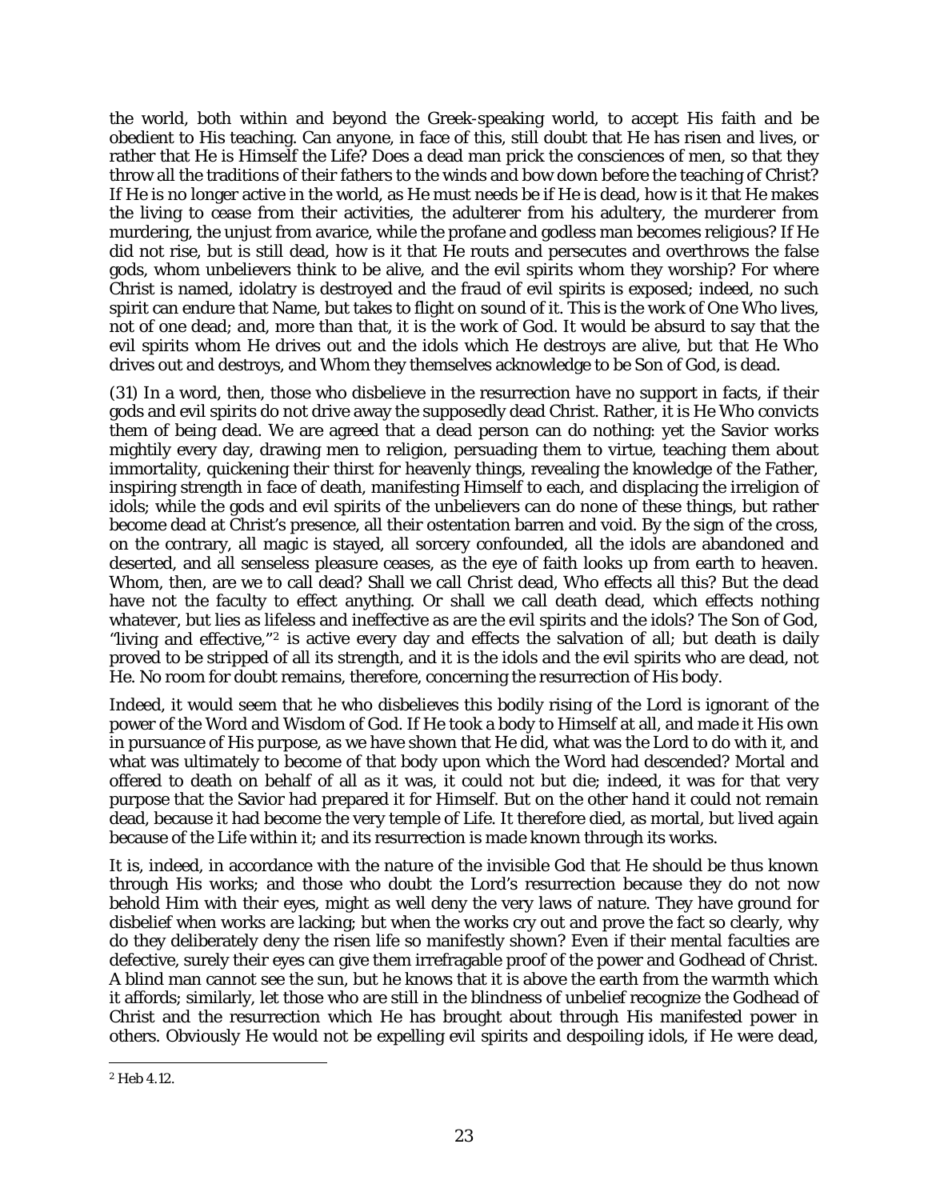the world, both within and beyond the Greek-speaking world, to accept His faith and be obedient to His teaching. Can anyone, in face of this, still doubt that He has risen and lives, or rather that He is Himself the Life? Does a dead man prick the consciences of men, so that they throw all the traditions of their fathers to the winds and bow down before the teaching of Christ? If He is no longer active in the world, as He must needs be if He is dead, how is it that He makes the living to cease from their activities, the adulterer from his adultery, the murderer from murdering, the unjust from avarice, while the profane and godless man becomes religious? If He did not rise, but is still dead, how is it that He routs and persecutes and overthrows the false gods, whom unbelievers think to be alive, and the evil spirits whom they worship? For where Christ is named, idolatry is destroyed and the fraud of evil spirits is exposed; indeed, no such spirit can endure that Name, but takes to flight on sound of it. This is the work of One Who lives, not of one dead; and, more than that, it is the work of God. It would be absurd to say that the evil spirits whom He drives out and the idols which He destroys are alive, but that He Who drives out and destroys, and Whom they themselves acknowledge to be Son of God, is dead.

(31) In a word, then, those who disbelieve in the resurrection have no support in facts, if their gods and evil spirits do not drive away the supposedly dead Christ. Rather, it is He Who convicts them of being dead. We are agreed that a dead person can do nothing: yet the Savior works mightily every day, drawing men to religion, persuading them to virtue, teaching them about immortality, quickening their thirst for heavenly things, revealing the knowledge of the Father, inspiring strength in face of death, manifesting Himself to each, and displacing the irreligion of idols; while the gods and evil spirits of the unbelievers can do none of these things, but rather become dead at Christ's presence, all their ostentation barren and void. By the sign of the cross, on the contrary, all magic is stayed, all sorcery confounded, all the idols are abandoned and deserted, and all senseless pleasure ceases, as the eye of faith looks up from earth to heaven. Whom, then, are we to call dead? Shall we call Christ dead, Who effects all this? But the dead have not the faculty to effect anything. Or shall we call death dead, which effects nothing whatever, but lies as lifeless and ineffective as are the evil spirits and the idols? The Son of God, "living and effective,"[2] is active every day and effects the salvation of all; but death is daily proved to be stripped of all its strength, and it is the idols and the evil spirits who are dead, not He. No room for doubt remains, therefore, concerning the resurrection of His body.

Indeed, it would seem that he who disbelieves this bodily rising of the Lord is ignorant of the power of the Word and Wisdom of God. If He took a body to Himself at all, and made it His own in pursuance of His purpose, as we have shown that He did, what was the Lord to do with it, and what was ultimately to become of that body upon which the Word had descended? Mortal and offered to death on behalf of all as it was, it could not but die; indeed, it was for that very purpose that the Savior had prepared it for Himself. But on the other hand it could not remain dead, because it had become the very temple of Life. It therefore died, as mortal, but lived again because of the Life within it; and its resurrection is made known through its works.

It is, indeed, in accordance with the nature of the invisible God that He should be thus known through His works; and those who doubt the Lord's resurrection because they do not now behold Him with their eyes, might as well deny the very laws of nature. They have ground for disbelief when works are lacking; but when the works cry out and prove the fact so clearly, why do they deliberately deny the risen life so manifestly shown? Even if their mental faculties are defective, surely their eyes can give them irrefragable proof of the power and Godhead of Christ. A blind man cannot see the sun, but he knows that it is above the earth from the warmth which it affords; similarly, let those who are still in the blindness of unbelief recognize the Godhead of Christ and the resurrection which He has brought about through His manifested power in others. Obviously He would not be expelling evil spirits and despoiling idols, if He were dead,

[2] Heb 4.12.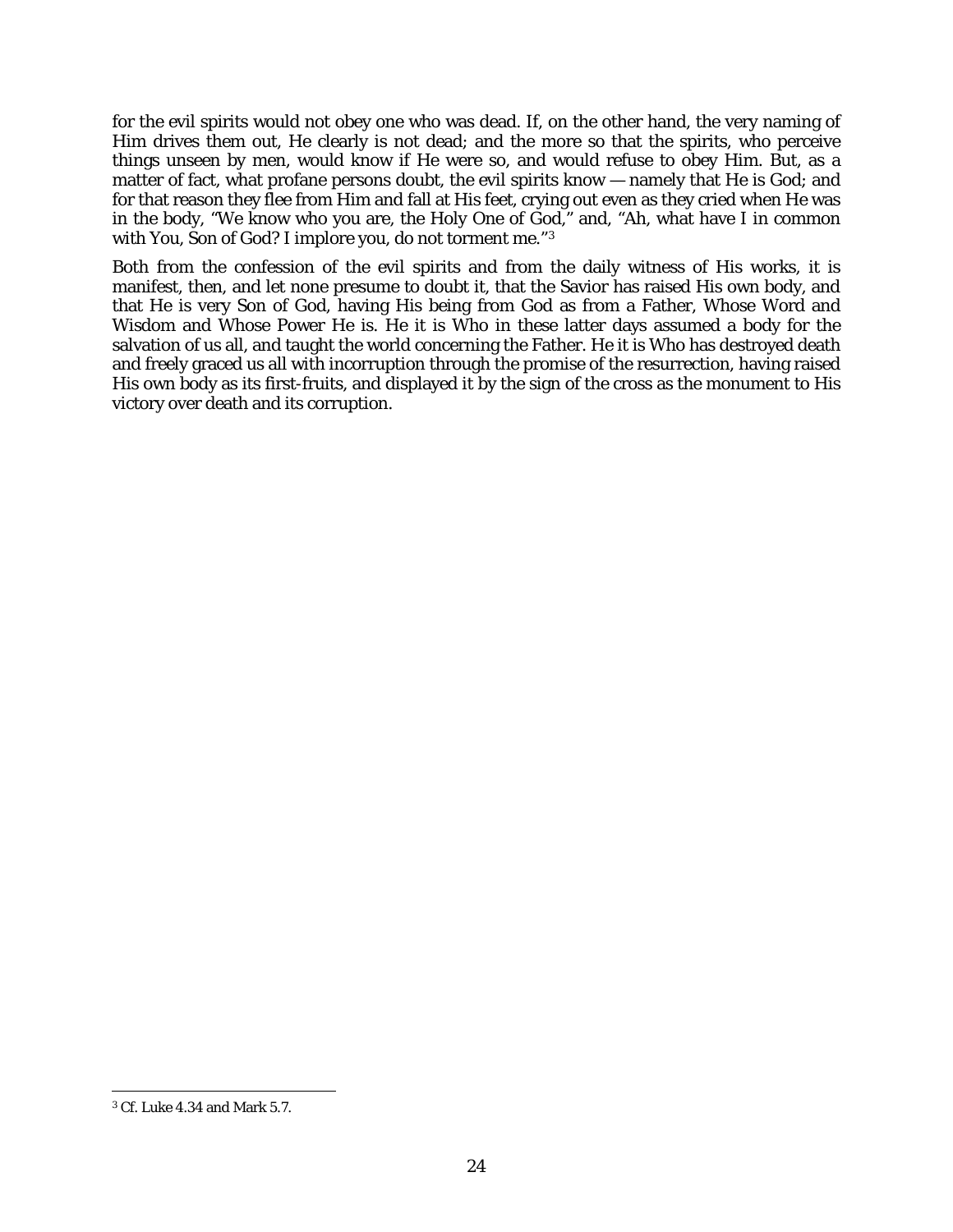for the evil spirits would not obey one who was dead. If, on the other hand, the very naming of Him drives them out, He clearly is not dead; and the more so that the spirits, who perceive things unseen by men, would know if He were so, and would refuse to obey Him. But, as a matter of fact, what profane persons doubt, the evil spirits know — namely that He is God; and for that reason they flee from Him and fall at His feet, crying out even as they cried when He was in the body, "We know who you are, the Holy One of God," and, "Ah, what have I in common with You, Son of God? I implore you, do not torment me."[3]

Both from the confession of the evil spirits and from the daily witness of His works, it is manifest, then, and let none presume to doubt it, that the Savior has raised His own body, and that He is very Son of God, having His being from God as from a Father, Whose Word and Wisdom and Whose Power He is. He it is Who in these latter days assumed a body for the salvation of us all, and taught the world concerning the Father. He it is Who has destroyed death and freely graced us all with incorruption through the promise of the resurrection, having raised His own body as its first-fruits, and displayed it by the sign of the cross as the monument to His victory over death and its corruption.

---

[3] Cf. Luke 4.34 and Mark 5.7.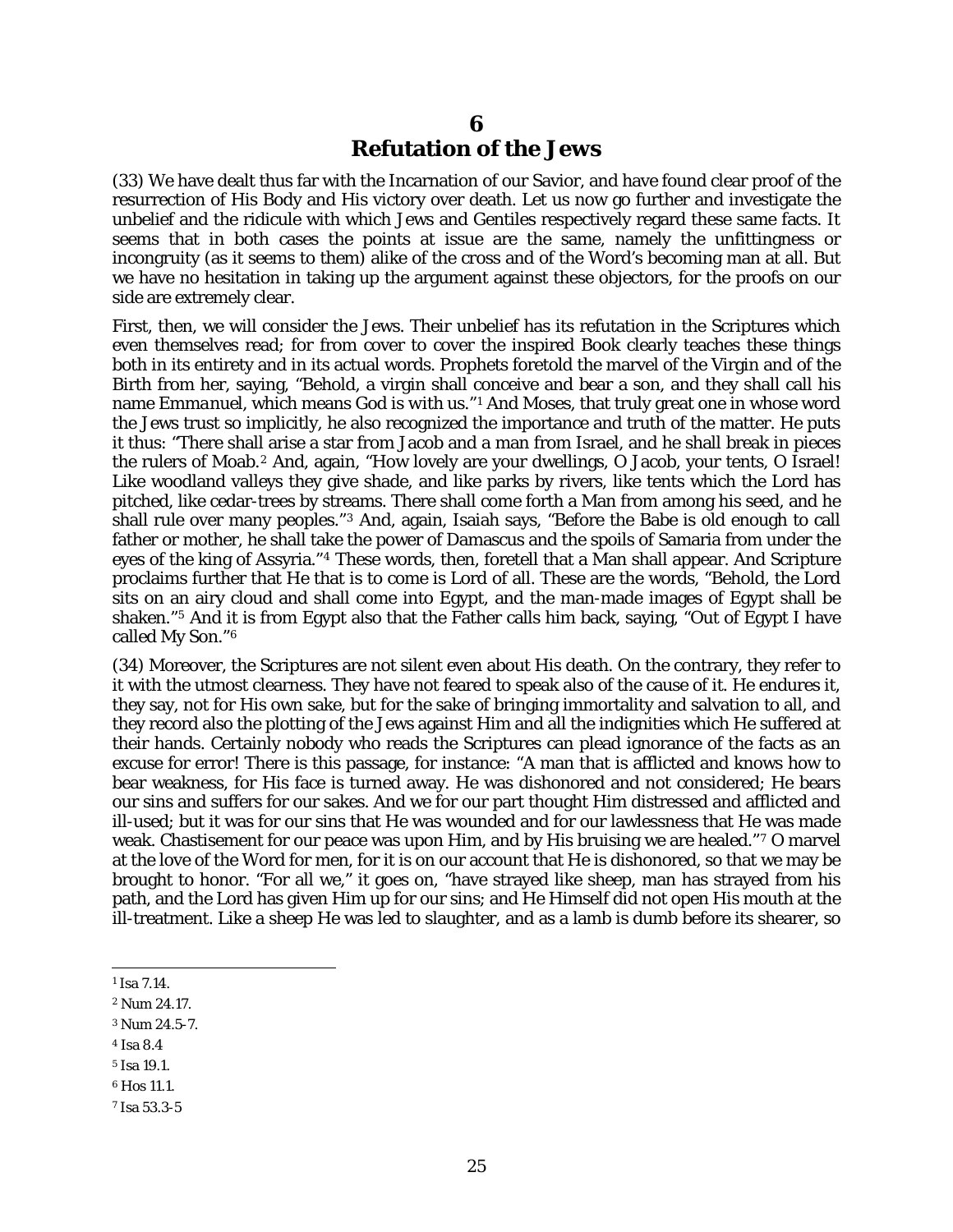# 6
# Refutation of the Jews

(33) We have dealt thus far with the Incarnation of our Savior, and have found clear proof of the resurrection of His Body and His victory over death. Let us now go further and investigate the unbelief and the ridicule with which Jews and Gentiles respectively regard these same facts. It seems that in both cases the points at issue are the same, namely the unfittingness or incongruity (as it seems to them) alike of the cross and of the Word's becoming man at all. But we have no hesitation in taking up the argument against these objectors, for the proofs on our side are extremely clear.

First, then, we will consider the Jews. Their unbelief has its refutation in the Scriptures which even themselves read; for from cover to cover the inspired Book clearly teaches these things both in its entirety and in its actual words. Prophets foretold the marvel of the Virgin and of the Birth from her, saying, "Behold, a virgin shall conceive and bear a son, and they shall call his name *Emmanuel*, which means God is with us."[1] And Moses, that truly great one in whose word the Jews trust so implicitly, he also recognized the importance and truth of the matter. He puts it thus: "There shall arise a star from Jacob and a man from Israel, and he shall break in pieces the rulers of Moab.[2] And, again, "How lovely are your dwellings, O Jacob, your tents, O Israel! Like woodland valleys they give shade, and like parks by rivers, like tents which the Lord has pitched, like cedar-trees by streams. There shall come forth a Man from among his seed, and he shall rule over many peoples."[3] And, again, Isaiah says, "Before the Babe is old enough to call father or mother, he shall take the power of Damascus and the spoils of Samaria from under the eyes of the king of Assyria."[4] These words, then, foretell that a Man shall appear. And Scripture proclaims further that He that is to come is Lord of all. These are the words, "Behold, the Lord sits on an airy cloud and shall come into Egypt, and the man-made images of Egypt shall be shaken."[5] And it is from Egypt also that the Father calls him back, saying, "Out of Egypt I have called My Son."[6]

(34) Moreover, the Scriptures are not silent even about His death. On the contrary, they refer to it with the utmost clearness. They have not feared to speak also of the cause of it. He endures it, they say, not for His own sake, but for the sake of bringing immortality and salvation to all, and they record also the plotting of the Jews against Him and all the indignities which He suffered at their hands. Certainly nobody who reads the Scriptures can plead ignorance of the facts as an excuse for error! There is this passage, for instance: "A man that is afflicted and knows how to bear weakness, for His face is turned away. He was dishonored and not considered; He bears our sins and suffers for our sakes. And we for our part thought Him distressed and afflicted and ill-used; but it was for our sins that He was wounded and for our lawlessness that He was made weak. Chastisement for our peace was upon Him, and by His bruising we are healed."[7] O marvel at the love of the Word for men, for it is on our account that He is dishonored, so that we may be brought to honor. "For all we," it goes on, "have strayed like sheep, man has strayed from his path, and the Lord has given Him up for our sins; and He Himself did not open His mouth at the ill-treatment. Like a sheep He was led to slaughter, and as a lamb is dumb before its shearer, so

---

[1] Isa 7.14.

[2] Num 24.17.

[3] Num 24.5-7.

[4] Isa 8.4

[5] Isa 19.1.

[6] Hos 11.1.

[7] Isa 53.3-5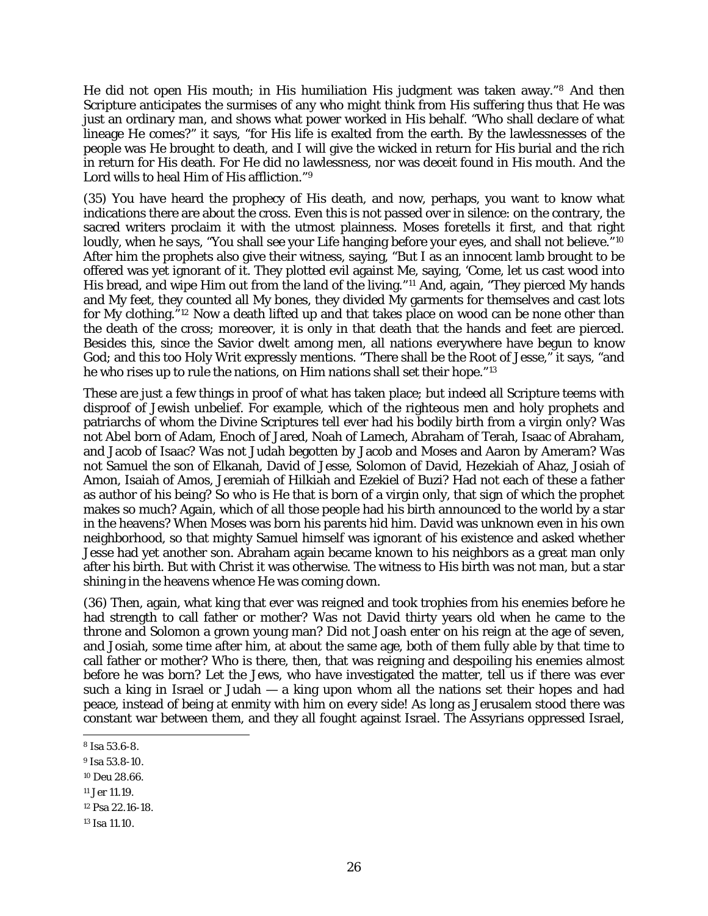He did not open His mouth; in His humiliation His judgment was taken away."[8] And then Scripture anticipates the surmises of any who might think from His suffering thus that He was just an ordinary man, and shows what power worked in His behalf. "Who shall declare of what lineage He comes?" it says, "for His life is exalted from the earth. By the lawlessnesses of the people was He brought to death, and I will give the wicked in return for His burial and the rich in return for His death. For He did no lawlessness, nor was deceit found in His mouth. And the Lord wills to heal Him of His affliction."[9]

(35) You have heard the prophecy of His death, and now, perhaps, you want to know what indications there are about the cross. Even this is not passed over in silence: on the contrary, the sacred writers proclaim it with the utmost plainness. Moses foretells it first, and that right loudly, when he says, "You shall see your Life hanging before your eyes, and shall not believe."[10] After him the prophets also give their witness, saying, "But I as an innocent lamb brought to be offered was yet ignorant of it. They plotted evil against Me, saying, 'Come, let us cast wood into His bread, and wipe Him out from the land of the living."[11] And, again, "They pierced My hands and My feet, they counted all My bones, they divided My garments for themselves and cast lots for My clothing."[12] Now a death lifted up and that takes place on wood can be none other than the death of the cross; moreover, it is only in that death that the hands and feet are pierced. Besides this, since the Savior dwelt among men, all nations everywhere have begun to know God; and this too Holy Writ expressly mentions. "There shall be the Root of Jesse," it says, "and he who rises up to rule the nations, on Him nations shall set their hope."[13]

These are just a few things in proof of what has taken place; but indeed all Scripture teems with disproof of Jewish unbelief. For example, which of the righteous men and holy prophets and patriarchs of whom the Divine Scriptures tell ever had his bodily birth from a virgin only? Was not Abel born of Adam, Enoch of Jared, Noah of Lamech, Abraham of Terah, Isaac of Abraham, and Jacob of Isaac? Was not Judah begotten by Jacob and Moses and Aaron by Ameram? Was not Samuel the son of Elkanah, David of Jesse, Solomon of David, Hezekiah of Ahaz, Josiah of Amon, Isaiah of Amos, Jeremiah of Hilkiah and Ezekiel of Buzi? Had not each of these a father as author of his being? So who is He that is born of a virgin only, that sign of which the prophet makes so much? Again, which of all those people had his birth announced to the world by a star in the heavens? When Moses was born his parents hid him. David was unknown even in his own neighborhood, so that mighty Samuel himself was ignorant of his existence and asked whether Jesse had yet another son. Abraham again became known to his neighbors as a great man only after his birth. But with Christ it was otherwise. The witness to His birth was not man, but a star shining in the heavens whence He was coming down.

(36) Then, again, what king that ever was reigned and took trophies from his enemies before he had strength to call father or mother? Was not David thirty years old when he came to the throne and Solomon a grown young man? Did not Joash enter on his reign at the age of seven, and Josiah, some time after him, at about the same age, both of them fully able by that time to call father or mother? Who is there, then, that was reigning and despoiling his enemies almost before he was born? Let the Jews, who have investigated the matter, tell us if there was ever such a king in Israel or Judah — a king upon whom all the nations set their hopes and had peace, instead of being at enmity with him on every side! As long as Jerusalem stood there was constant war between them, and they all fought against Israel. The Assyrians oppressed Israel,

[8] Isa 53.6-8.

[9] Isa 53.8-10.

[10] Deu 28.66.

[11] Jer 11.19.

[12] Psa 22.16-18.

[13] Isa 11.10.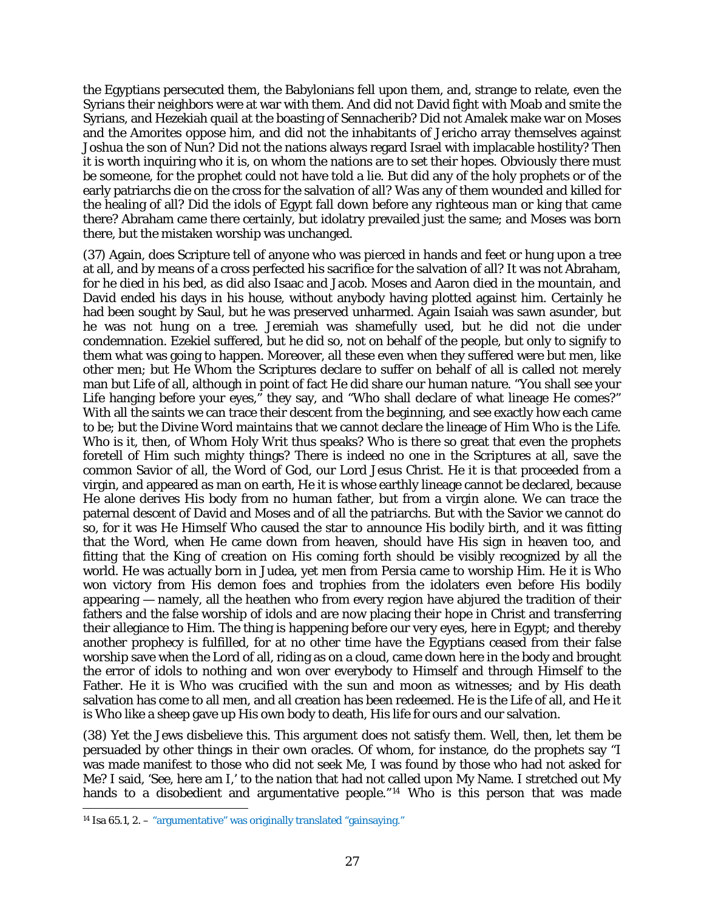the Egyptians persecuted them, the Babylonians fell upon them, and, strange to relate, even the Syrians their neighbors were at war with them. And did not David fight with Moab and smite the Syrians, and Hezekiah quail at the boasting of Sennacherib? Did not Amalek make war on Moses and the Amorites oppose him, and did not the inhabitants of Jericho array themselves against Joshua the son of Nun? Did not the nations always regard Israel with implacable hostility? Then it is worth inquiring who it is, on whom the nations are to set their hopes. Obviously there must be someone, for the prophet could not have told a lie. But did any of the holy prophets or of the early patriarchs die on the cross for the salvation of all? Was any of them wounded and killed for the healing of all? Did the idols of Egypt fall down before any righteous man or king that came there? Abraham came there certainly, but idolatry prevailed just the same; and Moses was born there, but the mistaken worship was unchanged.

(37) Again, does Scripture tell of anyone who was pierced in hands and feet or hung upon a tree at all, and by means of a cross perfected his sacrifice for the salvation of all? It was not Abraham, for he died in his bed, as did also Isaac and Jacob. Moses and Aaron died in the mountain, and David ended his days in his house, without anybody having plotted against him. Certainly he had been sought by Saul, but he was preserved unharmed. Again Isaiah was sawn asunder, but he was not hung on a tree. Jeremiah was shamefully used, but he did not die under condemnation. Ezekiel suffered, but he did so, not on behalf of the people, but only to signify to them what was going to happen. Moreover, all these even when they suffered were but men, like other men; but He Whom the Scriptures declare to suffer on behalf of all is called not merely man but Life of all, although in point of fact He did share our human nature. "You shall see your Life hanging before your eyes," they say, and "Who shall declare of what lineage He comes?" With all the saints we can trace their descent from the beginning, and see exactly how each came to be; but the Divine Word maintains that we cannot declare the lineage of Him Who is the Life. Who is it, then, of Whom Holy Writ thus speaks? Who is there so great that even the prophets foretell of Him such mighty things? There is indeed no one in the Scriptures at all, save the common Savior of all, the Word of God, our Lord Jesus Christ. He it is that proceeded from a virgin, and appeared as man on earth, He it is whose earthly lineage cannot be declared, because He alone derives His body from no human father, but from a virgin alone. We can trace the paternal descent of David and Moses and of all the patriarchs. But with the Savior we cannot do so, for it was He Himself Who caused the star to announce His bodily birth, and it was fitting that the Word, when He came down from heaven, should have His sign in heaven too, and fitting that the King of creation on His coming forth should be visibly recognized by all the world. He was actually born in Judea, yet men from Persia came to worship Him. He it is Who won victory from His demon foes and trophies from the idolaters even before His bodily appearing — namely, all the heathen who from every region have abjured the tradition of their fathers and the false worship of idols and are now placing their hope in Christ and transferring their allegiance to Him. The thing is happening before our very eyes, here in Egypt; and thereby another prophecy is fulfilled, for at no other time have the Egyptians ceased from their false worship save when the Lord of all, riding as on a cloud, came down here in the body and brought the error of idols to nothing and won over everybody to Himself and through Himself to the Father. He it is Who was crucified with the sun and moon as witnesses; and by His death salvation has come to all men, and all creation has been redeemed. He is the Life of all, and He it is Who like a sheep gave up His own body to death, His life for ours and our salvation.

(38) Yet the Jews disbelieve this. This argument does not satisfy them. Well, then, let them be persuaded by other things in their own oracles. Of whom, for instance, do the prophets say "I was made manifest to those who did not seek Me, I was found by those who had not asked for Me? I said, 'See, here am I,' to the nation that had not called upon My Name. I stretched out My hands to a disobedient and argumentative people."[14] Who is this person that was made

[14] Isa 65.1, 2. – "argumentative" was originally translated "gainsaying."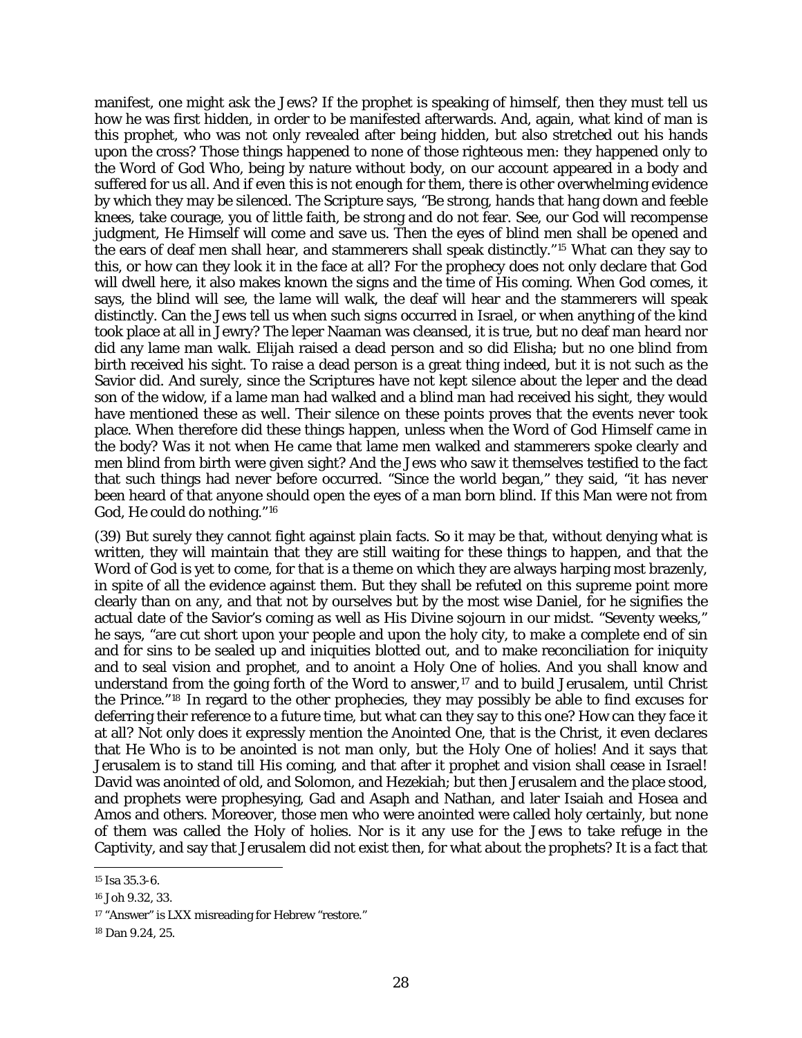manifest, one might ask the Jews? If the prophet is speaking of himself, then they must tell us how he was first hidden, in order to be manifested afterwards. And, again, what kind of man is this prophet, who was not only revealed after being hidden, but also stretched out his hands upon the cross? Those things happened to none of those righteous men: they happened only to the Word of God Who, being by nature without body, on our account appeared in a body and suffered for us all. And if even this is not enough for them, there is other overwhelming evidence by which they may be silenced. The Scripture says, "Be strong, hands that hang down and feeble knees, take courage, you of little faith, be strong and do not fear. See, our God will recompense judgment, He Himself will come and save us. Then the eyes of blind men shall be opened and the ears of deaf men shall hear, and stammerers shall speak distinctly."[15] What can they say to this, or how can they look it in the face at all? For the prophecy does not only declare that God will dwell here, it also makes known the signs and the time of His coming. When God comes, it says, the blind will see, the lame will walk, the deaf will hear and the stammerers will speak distinctly. Can the Jews tell us when such signs occurred in Israel, or when anything of the kind took place at all in Jewry? The leper Naaman was cleansed, it is true, but no deaf man heard nor did any lame man walk. Elijah raised a dead person and so did Elisha; but no one blind from birth received his sight. To raise a dead person is a great thing indeed, but it is not such as the Savior did. And surely, since the Scriptures have not kept silence about the leper and the dead son of the widow, if a lame man had walked and a blind man had received his sight, they would have mentioned these as well. Their silence on these points proves that the events never took place. When therefore did these things happen, unless when the Word of God Himself came in the body? Was it not when He came that lame men walked and stammerers spoke clearly and men blind from birth were given sight? And the Jews who saw it themselves testified to the fact that such things had never before occurred. "Since the world began," they said, "it has never been heard of that anyone should open the eyes of a man born blind. If this Man were not from God, He could do nothing."[16]

(39) But surely they cannot fight against plain facts. So it may be that, without denying what is written, they will maintain that they are still waiting for these things to happen, and that the Word of God is yet to come, for that is a theme on which they are always harping most brazenly, in spite of all the evidence against them. But they shall be refuted on this supreme point more clearly than on any, and that not by ourselves but by the most wise Daniel, for he signifies the actual date of the Savior's coming as well as His Divine sojourn in our midst. "Seventy weeks," he says, "are cut short upon your people and upon the holy city, to make a complete end of sin and for sins to be sealed up and iniquities blotted out, and to make reconciliation for iniquity and to seal vision and prophet, and to anoint a Holy One of holies. And you shall know and understand from the going forth of the Word to answer,[17] and to build Jerusalem, until Christ the Prince."[18] In regard to the other prophecies, they may possibly be able to find excuses for deferring their reference to a future time, but what can they say to this one? How can they face it at all? Not only does it expressly mention the Anointed One, that is the Christ, it even declares that He Who is to be anointed is not man only, but the Holy One of holies! And it says that Jerusalem is to stand till His coming, and that after it prophet and vision shall cease in Israel! David was anointed of old, and Solomon, and Hezekiah; but then Jerusalem and the place stood, and prophets were prophesying, Gad and Asaph and Nathan, and later Isaiah and Hosea and Amos and others. Moreover, those men who were anointed were called holy certainly, but none of them was called the Holy of holies. Nor is it any use for the Jews to take refuge in the Captivity, and say that Jerusalem did not exist then, for what about the prophets? It is a fact that

---

[15] Isa 35.3-6.

[16] Joh 9.32, 33.

[17] "Answer" is LXX misreading for Hebrew "restore."

[18] Dan 9.24, 25.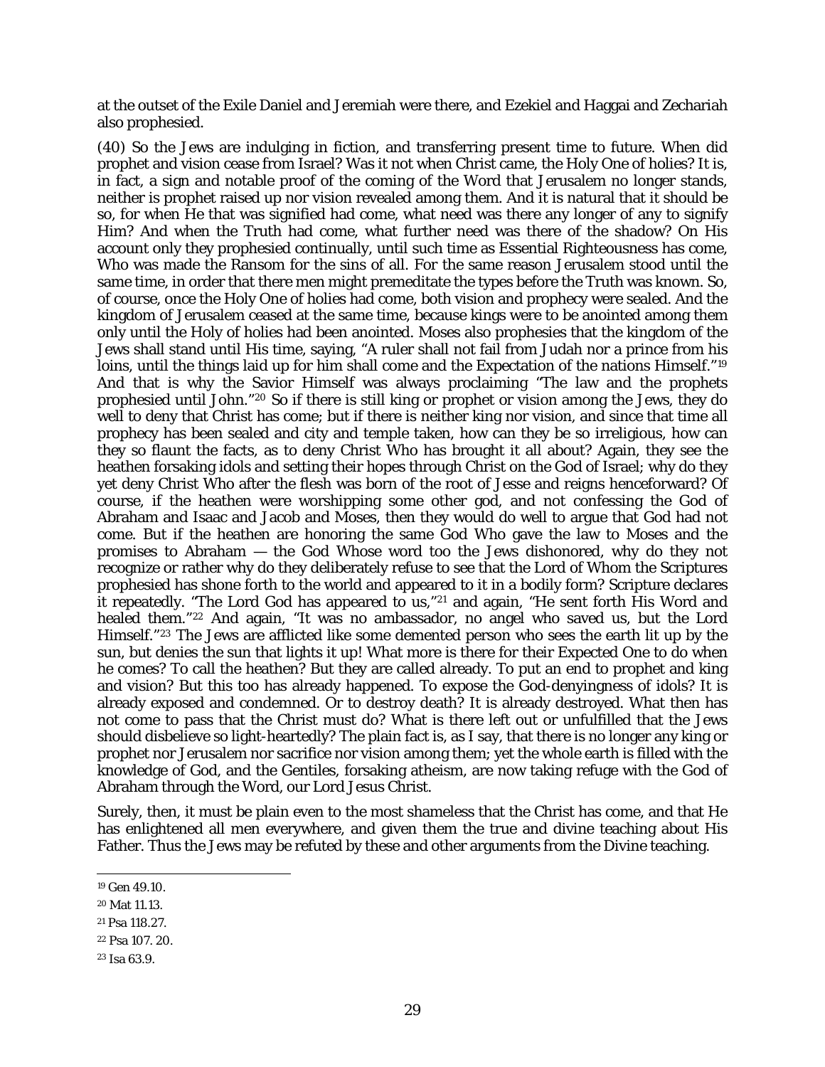at the outset of the Exile Daniel and Jeremiah were there, and Ezekiel and Haggai and Zechariah also prophesied.

(40) So the Jews are indulging in fiction, and transferring present time to future. When did prophet and vision cease from Israel? Was it not when Christ came, the Holy One of holies? It is, in fact, a sign and notable proof of the coming of the Word that Jerusalem no longer stands, neither is prophet raised up nor vision revealed among them. And it is natural that it should be so, for when He that was signified had come, what need was there any longer of any to signify Him? And when the Truth had come, what further need was there of the shadow? On His account only they prophesied continually, until such time as Essential Righteousness has come, Who was made the Ransom for the sins of all. For the same reason Jerusalem stood until the same time, in order that there men might premeditate the types before the Truth was known. So, of course, once the Holy One of holies had come, both vision and prophecy were sealed. And the kingdom of Jerusalem ceased at the same time, because kings were to be anointed among them only until the Holy of holies had been anointed. Moses also prophesies that the kingdom of the Jews shall stand until His time, saying, "A ruler shall not fail from Judah nor a prince from his loins, until the things laid up for him shall come and the Expectation of the nations Himself."[19] And that is why the Savior Himself was always proclaiming "The law and the prophets prophesied until John."[20] So if there is still king or prophet or vision among the Jews, they do well to deny that Christ has come; but if there is neither king nor vision, and since that time all prophecy has been sealed and city and temple taken, how can they be so irreligious, how can they so flaunt the facts, as to deny Christ Who has brought it all about? Again, they see the heathen forsaking idols and setting their hopes through Christ on the God of Israel; why do they yet deny Christ Who after the flesh was born of the root of Jesse and reigns henceforward? Of course, if the heathen were worshipping some other god, and not confessing the God of Abraham and Isaac and Jacob and Moses, then they would do well to argue that God had not come. But if the heathen are honoring the same God Who gave the law to Moses and the promises to Abraham — the God Whose word too the Jews dishonored, why do they not recognize or rather why do they deliberately refuse to see that the Lord of Whom the Scriptures prophesied has shone forth to the world and appeared to it in a bodily form? Scripture declares it repeatedly. "The Lord God has appeared to us,"[21] and again, "He sent forth His Word and healed them."[22] And again, "It was no ambassador, no angel who saved us, but the Lord Himself."[23] The Jews are afflicted like some demented person who sees the earth lit up by the sun, but denies the sun that lights it up! What more is there for their Expected One to do when he comes? To call the heathen? But they are called already. To put an end to prophet and king and vision? But this too has already happened. To expose the God-denyingness of idols? It is already exposed and condemned. Or to destroy death? It is already destroyed. What then has not come to pass that the Christ must do? What is there left out or unfulfilled that the Jews should disbelieve so light-heartedly? The plain fact is, as I say, that there is no longer any king or prophet nor Jerusalem nor sacrifice nor vision among them; yet the whole earth is filled with the knowledge of God, and the Gentiles, forsaking atheism, are now taking refuge with the God of Abraham through the Word, our Lord Jesus Christ.

Surely, then, it must be plain even to the most shameless that the Christ has come, and that He has enlightened all men everywhere, and given them the true and divine teaching about His Father. Thus the Jews may be refuted by these and other arguments from the Divine teaching.

---

[19] Gen 49.10.

[20] Mat 11.13.

[21] Psa 118.27.

[22] Psa 107. 20.

[23] Isa 63.9.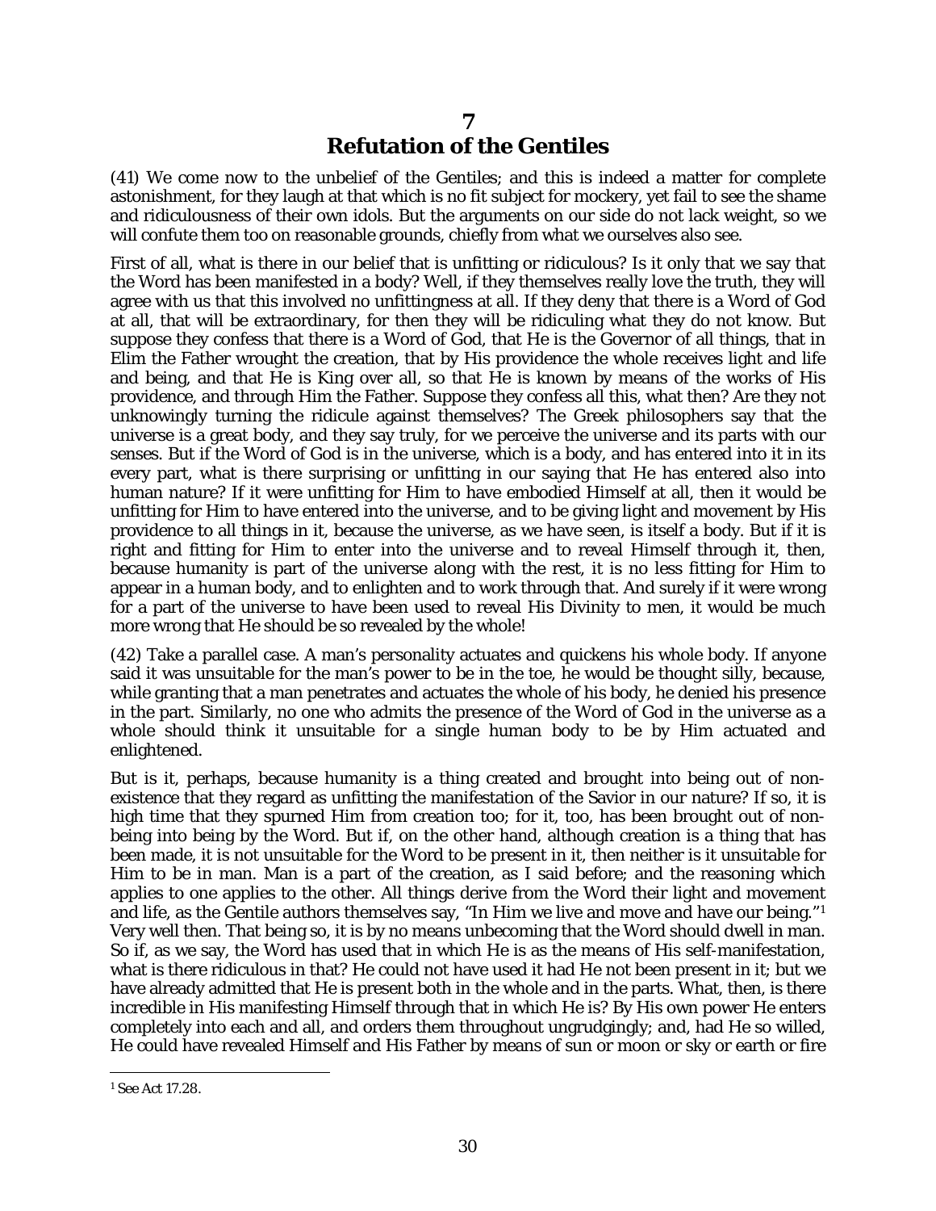# 7
# Refutation of the Gentiles

(41) We come now to the unbelief of the Gentiles; and this is indeed a matter for complete astonishment, for they laugh at that which is no fit subject for mockery, yet fail to see the shame and ridiculousness of their own idols. But the arguments on our side do not lack weight, so we will confute them too on reasonable grounds, chiefly from what we ourselves also see.

First of all, what is there in our belief that is unfitting or ridiculous? Is it only that we say that the Word has been manifested in a body? Well, if they themselves really love the truth, they will agree with us that this involved no unfittingness at all. If they deny that there is a Word of God at all, that will be extraordinary, for then they will be ridiculing what they do not know. But suppose they confess that there is a Word of God, that He is the Governor of all things, that in Elim the Father wrought the creation, that by His providence the whole receives light and life and being, and that He is King over all, so that He is known by means of the works of His providence, and through Him the Father. Suppose they confess all this, what then? Are they not unknowingly turning the ridicule against themselves? The Greek philosophers say that the universe is a great body, and they say truly, for we perceive the universe and its parts with our senses. But if the Word of God is in the universe, which is a body, and has entered into it in its every part, what is there surprising or unfitting in our saying that He has entered also into human nature? If it were unfitting for Him to have embodied Himself at all, then it would be unfitting for Him to have entered into the universe, and to be giving light and movement by His providence to all things in it, because the universe, as we have seen, is itself a body. But if it is right and fitting for Him to enter into the universe and to reveal Himself through it, then, because humanity is part of the universe along with the rest, it is no less fitting for Him to appear in a human body, and to enlighten and to work through that. And surely if it were wrong for a part of the universe to have been used to reveal His Divinity to men, it would be much more wrong that He should be so revealed by the whole!

(42) Take a parallel case. A man's personality actuates and quickens his whole body. If anyone said it was unsuitable for the man's power to be in the toe, he would be thought silly, because, while granting that a man penetrates and actuates the whole of his body, he denied his presence in the part. Similarly, no one who admits the presence of the Word of God in the universe as a whole should think it unsuitable for a single human body to be by Him actuated and enlightened.

But is it, perhaps, because humanity is a thing created and brought into being out of non-existence that they regard as unfitting the manifestation of the Savior in our nature? If so, it is high time that they spurned Him from creation too; for it, too, has been brought out of non-being into being by the Word. But if, on the other hand, although creation is a thing that has been made, it is not unsuitable for the Word to be present in it, then neither is it unsuitable for Him to be in man. Man is a part of the creation, as I said before; and the reasoning which applies to one applies to the other. All things derive from the Word their light and movement and life, as the Gentile authors themselves say, "In Him we live and move and have our being."[1] Very well then. That being so, it is by no means unbecoming that the Word should dwell in man. So if, as we say, the Word has used that in which He is as the means of His self-manifestation, what is there ridiculous in that? He could not have used it had He not been present in it; but we have already admitted that He is present both in the whole and in the parts. What, then, is there incredible in His manifesting Himself through that in which He is? By His own power He enters completely into each and all, and orders them throughout ungrudgingly; and, had He so willed, He could have revealed Himself and His Father by means of sun or moon or sky or earth or fire

[1] See Act 17.28.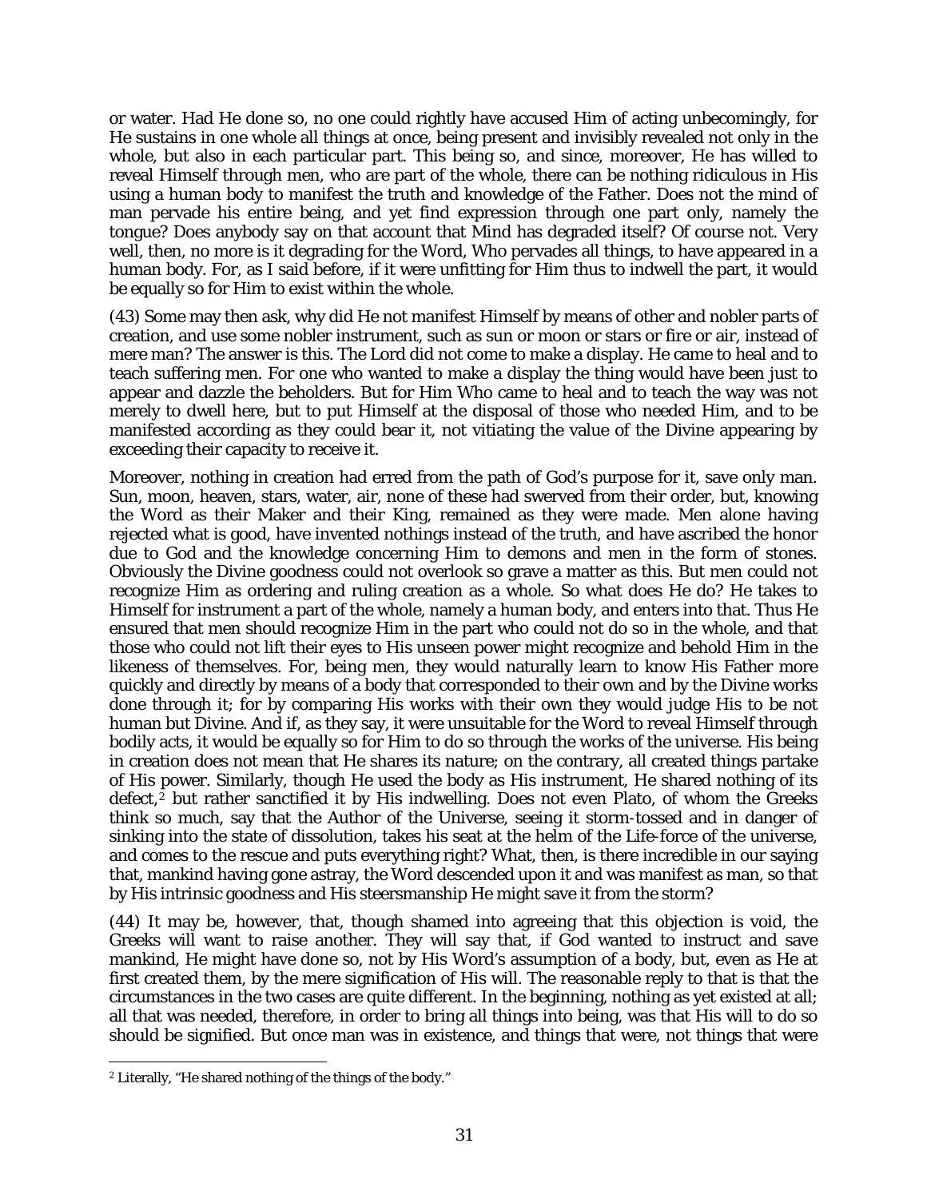or water. Had He done so, no one could rightly have accused Him of acting unbecomingly, for He sustains in one whole all things at once, being present and invisibly revealed not only in the whole, but also in each particular part. This being so, and since, moreover, He has willed to reveal Himself through men, who are part of the whole, there can be nothing ridiculous in His using a human body to manifest the truth and knowledge of the Father. Does not the mind of man pervade his entire being, and yet find expression through one part only, namely the tongue? Does anybody say on that account that Mind has degraded itself? Of course not. Very well, then, no more is it degrading for the Word, Who pervades all things, to have appeared in a human body. For, as I said before, if it were unfitting for Him thus to indwell the part, it would be equally so for Him to exist within the whole.

(43) Some may then ask, why did He not manifest Himself by means of other and nobler parts of creation, and use some nobler instrument, such as sun or moon or stars or fire or air, instead of mere man? The answer is this. The Lord did not come to make a display. He came to heal and to teach suffering men. For one who wanted to make a display the thing would have been just to appear and dazzle the beholders. But for Him Who came to heal and to teach the way was not merely to dwell here, but to put Himself at the disposal of those who needed Him, and to be manifested according as they could bear it, not vitiating the value of the Divine appearing by exceeding their capacity to receive it.

Moreover, nothing in creation had erred from the path of God's purpose for it, save only man. Sun, moon, heaven, stars, water, air, none of these had swerved from their order, but, knowing the Word as their Maker and their King, remained as they were made. Men alone having rejected what is good, have invented nothings instead of the truth, and have ascribed the honor due to God and the knowledge concerning Him to demons and men in the form of stones. Obviously the Divine goodness could not overlook so grave a matter as this. But men could not recognize Him as ordering and ruling creation as a whole. So what does He do? He takes to Himself for instrument a part of the whole, namely a human body, and enters into that. Thus He ensured that men should recognize Him in the part who could not do so in the whole, and that those who could not lift their eyes to His unseen power might recognize and behold Him in the likeness of themselves. For, being men, they would naturally learn to know His Father more quickly and directly by means of a body that corresponded to their own and by the Divine works done through it; for by comparing His works with their own they would judge His to be not human but Divine. And if, as they say, it were unsuitable for the Word to reveal Himself through bodily acts, it would be equally so for Him to do so through the works of the universe. His being in creation does not mean that He shares its nature; on the contrary, all created things partake of His power. Similarly, though He used the body as His instrument, He shared nothing of its defect,[2] but rather sanctified it by His indwelling. Does not even Plato, of whom the Greeks think so much, say that the Author of the Universe, seeing it storm-tossed and in danger of sinking into the state of dissolution, takes his seat at the helm of the Life-force of the universe, and comes to the rescue and puts everything right? What, then, is there incredible in our saying that, mankind having gone astray, the Word descended upon it and was manifest as man, so that by His intrinsic goodness and His steersmanship He might save it from the storm?

(44) It may be, however, that, though shamed into agreeing that this objection is void, the Greeks will want to raise another. They will say that, if God wanted to instruct and save mankind, He might have done so, not by His Word's assumption of a body, but, even as He at first created them, by the mere signification of His will. The reasonable reply to that is that the circumstances in the two cases are quite different. In the beginning, nothing as yet existed at all; all that was needed, therefore, in order to bring all things into being, was that His will to do so should be signified. But once man was in existence, and things that were, not things that were

[2] Literally, "He shared nothing of the things of the body."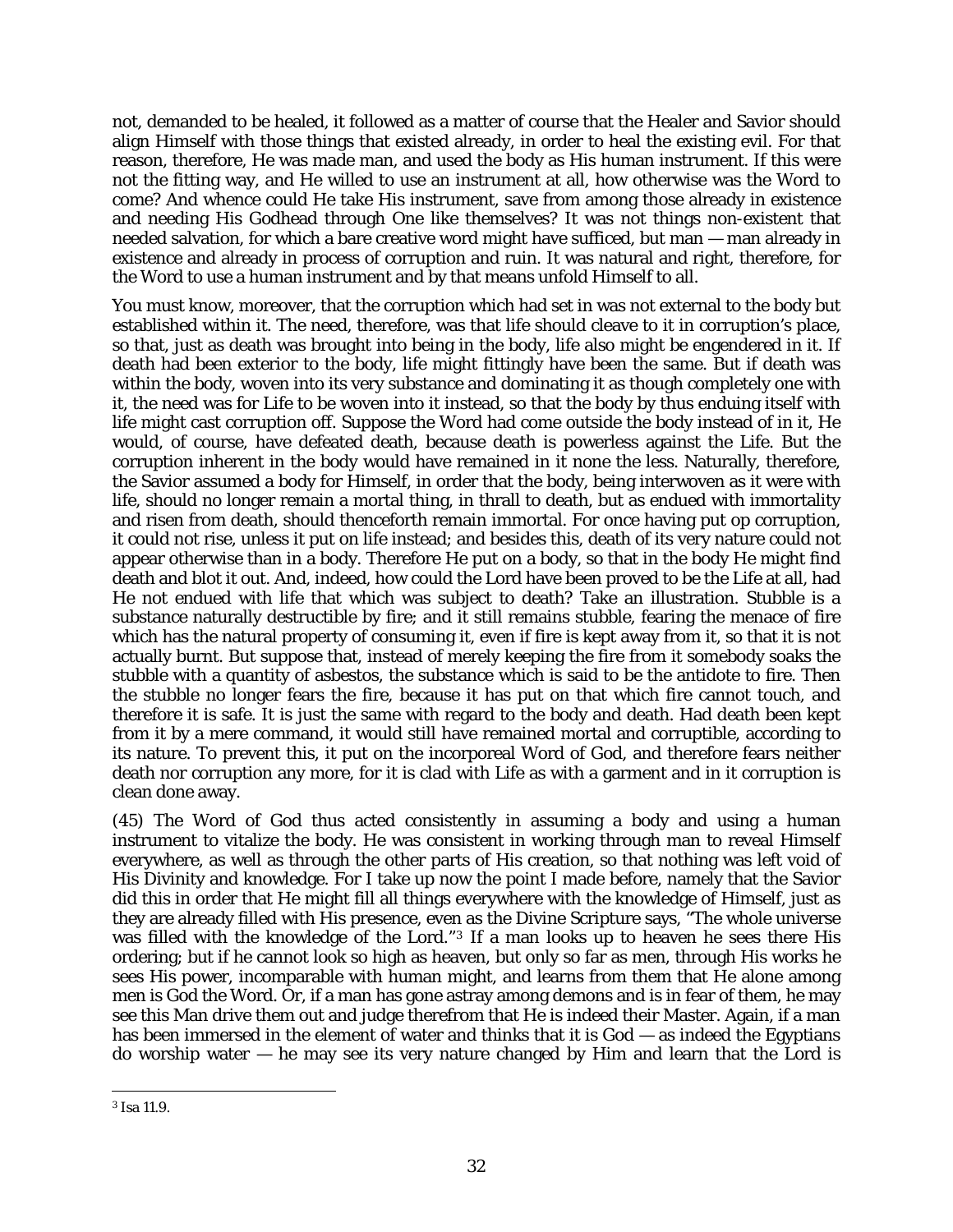not, demanded to be healed, it followed as a matter of course that the Healer and Savior should align Himself with those things that existed already, in order to heal the existing evil. For that reason, therefore, He was made man, and used the body as His human instrument. If this were not the fitting way, and He willed to use an instrument at all, how otherwise was the Word to come? And whence could He take His instrument, save from among those already in existence and needing His Godhead through One like themselves? It was not things non-existent that needed salvation, for which a bare creative word might have sufficed, but man — man already in existence and already in process of corruption and ruin. It was natural and right, therefore, for the Word to use a human instrument and by that means unfold Himself to all.

You must know, moreover, that the corruption which had set in was not external to the body but established within it. The need, therefore, was that life should cleave to it in corruption's place, so that, just as death was brought into being in the body, life also might be engendered in it. If death had been exterior to the body, life might fittingly have been the same. But if death was within the body, woven into its very substance and dominating it as though completely one with it, the need was for Life to be woven into it instead, so that the body by thus enduing itself with life might cast corruption off. Suppose the Word had come outside the body instead of in it, He would, of course, have defeated death, because death is powerless against the Life. But the corruption inherent in the body would have remained in it none the less. Naturally, therefore, the Savior assumed a body for Himself, in order that the body, being interwoven as it were with life, should no longer remain a mortal thing, in thrall to death, but as endued with immortality and risen from death, should thenceforth remain immortal. For once having put op corruption, it could not rise, unless it put on life instead; and besides this, death of its very nature could not appear otherwise than in a body. Therefore He put on a body, so that in the body He might find death and blot it out. And, indeed, how could the Lord have been proved to be the Life at all, had He not endued with life that which was subject to death? Take an illustration. Stubble is a substance naturally destructible by fire; and it still remains stubble, fearing the menace of fire which has the natural property of consuming it, even if fire is kept away from it, so that it is not actually burnt. But suppose that, instead of merely keeping the fire from it somebody soaks the stubble with a quantity of asbestos, the substance which is said to be the antidote to fire. Then the stubble no longer fears the fire, because it has put on that which fire cannot touch, and therefore it is safe. It is just the same with regard to the body and death. Had death been kept from it by a mere command, it would still have remained mortal and corruptible, according to its nature. To prevent this, it put on the incorporeal Word of God, and therefore fears neither death nor corruption any more, for it is clad with Life as with a garment and in it corruption is clean done away.

(45) The Word of God thus acted consistently in assuming a body and using a human instrument to vitalize the body. He was consistent in working through man to reveal Himself everywhere, as well as through the other parts of His creation, so that nothing was left void of His Divinity and knowledge. For I take up now the point I made before, namely that the Savior did this in order that He might fill all things everywhere with the knowledge of Himself, just as they are already filled with His presence, even as the Divine Scripture says, "The whole universe was filled with the knowledge of the Lord."[3] If a man looks up to heaven he sees there His ordering; but if he cannot look so high as heaven, but only so far as men, through His works he sees His power, incomparable with human might, and learns from them that He alone among men is God the Word. Or, if a man has gone astray among demons and is in fear of them, he may see this Man drive them out and judge therefrom that He is indeed their Master. Again, if a man has been immersed in the element of water and thinks that it is God — as indeed the Egyptians do worship water — he may see its very nature changed by Him and learn that the Lord is

[3] Isa 11.9.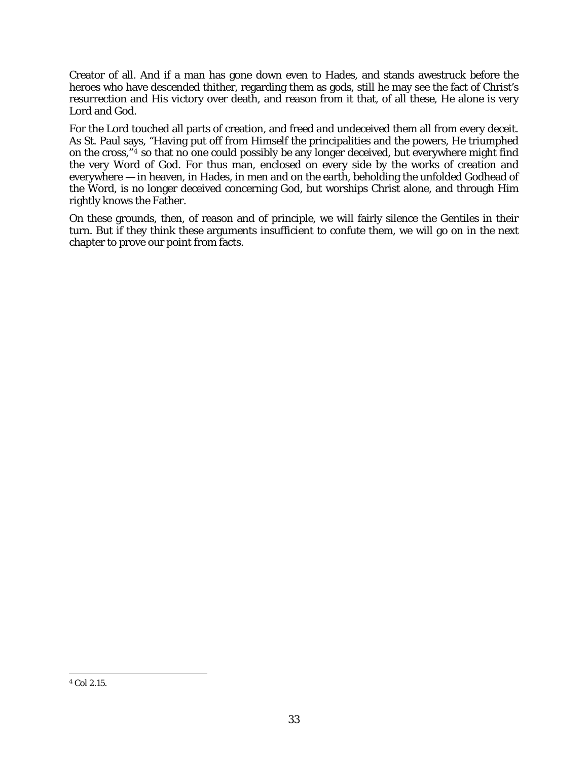Creator of all. And if a man has gone down even to Hades, and stands awestruck before the heroes who have descended thither, regarding them as gods, still he may see the fact of Christ's resurrection and His victory over death, and reason from it that, of all these, He alone is very Lord and God.

For the Lord touched all parts of creation, and freed and undeceived them all from every deceit. As St. Paul says, "Having put off from Himself the principalities and the powers, He triumphed on the cross,"[4] so that no one could possibly be any longer deceived, but everywhere might find the very Word of God. For thus man, enclosed on every side by the works of creation and everywhere — in heaven, in Hades, in men and on the earth, beholding the unfolded Godhead of the Word, is no longer deceived concerning God, but worships Christ alone, and through Him rightly knows the Father.

On these grounds, then, of reason and of principle, we will fairly silence the Gentiles in their turn. But if they think these arguments insufficient to confute them, we will go on in the next chapter to prove our point from facts.

---

[4] Col 2.15.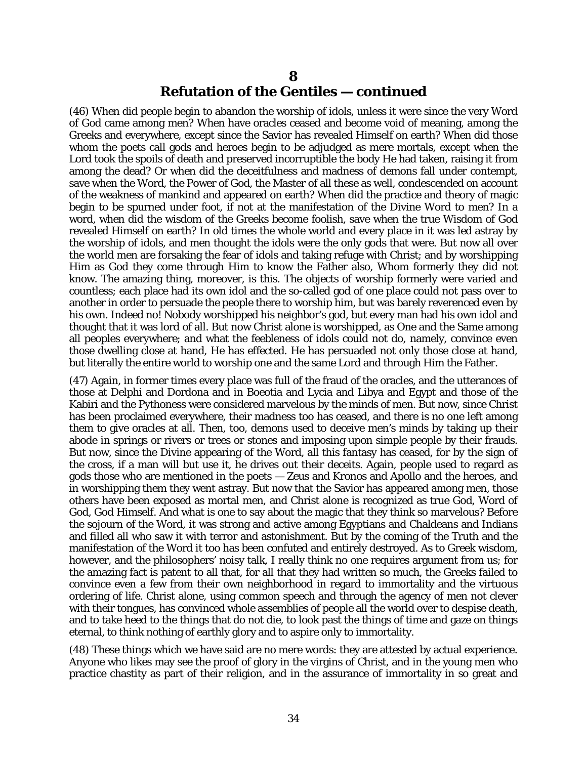# 8
# Refutation of the Gentiles — continued

(46) When did people begin to abandon the worship of idols, unless it were since the very Word of God came among men? When have oracles ceased and become void of meaning, among the Greeks and everywhere, except since the Savior has revealed Himself on earth? When did those whom the poets call gods and heroes begin to be adjudged as mere mortals, except when the Lord took the spoils of death and preserved incorruptible the body He had taken, raising it from among the dead? Or when did the deceitfulness and madness of demons fall under contempt, save when the Word, the Power of God, the Master of all these as well, condescended on account of the weakness of mankind and appeared on earth? When did the practice and theory of magic begin to be spurned under foot, if not at the manifestation of the Divine Word to men? In a word, when did the wisdom of the Greeks become foolish, save when the true Wisdom of God revealed Himself on earth? In old times the whole world and every place in it was led astray by the worship of idols, and men thought the idols were the only gods that were. But now all over the world men are forsaking the fear of idols and taking refuge with Christ; and by worshipping Him as God they come through Him to know the Father also, Whom formerly they did not know. The amazing thing, moreover, is this. The objects of worship formerly were varied and countless; each place had its own idol and the so-called god of one place could not pass over to another in order to persuade the people there to worship him, but was barely reverenced even by his own. Indeed no! Nobody worshipped his neighbor's god, but every man had his own idol and thought that it was lord of all. But now Christ alone is worshipped, as One and the Same among all peoples everywhere; and what the feebleness of idols could not do, namely, convince even those dwelling close at hand, He has effected. He has persuaded not only those close at hand, but literally the entire world to worship one and the same Lord and through Him the Father.

(47) Again, in former times every place was full of the fraud of the oracles, and the utterances of those at Delphi and Dordona and in Boeotia and Lycia and Libya and Egypt and those of the Kabiri and the Pythoness were considered marvelous by the minds of men. But now, since Christ has been proclaimed everywhere, their madness too has ceased, and there is no one left among them to give oracles at all. Then, too, demons used to deceive men's minds by taking up their abode in springs or rivers or trees or stones and imposing upon simple people by their frauds. But now, since the Divine appearing of the Word, all this fantasy has ceased, for by the sign of the cross, if a man will but use it, he drives out their deceits. Again, people used to regard as gods those who are mentioned in the poets — Zeus and Kronos and Apollo and the heroes, and in worshipping them they went astray. But now that the Savior has appeared among men, those others have been exposed as mortal men, and Christ alone is recognized as true God, Word of God, God Himself. And what is one to say about the magic that they think so marvelous? Before the sojourn of the Word, it was strong and active among Egyptians and Chaldeans and Indians and filled all who saw it with terror and astonishment. But by the coming of the Truth and the manifestation of the Word it too has been confuted and entirely destroyed. As to Greek wisdom, however, and the philosophers' noisy talk, I really think no one requires argument from us; for the amazing fact is patent to all that, for all that they had written so much, the Greeks failed to convince even a few from their own neighborhood in regard to immortality and the virtuous ordering of life. Christ alone, using common speech and through the agency of men not clever with their tongues, has convinced whole assemblies of people all the world over to despise death, and to take heed to the things that do not die, to look past the things of time and gaze on things eternal, to think nothing of earthly glory and to aspire only to immortality.

(48) These things which we have said are no mere words: they are attested by actual experience. Anyone who likes may see the proof of glory in the virgins of Christ, and in the young men who practice chastity as part of their religion, and in the assurance of immortality in so great and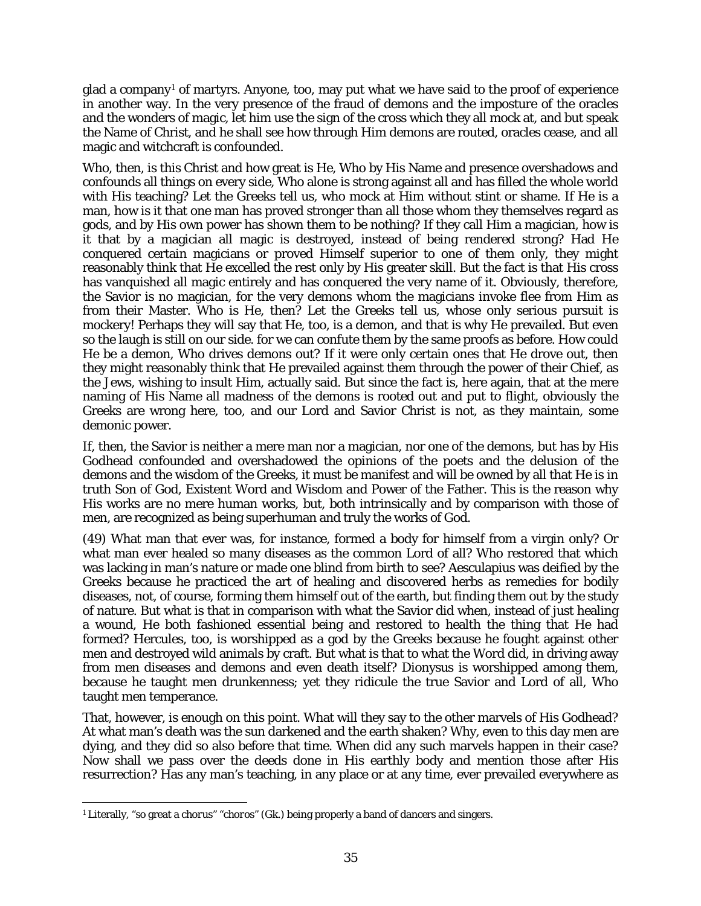glad a company[1] of martyrs. Anyone, too, may put what we have said to the proof of experience in another way. In the very presence of the fraud of demons and the imposture of the oracles and the wonders of magic, let him use the sign of the cross which they all mock at, and but speak the Name of Christ, and he shall see how through Him demons are routed, oracles cease, and all magic and witchcraft is confounded.

Who, then, is this Christ and how great is He, Who by His Name and presence overshadows and confounds all things on every side, Who alone is strong against all and has filled the whole world with His teaching? Let the Greeks tell us, who mock at Him without stint or shame. If He is a man, how is it that one man has proved stronger than all those whom they themselves regard as gods, and by His own power has shown them to be nothing? If they call Him a magician, how is it that by a magician all magic is destroyed, instead of being rendered strong? Had He conquered certain magicians or proved Himself superior to one of them only, they might reasonably think that He excelled the rest only by His greater skill. But the fact is that His cross has vanquished all magic entirely and has conquered the very name of it. Obviously, therefore, the Savior is no magician, for the very demons whom the magicians invoke flee from Him as from their Master. Who is He, then? Let the Greeks tell us, whose only serious pursuit is mockery! Perhaps they will say that He, too, is a demon, and that is why He prevailed. But even so the laugh is still on our side. for we can confute them by the same proofs as before. How could He be a demon, Who drives demons out? If it were only certain ones that He drove out, then they might reasonably think that He prevailed against them through the power of their Chief, as the Jews, wishing to insult Him, actually said. But since the fact is, here again, that at the mere naming of His Name all madness of the demons is rooted out and put to flight, obviously the Greeks are wrong here, too, and our Lord and Savior Christ is not, as they maintain, some demonic power.

If, then, the Savior is neither a mere man nor a magician, nor one of the demons, but has by His Godhead confounded and overshadowed the opinions of the poets and the delusion of the demons and the wisdom of the Greeks, it must be manifest and will be owned by all that He is in truth Son of God, Existent Word and Wisdom and Power of the Father. This is the reason why His works are no mere human works, but, both intrinsically and by comparison with those of men, are recognized as being superhuman and truly the works of God.

(49) What man that ever was, for instance, formed a body for himself from a virgin only? Or what man ever healed so many diseases as the common Lord of all? Who restored that which was lacking in man's nature or made one blind from birth to see? Aesculapius was deified by the Greeks because he practiced the art of healing and discovered herbs as remedies for bodily diseases, not, of course, forming them himself out of the earth, but finding them out by the study of nature. But what is that in comparison with what the Savior did when, instead of just healing a wound, He both fashioned essential being and restored to health the thing that He had formed? Hercules, too, is worshipped as a god by the Greeks because he fought against other men and destroyed wild animals by craft. But what is that to what the Word did, in driving away from men diseases and demons and even death itself? Dionysus is worshipped among them, because he taught men drunkenness; yet they ridicule the true Savior and Lord of all, Who taught men temperance.

That, however, is enough on this point. What will they say to the other marvels of His Godhead? At what man's death was the sun darkened and the earth shaken? Why, even to this day men are dying, and they did so also before that time. When did any such marvels happen in their case? Now shall we pass over the deeds done in His earthly body and mention those after His resurrection? Has any man's teaching, in any place or at any time, ever prevailed everywhere as

[1] Literally, "so great a chorus" "*choros*" (Gk.) being properly a band of dancers and singers.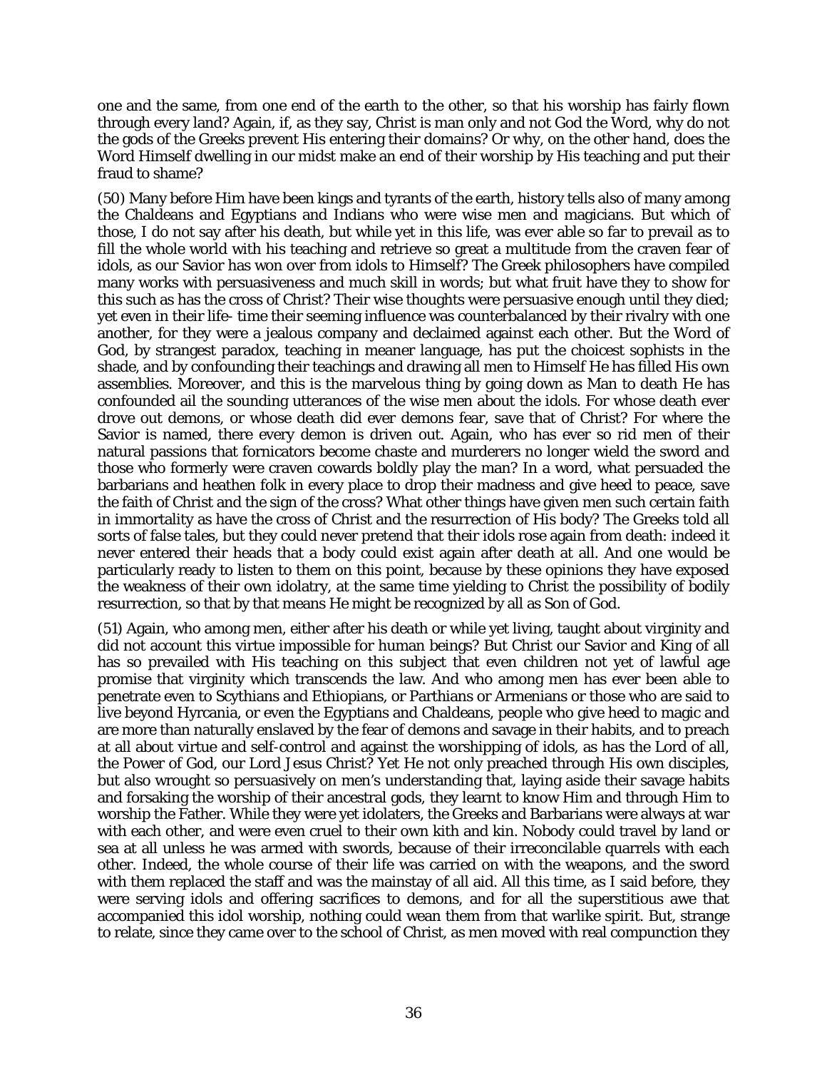one and the same, from one end of the earth to the other, so that his worship has fairly flown through every land? Again, if, as they say, Christ is man only and not God the Word, why do not the gods of the Greeks prevent His entering their domains? Or why, on the other hand, does the Word Himself dwelling in our midst make an end of their worship by His teaching and put their fraud to shame?

(50) Many before Him have been kings and tyrants of the earth, history tells also of many among the Chaldeans and Egyptians and Indians who were wise men and magicians. But which of those, I do not say after his death, but while yet in this life, was ever able so far to prevail as to fill the whole world with his teaching and retrieve so great a multitude from the craven fear of idols, as our Savior has won over from idols to Himself? The Greek philosophers have compiled many works with persuasiveness and much skill in words; but what fruit have they to show for this such as has the cross of Christ? Their wise thoughts were persuasive enough until they died; yet even in their life- time their seeming influence was counterbalanced by their rivalry with one another, for they were a jealous company and declaimed against each other. But the Word of God, by strangest paradox, teaching in meaner language, has put the choicest sophists in the shade, and by confounding their teachings and drawing all men to Himself He has filled His own assemblies. Moreover, and this is the marvelous thing by going down as Man to death He has confounded ail the sounding utterances of the wise men about the idols. For whose death ever drove out demons, or whose death did ever demons fear, save that of Christ? For where the Savior is named, there every demon is driven out. Again, who has ever so rid men of their natural passions that fornicators become chaste and murderers no longer wield the sword and those who formerly were craven cowards boldly play the man? In a word, what persuaded the barbarians and heathen folk in every place to drop their madness and give heed to peace, save the faith of Christ and the sign of the cross? What other things have given men such certain faith in immortality as have the cross of Christ and the resurrection of His body? The Greeks told all sorts of false tales, but they could never pretend that their idols rose again from death: indeed it never entered their heads that a body could exist again after death at all. And one would be particularly ready to listen to them on this point, because by these opinions they have exposed the weakness of their own idolatry, at the same time yielding to Christ the possibility of bodily resurrection, so that by that means He might be recognized by all as Son of God.

(51) Again, who among men, either after his death or while yet living, taught about virginity and did not account this virtue impossible for human beings? But Christ our Savior and King of all has so prevailed with His teaching on this subject that even children not yet of lawful age promise that virginity which transcends the law. And who among men has ever been able to penetrate even to Scythians and Ethiopians, or Parthians or Armenians or those who are said to live beyond Hyrcania, or even the Egyptians and Chaldeans, people who give heed to magic and are more than naturally enslaved by the fear of demons and savage in their habits, and to preach at all about virtue and self-control and against the worshipping of idols, as has the Lord of all, the Power of God, our Lord Jesus Christ? Yet He not only preached through His own disciples, but also wrought so persuasively on men's understanding that, laying aside their savage habits and forsaking the worship of their ancestral gods, they learnt to know Him and through Him to worship the Father. While they were yet idolaters, the Greeks and Barbarians were always at war with each other, and were even cruel to their own kith and kin. Nobody could travel by land or sea at all unless he was armed with swords, because of their irreconcilable quarrels with each other. Indeed, the whole course of their life was carried on with the weapons, and the sword with them replaced the staff and was the mainstay of all aid. All this time, as I said before, they were serving idols and offering sacrifices to demons, and for all the superstitious awe that accompanied this idol worship, nothing could wean them from that warlike spirit. But, strange to relate, since they came over to the school of Christ, as men moved with real compunction they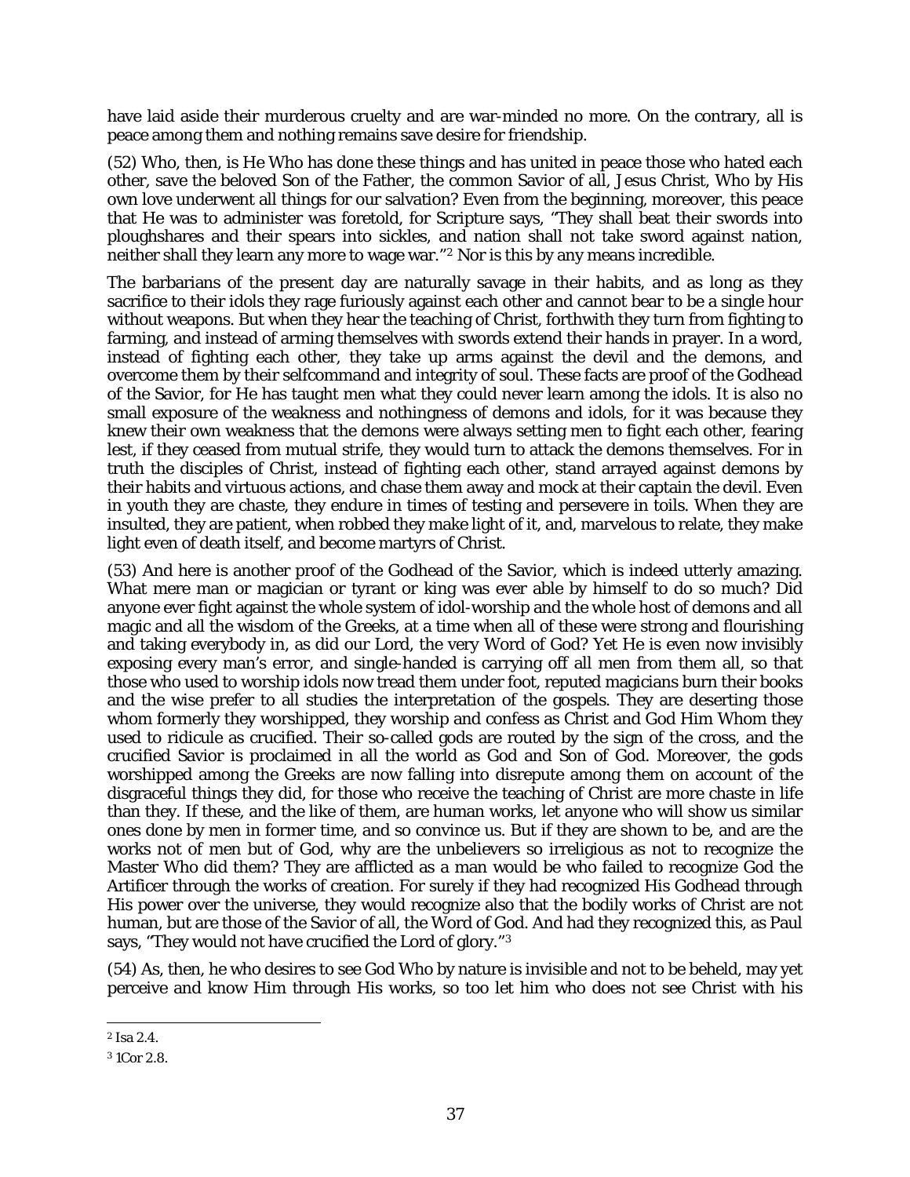have laid aside their murderous cruelty and are war-minded no more. On the contrary, all is peace among them and nothing remains save desire for friendship.

(52) Who, then, is He Who has done these things and has united in peace those who hated each other, save the beloved Son of the Father, the common Savior of all, Jesus Christ, Who by His own love underwent all things for our salvation? Even from the beginning, moreover, this peace that He was to administer was foretold, for Scripture says, "They shall beat their swords into ploughshares and their spears into sickles, and nation shall not take sword against nation, neither shall they learn any more to wage war."[2] Nor is this by any means incredible.

The barbarians of the present day are naturally savage in their habits, and as long as they sacrifice to their idols they rage furiously against each other and cannot bear to be a single hour without weapons. But when they hear the teaching of Christ, forthwith they turn from fighting to farming, and instead of arming themselves with swords extend their hands in prayer. In a word, instead of fighting each other, they take up arms against the devil and the demons, and overcome them by their selfcommand and integrity of soul. These facts are proof of the Godhead of the Savior, for He has taught men what they could never learn among the idols. It is also no small exposure of the weakness and nothingness of demons and idols, for it was because they knew their own weakness that the demons were always setting men to fight each other, fearing lest, if they ceased from mutual strife, they would turn to attack the demons themselves. For in truth the disciples of Christ, instead of fighting each other, stand arrayed against demons by their habits and virtuous actions, and chase them away and mock at their captain the devil. Even in youth they are chaste, they endure in times of testing and persevere in toils. When they are insulted, they are patient, when robbed they make light of it, and, marvelous to relate, they make light even of death itself, and become martyrs of Christ.

(53) And here is another proof of the Godhead of the Savior, which is indeed utterly amazing. What mere man or magician or tyrant or king was ever able by himself to do so much? Did anyone ever fight against the whole system of idol-worship and the whole host of demons and all magic and all the wisdom of the Greeks, at a time when all of these were strong and flourishing and taking everybody in, as did our Lord, the very Word of God? Yet He is even now invisibly exposing every man's error, and single-handed is carrying off all men from them all, so that those who used to worship idols now tread them under foot, reputed magicians burn their books and the wise prefer to all studies the interpretation of the gospels. They are deserting those whom formerly they worshipped, they worship and confess as Christ and God Him Whom they used to ridicule as crucified. Their so-called gods are routed by the sign of the cross, and the crucified Savior is proclaimed in all the world as God and Son of God. Moreover, the gods worshipped among the Greeks are now falling into disrepute among them on account of the disgraceful things they did, for those who receive the teaching of Christ are more chaste in life than they. If these, and the like of them, are human works, let anyone who will show us similar ones done by men in former time, and so convince us. But if they are shown to be, and are the works not of men but of God, why are the unbelievers so irreligious as not to recognize the Master Who did them? They are afflicted as a man would be who failed to recognize God the Artificer through the works of creation. For surely if they had recognized His Godhead through His power over the universe, they would recognize also that the bodily works of Christ are not human, but are those of the Savior of all, the Word of God. And had they recognized this, as Paul says, "They would not have crucified the Lord of glory."[3]

(54) As, then, he who desires to see God Who by nature is invisible and not to be beheld, may yet perceive and know Him through His works, so too let him who does not see Christ with his

---

[2] Isa 2.4.

[3] 1Cor 2.8.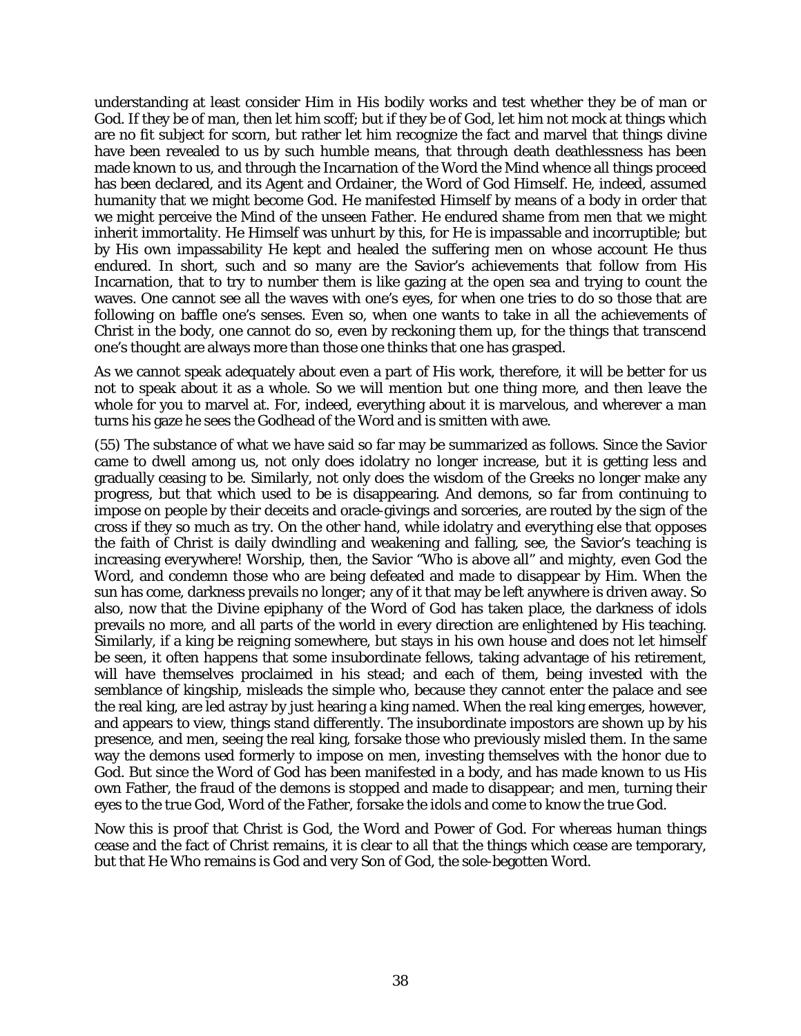understanding at least consider Him in His bodily works and test whether they be of man or God. If they be of man, then let him scoff; but if they be of God, let him not mock at things which are no fit subject for scorn, but rather let him recognize the fact and marvel that things divine have been revealed to us by such humble means, that through death deathlessness has been made known to us, and through the Incarnation of the Word the Mind whence all things proceed has been declared, and its Agent and Ordainer, the Word of God Himself. He, indeed, assumed humanity that we might become God. He manifested Himself by means of a body in order that we might perceive the Mind of the unseen Father. He endured shame from men that we might inherit immortality. He Himself was unhurt by this, for He is impassable and incorruptible; but by His own impassability He kept and healed the suffering men on whose account He thus endured. In short, such and so many are the Savior's achievements that follow from His Incarnation, that to try to number them is like gazing at the open sea and trying to count the waves. One cannot see all the waves with one's eyes, for when one tries to do so those that are following on baffle one's senses. Even so, when one wants to take in all the achievements of Christ in the body, one cannot do so, even by reckoning them up, for the things that transcend one's thought are always more than those one thinks that one has grasped.

As we cannot speak adequately about even a part of His work, therefore, it will be better for us not to speak about it as a whole. So we will mention but one thing more, and then leave the whole for you to marvel at. For, indeed, everything about it is marvelous, and wherever a man turns his gaze he sees the Godhead of the Word and is smitten with awe.

(55) The substance of what we have said so far may be summarized as follows. Since the Savior came to dwell among us, not only does idolatry no longer increase, but it is getting less and gradually ceasing to be. Similarly, not only does the wisdom of the Greeks no longer make any progress, but that which used to be is disappearing. And demons, so far from continuing to impose on people by their deceits and oracle-givings and sorceries, are routed by the sign of the cross if they so much as try. On the other hand, while idolatry and everything else that opposes the faith of Christ is daily dwindling and weakening and falling, see, the Savior's teaching is increasing everywhere! Worship, then, the Savior "Who is above all" and mighty, even God the Word, and condemn those who are being defeated and made to disappear by Him. When the sun has come, darkness prevails no longer; any of it that may be left anywhere is driven away. So also, now that the Divine epiphany of the Word of God has taken place, the darkness of idols prevails no more, and all parts of the world in every direction are enlightened by His teaching. Similarly, if a king be reigning somewhere, but stays in his own house and does not let himself be seen, it often happens that some insubordinate fellows, taking advantage of his retirement, will have themselves proclaimed in his stead; and each of them, being invested with the semblance of kingship, misleads the simple who, because they cannot enter the palace and see the real king, are led astray by just hearing a king named. When the real king emerges, however, and appears to view, things stand differently. The insubordinate impostors are shown up by his presence, and men, seeing the real king, forsake those who previously misled them. In the same way the demons used formerly to impose on men, investing themselves with the honor due to God. But since the Word of God has been manifested in a body, and has made known to us His own Father, the fraud of the demons is stopped and made to disappear; and men, turning their eyes to the true God, Word of the Father, forsake the idols and come to know the true God.

Now this is proof that Christ is God, the Word and Power of God. For whereas human things cease and the fact of Christ remains, it is clear to all that the things which cease are temporary, but that He Who remains is God and very Son of God, the sole-begotten Word.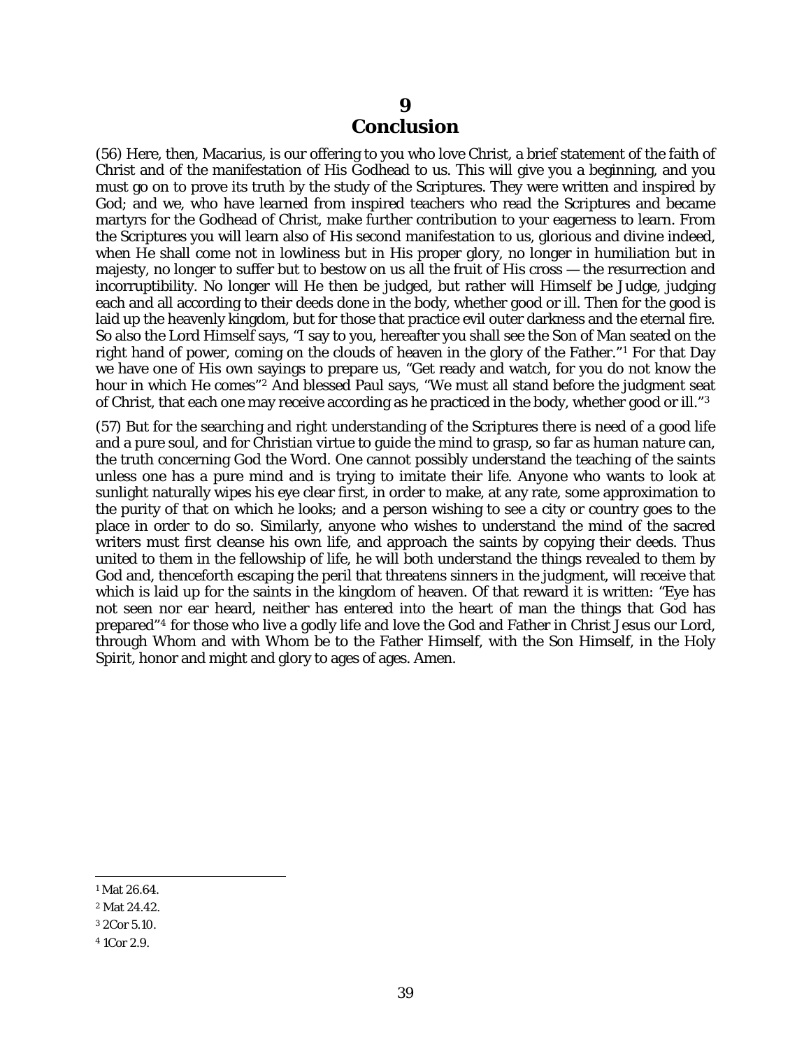# 9
# Conclusion

(56) Here, then, Macarius, is our offering to you who love Christ, a brief statement of the faith of Christ and of the manifestation of His Godhead to us. This will give you a beginning, and you must go on to prove its truth by the study of the Scriptures. They were written and inspired by God; and we, who have learned from inspired teachers who read the Scriptures and became martyrs for the Godhead of Christ, make further contribution to your eagerness to learn. From the Scriptures you will learn also of His second manifestation to us, glorious and divine indeed, when He shall come not in lowliness but in His proper glory, no longer in humiliation but in majesty, no longer to suffer but to bestow on us all the fruit of His cross — the resurrection and incorruptibility. No longer will He then be judged, but rather will Himself be Judge, judging each and all according to their deeds done in the body, whether good or ill. Then for the good is laid up the heavenly kingdom, but for those that practice evil outer darkness and the eternal fire. So also the Lord Himself says, "I say to you, hereafter you shall see the Son of Man seated on the right hand of power, coming on the clouds of heaven in the glory of the Father."[1] For that Day we have one of His own sayings to prepare us, "Get ready and watch, for you do not know the hour in which He comes"[2] And blessed Paul says, "We must all stand before the judgment seat of Christ, that each one may receive according as he practiced in the body, whether good or ill."[3]

(57) But for the searching and right understanding of the Scriptures there is need of a good life and a pure soul, and for Christian virtue to guide the mind to grasp, so far as human nature can, the truth concerning God the Word. One cannot possibly understand the teaching of the saints unless one has a pure mind and is trying to imitate their life. Anyone who wants to look at sunlight naturally wipes his eye clear first, in order to make, at any rate, some approximation to the purity of that on which he looks; and a person wishing to see a city or country goes to the place in order to do so. Similarly, anyone who wishes to understand the mind of the sacred writers must first cleanse his own life, and approach the saints by copying their deeds. Thus united to them in the fellowship of life, he will both understand the things revealed to them by God and, thenceforth escaping the peril that threatens sinners in the judgment, will receive that which is laid up for the saints in the kingdom of heaven. Of that reward it is written: "Eye has not seen nor ear heard, neither has entered into the heart of man the things that God has prepared"[4] for those who live a godly life and love the God and Father in Christ Jesus our Lord, through Whom and with Whom be to the Father Himself, with the Son Himself, in the Holy Spirit, honor and might and glory to ages of ages. Amen.

---

[1] Mat 26.64.

[2] Mat 24.42.

[3] 2Cor 5.10.

[4] 1Cor 2.9.